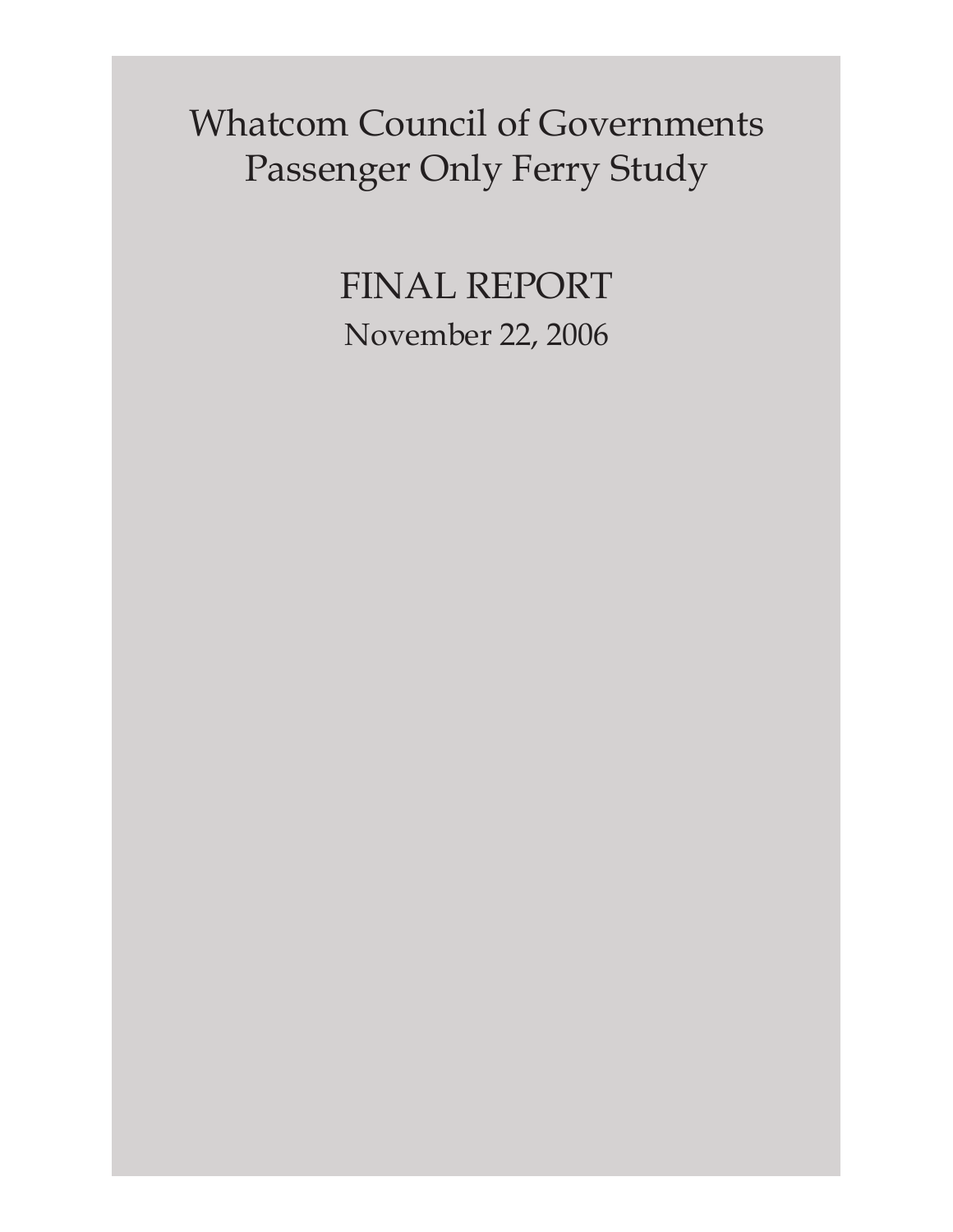# Whatcom Council of Governments
# Passenger Only Ferry Study

## FINAL REPORT

November 22, 2006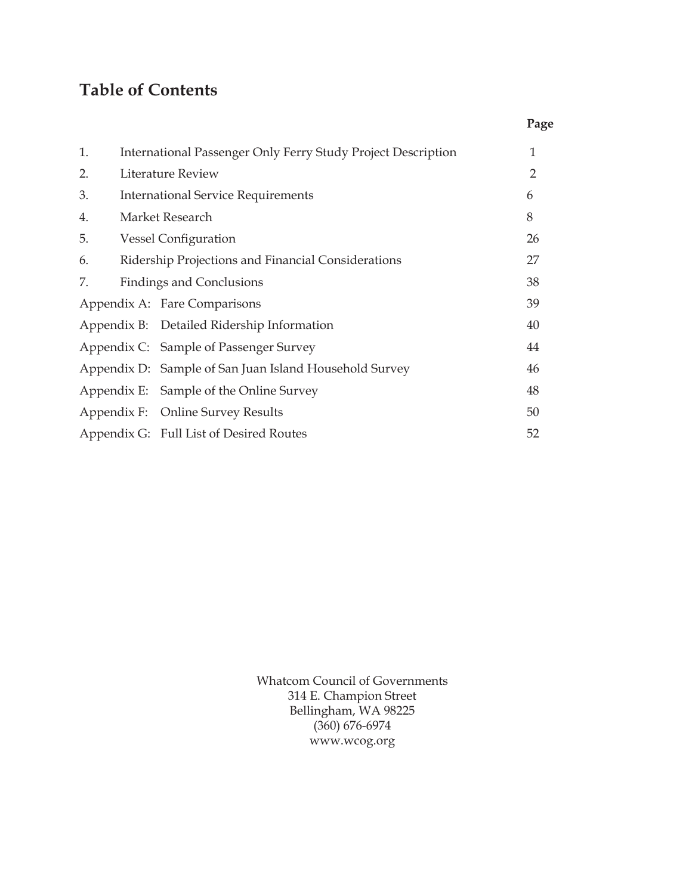# Table of Contents

| | | Page |
|---|---|---|
| 1. | International Passenger Only Ferry Study Project Description | 1 |
| 2. | Literature Review | 2 |
| 3. | International Service Requirements | 6 |
| 4. | Market Research | 8 |
| 5. | Vessel Configuration | 26 |
| 6. | Ridership Projections and Financial Considerations | 27 |
| 7. | Findings and Conclusions | 38 |
| Appendix A: | Fare Comparisons | 39 |
| Appendix B: | Detailed Ridership Information | 40 |
| Appendix C: | Sample of Passenger Survey | 44 |
| Appendix D: | Sample of San Juan Island Household Survey | 46 |
| Appendix E: | Sample of the Online Survey | 48 |
| Appendix F: | Online Survey Results | 50 |
| Appendix G: | Full List of Desired Routes | 52 |

Whatcom Council of Governments
314 E. Champion Street
Bellingham, WA 98225
(360) 676-6974
www.wcog.org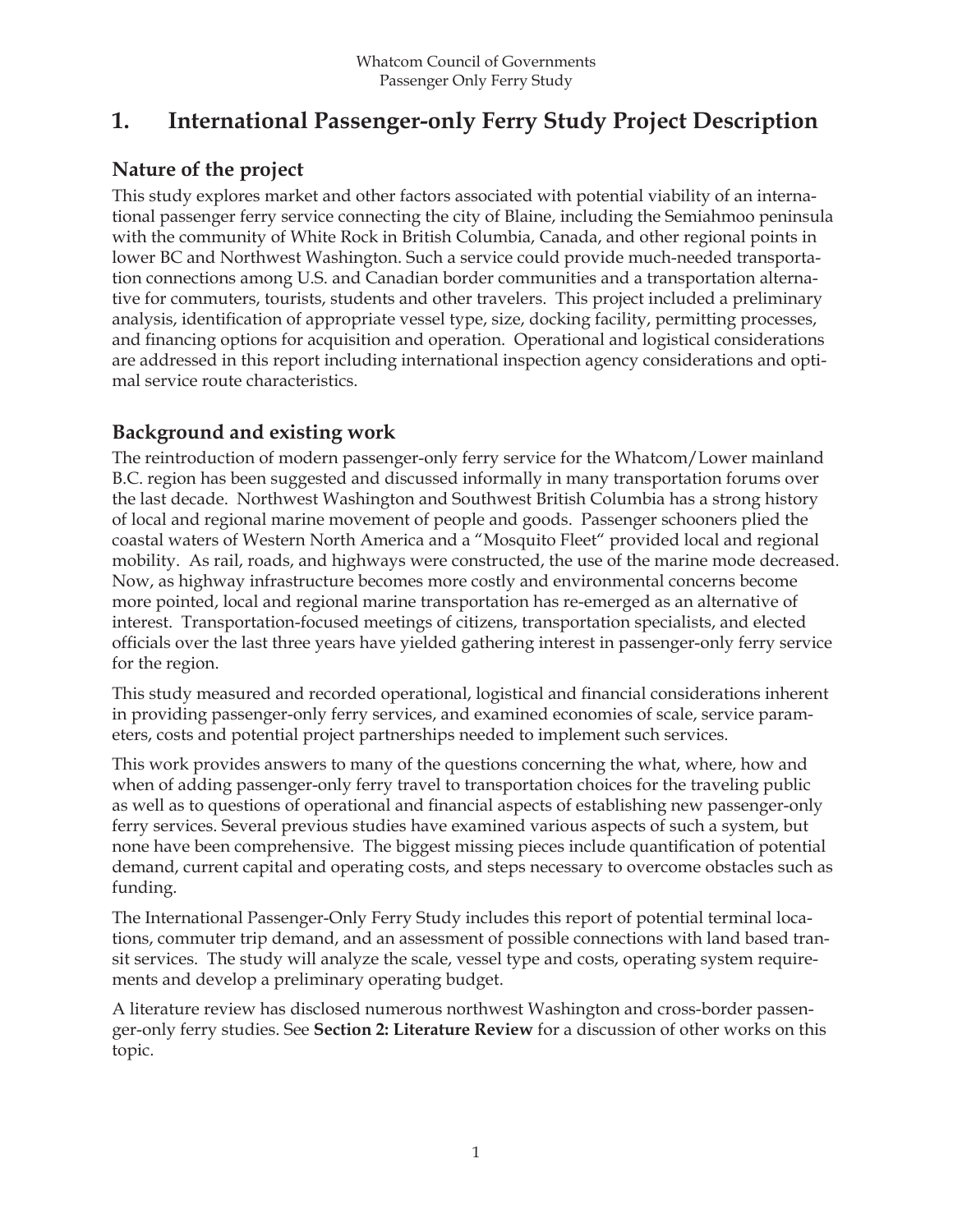# 1. International Passenger-only Ferry Study Project Description

## Nature of the project

This study explores market and other factors associated with potential viability of an international passenger ferry service connecting the city of Blaine, including the Semiahmoo peninsula with the community of White Rock in British Columbia, Canada, and other regional points in lower BC and Northwest Washington. Such a service could provide much-needed transportation connections among U.S. and Canadian border communities and a transportation alternative for commuters, tourists, students and other travelers. This project included a preliminary analysis, identification of appropriate vessel type, size, docking facility, permitting processes, and financing options for acquisition and operation. Operational and logistical considerations are addressed in this report including international inspection agency considerations and optimal service route characteristics.

## Background and existing work

The reintroduction of modern passenger-only ferry service for the Whatcom/Lower mainland B.C. region has been suggested and discussed informally in many transportation forums over the last decade. Northwest Washington and Southwest British Columbia has a strong history of local and regional marine movement of people and goods. Passenger schooners plied the coastal waters of Western North America and a "Mosquito Fleet" provided local and regional mobility. As rail, roads, and highways were constructed, the use of the marine mode decreased. Now, as highway infrastructure becomes more costly and environmental concerns become more pointed, local and regional marine transportation has re-emerged as an alternative of interest. Transportation-focused meetings of citizens, transportation specialists, and elected officials over the last three years have yielded gathering interest in passenger-only ferry service for the region.

This study measured and recorded operational, logistical and financial considerations inherent in providing passenger-only ferry services, and examined economies of scale, service parameters, costs and potential project partnerships needed to implement such services.

This work provides answers to many of the questions concerning the what, where, how and when of adding passenger-only ferry travel to transportation choices for the traveling public as well as to questions of operational and financial aspects of establishing new passenger-only ferry services. Several previous studies have examined various aspects of such a system, but none have been comprehensive. The biggest missing pieces include quantification of potential demand, current capital and operating costs, and steps necessary to overcome obstacles such as funding.

The International Passenger-Only Ferry Study includes this report of potential terminal locations, commuter trip demand, and an assessment of possible connections with land based transit services. The study will analyze the scale, vessel type and costs, operating system requirements and develop a preliminary operating budget.

A literature review has disclosed numerous northwest Washington and cross-border passenger-only ferry studies. See **Section 2: Literature Review** for a discussion of other works on this topic.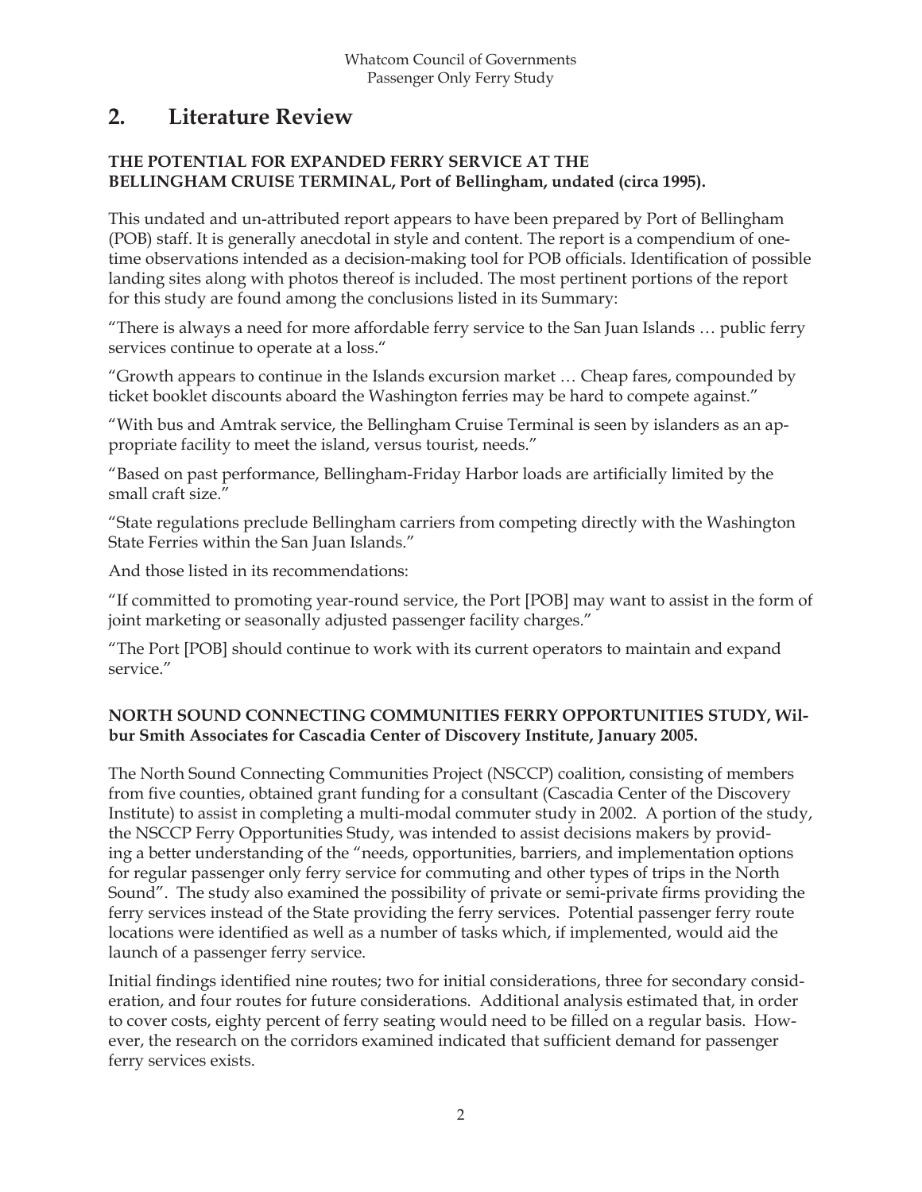## 2. Literature Review

**THE POTENTIAL FOR EXPANDED FERRY SERVICE AT THE BELLINGHAM CRUISE TERMINAL, Port of Bellingham, undated (circa 1995).**

This undated and un-attributed report appears to have been prepared by Port of Bellingham (POB) staff. It is generally anecdotal in style and content. The report is a compendium of one-time observations intended as a decision-making tool for POB officials. Identification of possible landing sites along with photos thereof is included. The most pertinent portions of the report for this study are found among the conclusions listed in its Summary:

"There is always a need for more affordable ferry service to the San Juan Islands … public ferry services continue to operate at a loss."

"Growth appears to continue in the Islands excursion market … Cheap fares, compounded by ticket booklet discounts aboard the Washington ferries may be hard to compete against."

"With bus and Amtrak service, the Bellingham Cruise Terminal is seen by islanders as an appropriate facility to meet the island, versus tourist, needs."

"Based on past performance, Bellingham-Friday Harbor loads are artificially limited by the small craft size."

"State regulations preclude Bellingham carriers from competing directly with the Washington State Ferries within the San Juan Islands."

And those listed in its recommendations:

"If committed to promoting year-round service, the Port [POB] may want to assist in the form of joint marketing or seasonally adjusted passenger facility charges."

"The Port [POB] should continue to work with its current operators to maintain and expand service."

**NORTH SOUND CONNECTING COMMUNITIES FERRY OPPORTUNITIES STUDY, Wilbur Smith Associates for Cascadia Center of Discovery Institute, January 2005.**

The North Sound Connecting Communities Project (NSCCP) coalition, consisting of members from five counties, obtained grant funding for a consultant (Cascadia Center of the Discovery Institute) to assist in completing a multi-modal commuter study in 2002. A portion of the study, the NSCCP Ferry Opportunities Study, was intended to assist decisions makers by providing a better understanding of the "needs, opportunities, barriers, and implementation options for regular passenger only ferry service for commuting and other types of trips in the North Sound". The study also examined the possibility of private or semi-private firms providing the ferry services instead of the State providing the ferry services. Potential passenger ferry route locations were identified as well as a number of tasks which, if implemented, would aid the launch of a passenger ferry service.

Initial findings identified nine routes; two for initial considerations, three for secondary consideration, and four routes for future considerations. Additional analysis estimated that, in order to cover costs, eighty percent of ferry seating would need to be filled on a regular basis. However, the research on the corridors examined indicated that sufficient demand for passenger ferry services exists.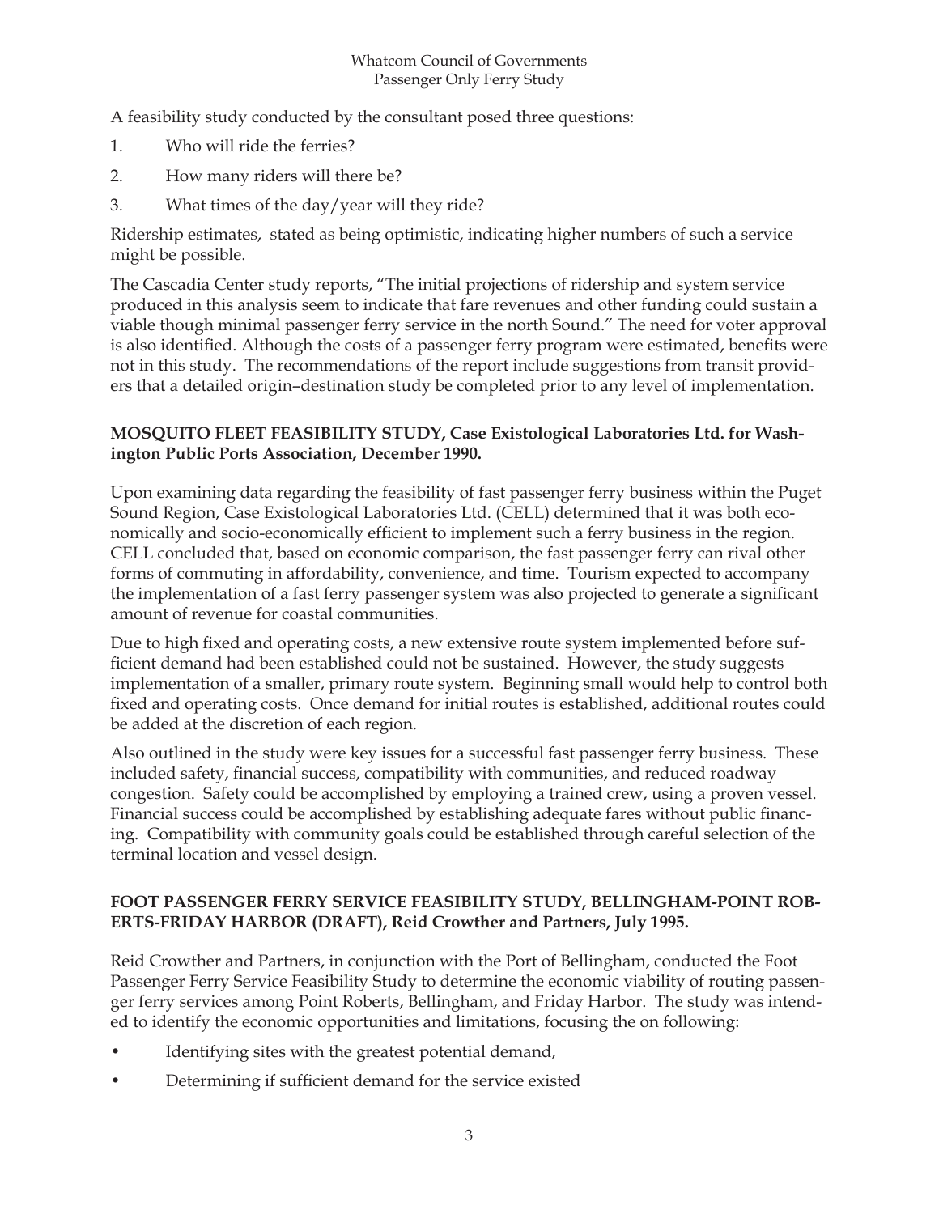A feasibility study conducted by the consultant posed three questions:

1. Who will ride the ferries?
2. How many riders will there be?
3. What times of the day/year will they ride?

Ridership estimates, stated as being optimistic, indicating higher numbers of such a service might be possible.

The Cascadia Center study reports, "The initial projections of ridership and system service produced in this analysis seem to indicate that fare revenues and other funding could sustain a viable though minimal passenger ferry service in the north Sound." The need for voter approval is also identified. Although the costs of a passenger ferry program were estimated, benefits were not in this study. The recommendations of the report include suggestions from transit providers that a detailed origin–destination study be completed prior to any level of implementation.

**MOSQUITO FLEET FEASIBILITY STUDY, Case Existological Laboratories Ltd. for Washington Public Ports Association, December 1990.**

Upon examining data regarding the feasibility of fast passenger ferry business within the Puget Sound Region, Case Existological Laboratories Ltd. (CELL) determined that it was both economically and socio-economically efficient to implement such a ferry business in the region. CELL concluded that, based on economic comparison, the fast passenger ferry can rival other forms of commuting in affordability, convenience, and time. Tourism expected to accompany the implementation of a fast ferry passenger system was also projected to generate a significant amount of revenue for coastal communities.

Due to high fixed and operating costs, a new extensive route system implemented before sufficient demand had been established could not be sustained. However, the study suggests implementation of a smaller, primary route system. Beginning small would help to control both fixed and operating costs. Once demand for initial routes is established, additional routes could be added at the discretion of each region.

Also outlined in the study were key issues for a successful fast passenger ferry business. These included safety, financial success, compatibility with communities, and reduced roadway congestion. Safety could be accomplished by employing a trained crew, using a proven vessel. Financial success could be accomplished by establishing adequate fares without public financing. Compatibility with community goals could be established through careful selection of the terminal location and vessel design.

**FOOT PASSENGER FERRY SERVICE FEASIBILITY STUDY, BELLINGHAM-POINT ROBERTS-FRIDAY HARBOR (DRAFT), Reid Crowther and Partners, July 1995.**

Reid Crowther and Partners, in conjunction with the Port of Bellingham, conducted the Foot Passenger Ferry Service Feasibility Study to determine the economic viability of routing passenger ferry services among Point Roberts, Bellingham, and Friday Harbor. The study was intended to identify the economic opportunities and limitations, focusing the on following:

- Identifying sites with the greatest potential demand,
- Determining if sufficient demand for the service existed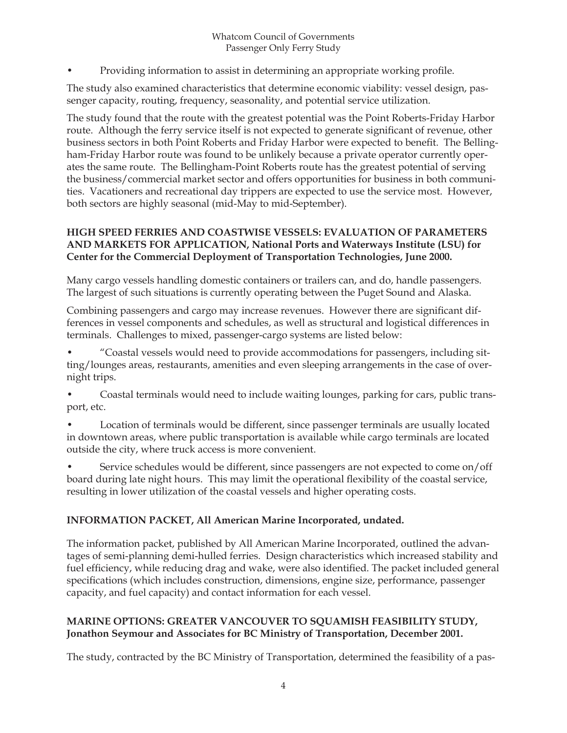- Providing information to assist in determining an appropriate working profile.

The study also examined characteristics that determine economic viability: vessel design, passenger capacity, routing, frequency, seasonality, and potential service utilization.

The study found that the route with the greatest potential was the Point Roberts-Friday Harbor route. Although the ferry service itself is not expected to generate significant of revenue, other business sectors in both Point Roberts and Friday Harbor were expected to benefit. The Bellingham-Friday Harbor route was found to be unlikely because a private operator currently operates the same route. The Bellingham-Point Roberts route has the greatest potential of serving the business/commercial market sector and offers opportunities for business in both communities. Vacationers and recreational day trippers are expected to use the service most. However, both sectors are highly seasonal (mid-May to mid-September).

**HIGH SPEED FERRIES AND COASTWISE VESSELS: EVALUATION OF PARAMETERS AND MARKETS FOR APPLICATION, National Ports and Waterways Institute (LSU) for Center for the Commercial Deployment of Transportation Technologies, June 2000.**

Many cargo vessels handling domestic containers or trailers can, and do, handle passengers. The largest of such situations is currently operating between the Puget Sound and Alaska.

Combining passengers and cargo may increase revenues. However there are significant differences in vessel components and schedules, as well as structural and logistical differences in terminals. Challenges to mixed, passenger-cargo systems are listed below:

- "Coastal vessels would need to provide accommodations for passengers, including sitting/lounges areas, restaurants, amenities and even sleeping arrangements in the case of overnight trips.
- Coastal terminals would need to include waiting lounges, parking for cars, public transport, etc.
- Location of terminals would be different, since passenger terminals are usually located in downtown areas, where public transportation is available while cargo terminals are located outside the city, where truck access is more convenient.
- Service schedules would be different, since passengers are not expected to come on/off board during late night hours. This may limit the operational flexibility of the coastal service, resulting in lower utilization of the coastal vessels and higher operating costs.

**INFORMATION PACKET, All American Marine Incorporated, undated.**

The information packet, published by All American Marine Incorporated, outlined the advantages of semi-planning demi-hulled ferries. Design characteristics which increased stability and fuel efficiency, while reducing drag and wake, were also identified. The packet included general specifications (which includes construction, dimensions, engine size, performance, passenger capacity, and fuel capacity) and contact information for each vessel.

**MARINE OPTIONS: GREATER VANCOUVER TO SQUAMISH FEASIBILITY STUDY, Jonathon Seymour and Associates for BC Ministry of Transportation, December 2001.**

The study, contracted by the BC Ministry of Transportation, determined the feasibility of a pas-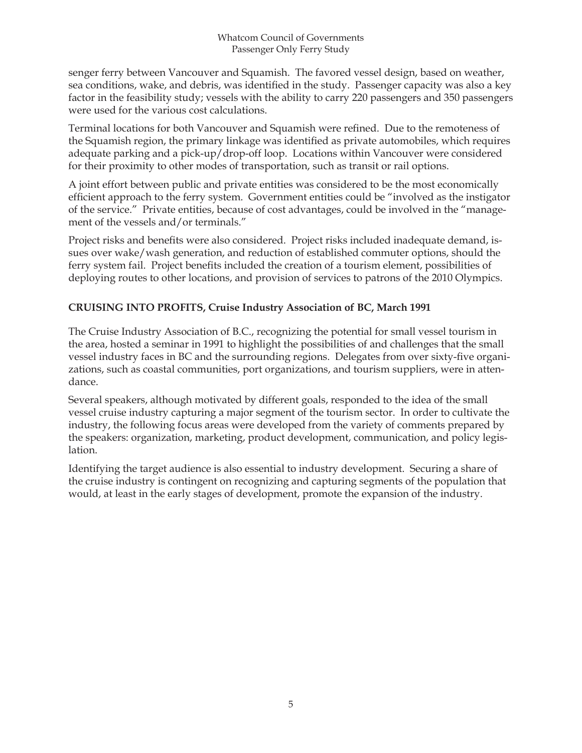senger ferry between Vancouver and Squamish. The favored vessel design, based on weather, sea conditions, wake, and debris, was identified in the study. Passenger capacity was also a key factor in the feasibility study; vessels with the ability to carry 220 passengers and 350 passengers were used for the various cost calculations.

Terminal locations for both Vancouver and Squamish were refined. Due to the remoteness of the Squamish region, the primary linkage was identified as private automobiles, which requires adequate parking and a pick-up/drop-off loop. Locations within Vancouver were considered for their proximity to other modes of transportation, such as transit or rail options.

A joint effort between public and private entities was considered to be the most economically efficient approach to the ferry system. Government entities could be "involved as the instigator of the service." Private entities, because of cost advantages, could be involved in the "management of the vessels and/or terminals."

Project risks and benefits were also considered. Project risks included inadequate demand, issues over wake/wash generation, and reduction of established commuter options, should the ferry system fail. Project benefits included the creation of a tourism element, possibilities of deploying routes to other locations, and provision of services to patrons of the 2010 Olympics.

**CRUISING INTO PROFITS, Cruise Industry Association of BC, March 1991**

The Cruise Industry Association of B.C., recognizing the potential for small vessel tourism in the area, hosted a seminar in 1991 to highlight the possibilities of and challenges that the small vessel industry faces in BC and the surrounding regions. Delegates from over sixty-five organizations, such as coastal communities, port organizations, and tourism suppliers, were in attendance.

Several speakers, although motivated by different goals, responded to the idea of the small vessel cruise industry capturing a major segment of the tourism sector. In order to cultivate the industry, the following focus areas were developed from the variety of comments prepared by the speakers: organization, marketing, product development, communication, and policy legislation.

Identifying the target audience is also essential to industry development. Securing a share of the cruise industry is contingent on recognizing and capturing segments of the population that would, at least in the early stages of development, promote the expansion of the industry.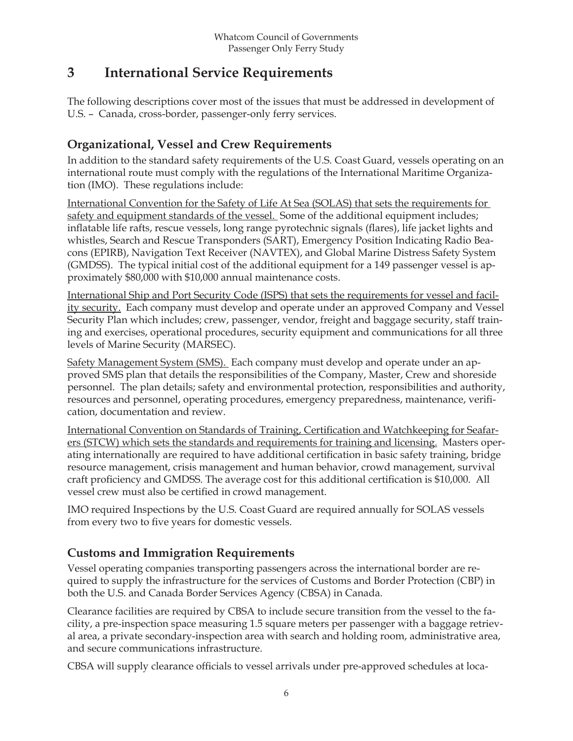## 3 International Service Requirements

The following descriptions cover most of the issues that must be addressed in development of U.S. – Canada, cross-border, passenger-only ferry services.

### Organizational, Vessel and Crew Requirements

In addition to the standard safety requirements of the U.S. Coast Guard, vessels operating on an international route must comply with the regulations of the International Maritime Organization (IMO). These regulations include:

International Convention for the Safety of Life At Sea (SOLAS) that sets the requirements for safety and equipment standards of the vessel. Some of the additional equipment includes; inflatable life rafts, rescue vessels, long range pyrotechnic signals (flares), life jacket lights and whistles, Search and Rescue Transponders (SART), Emergency Position Indicating Radio Beacons (EPIRB), Navigation Text Receiver (NAVTEX), and Global Marine Distress Safety System (GMDSS). The typical initial cost of the additional equipment for a 149 passenger vessel is approximately $80,000 with $10,000 annual maintenance costs.

International Ship and Port Security Code (ISPS) that sets the requirements for vessel and facility security. Each company must develop and operate under an approved Company and Vessel Security Plan which includes; crew, passenger, vendor, freight and baggage security, staff training and exercises, operational procedures, security equipment and communications for all three levels of Marine Security (MARSEC).

Safety Management System (SMS). Each company must develop and operate under an approved SMS plan that details the responsibilities of the Company, Master, Crew and shoreside personnel. The plan details; safety and environmental protection, responsibilities and authority, resources and personnel, operating procedures, emergency preparedness, maintenance, verification, documentation and review.

International Convention on Standards of Training, Certification and Watchkeeping for Seafarers (STCW) which sets the standards and requirements for training and licensing. Masters operating internationally are required to have additional certification in basic safety training, bridge resource management, crisis management and human behavior, crowd management, survival craft proficiency and GMDSS. The average cost for this additional certification is $10,000. All vessel crew must also be certified in crowd management.

IMO required Inspections by the U.S. Coast Guard are required annually for SOLAS vessels from every two to five years for domestic vessels.

### Customs and Immigration Requirements

Vessel operating companies transporting passengers across the international border are required to supply the infrastructure for the services of Customs and Border Protection (CBP) in both the U.S. and Canada Border Services Agency (CBSA) in Canada.

Clearance facilities are required by CBSA to include secure transition from the vessel to the facility, a pre-inspection space measuring 1.5 square meters per passenger with a baggage retrieval area, a private secondary-inspection area with search and holding room, administrative area, and secure communications infrastructure.

CBSA will supply clearance officials to vessel arrivals under pre-approved schedules at loca-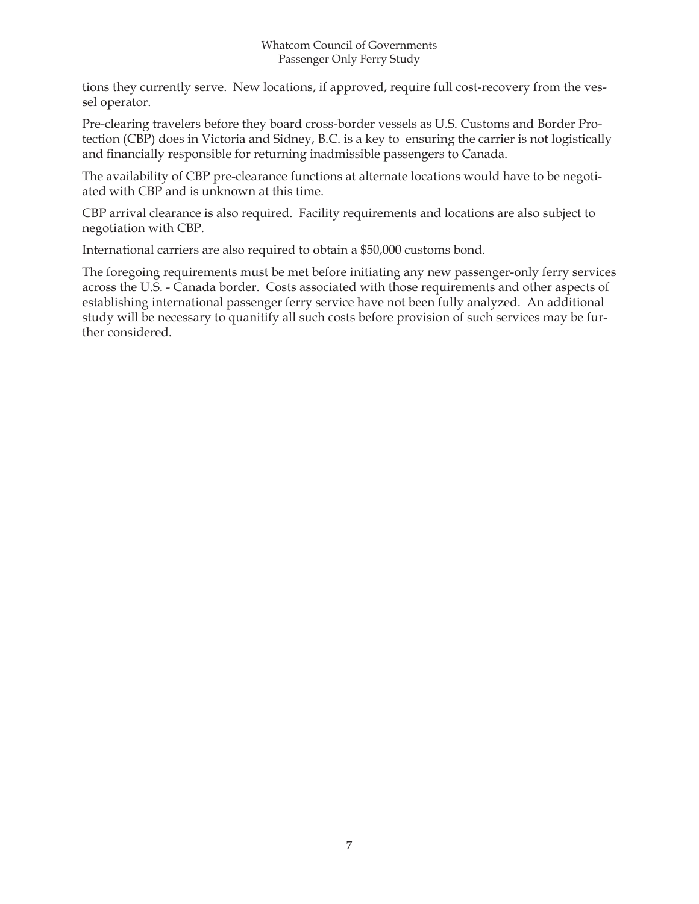tions they currently serve. New locations, if approved, require full cost-recovery from the vessel operator.

Pre-clearing travelers before they board cross-border vessels as U.S. Customs and Border Protection (CBP) does in Victoria and Sidney, B.C. is a key to ensuring the carrier is not logistically and financially responsible for returning inadmissible passengers to Canada.

The availability of CBP pre-clearance functions at alternate locations would have to be negotiated with CBP and is unknown at this time.

CBP arrival clearance is also required. Facility requirements and locations are also subject to negotiation with CBP.

International carriers are also required to obtain a $50,000 customs bond.

The foregoing requirements must be met before initiating any new passenger-only ferry services across the U.S. - Canada border. Costs associated with those requirements and other aspects of establishing international passenger ferry service have not been fully analyzed. An additional study will be necessary to quanitify all such costs before provision of such services may be further considered.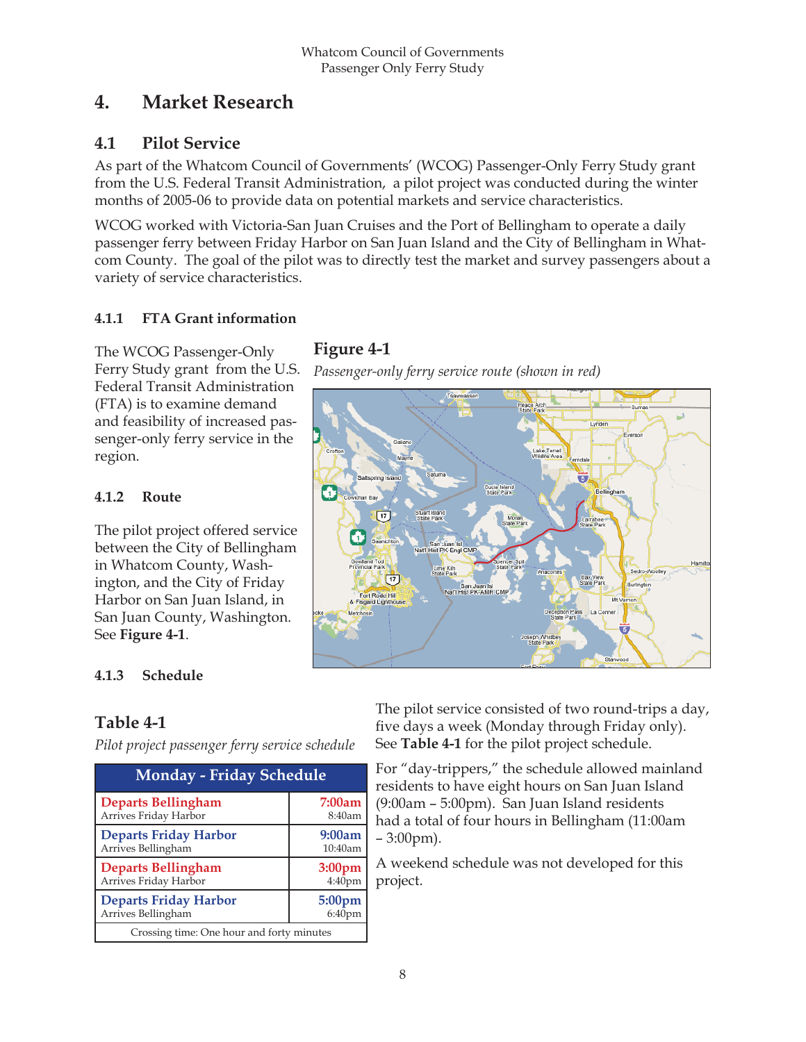# 4. Market Research

## 4.1 Pilot Service

As part of the Whatcom Council of Governments' (WCOG) Passenger-Only Ferry Study grant from the U.S. Federal Transit Administration, a pilot project was conducted during the winter months of 2005-06 to provide data on potential markets and service characteristics.

WCOG worked with Victoria-San Juan Cruises and the Port of Bellingham to operate a daily passenger ferry between Friday Harbor on San Juan Island and the City of Bellingham in Whatcom County. The goal of the pilot was to directly test the market and survey passengers about a variety of service characteristics.

### 4.1.1 FTA Grant information

The WCOG Passenger-Only Ferry Study grant from the U.S. Federal Transit Administration (FTA) is to examine demand and feasibility of increased passenger-only ferry service in the region.

### 4.1.2 Route

The pilot project offered service between the City of Bellingham in Whatcom County, Washington, and the City of Friday Harbor on San Juan Island, in San Juan County, Washington. See **Figure 4-1**.

**Figure 4-1**

*Passenger-only ferry service route (shown in red)*

### 4.1.3 Schedule

**Table 4-1**

*Pilot project passenger ferry service schedule*

| Monday - Friday Schedule | |
|---|---|
| **Departs Bellingham**<br>Arrives Friday Harbor | **7:00am**<br>8:40am |
| **Departs Friday Harbor**<br>Arrives Bellingham | **9:00am**<br>10:40am |
| **Departs Bellingham**<br>Arrives Friday Harbor | **3:00pm**<br>4:40pm |
| **Departs Friday Harbor**<br>Arrives Bellingham | **5:00pm**<br>6:40pm |
| Crossing time: One hour and forty minutes | |

The pilot service consisted of two round-trips a day, five days a week (Monday through Friday only). See **Table 4-1** for the pilot project schedule.

For "day-trippers," the schedule allowed mainland residents to have eight hours on San Juan Island (9:00am – 5:00pm). San Juan Island residents had a total of four hours in Bellingham (11:00am – 3:00pm).

A weekend schedule was not developed for this project.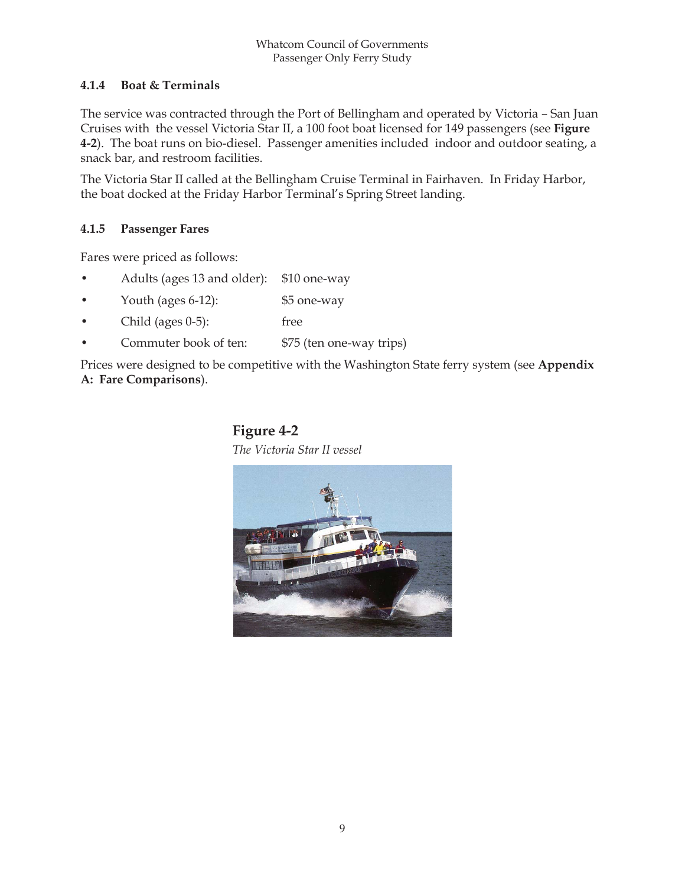### 4.1.4 Boat & Terminals

The service was contracted through the Port of Bellingham and operated by Victoria – San Juan Cruises with the vessel Victoria Star II, a 100 foot boat licensed for 149 passengers (see **Figure 4-2**). The boat runs on bio-diesel. Passenger amenities included indoor and outdoor seating, a snack bar, and restroom facilities.

The Victoria Star II called at the Bellingham Cruise Terminal in Fairhaven. In Friday Harbor, the boat docked at the Friday Harbor Terminal's Spring Street landing.

### 4.1.5 Passenger Fares

Fares were priced as follows:

- Adults (ages 13 and older): $10 one-way
- Youth (ages 6-12): $5 one-way
- Child (ages 0-5): free
- Commuter book of ten: $75 (ten one-way trips)

Prices were designed to be competitive with the Washington State ferry system (see **Appendix A: Fare Comparisons**).

**Figure 4-2**

*The Victoria Star II vessel*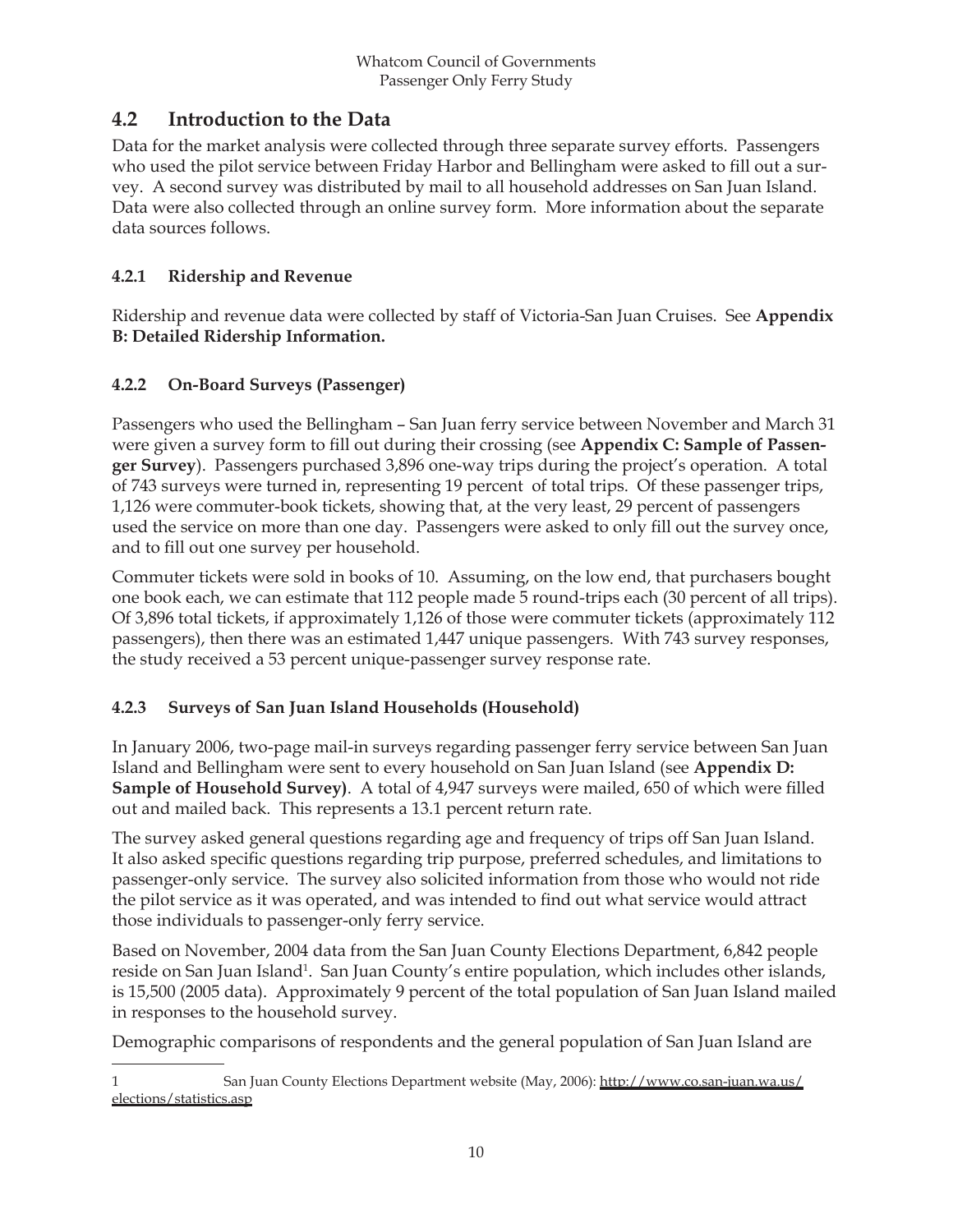## 4.2 Introduction to the Data

Data for the market analysis were collected through three separate survey efforts. Passengers who used the pilot service between Friday Harbor and Bellingham were asked to fill out a survey. A second survey was distributed by mail to all household addresses on San Juan Island. Data were also collected through an online survey form. More information about the separate data sources follows.

### 4.2.1 Ridership and Revenue

Ridership and revenue data were collected by staff of Victoria-San Juan Cruises. See **Appendix B: Detailed Ridership Information.**

### 4.2.2 On-Board Surveys (Passenger)

Passengers who used the Bellingham – San Juan ferry service between November and March 31 were given a survey form to fill out during their crossing (see **Appendix C: Sample of Passenger Survey**). Passengers purchased 3,896 one-way trips during the project's operation. A total of 743 surveys were turned in, representing 19 percent of total trips. Of these passenger trips, 1,126 were commuter-book tickets, showing that, at the very least, 29 percent of passengers used the service on more than one day. Passengers were asked to only fill out the survey once, and to fill out one survey per household.

Commuter tickets were sold in books of 10. Assuming, on the low end, that purchasers bought one book each, we can estimate that 112 people made 5 round-trips each (30 percent of all trips). Of 3,896 total tickets, if approximately 1,126 of those were commuter tickets (approximately 112 passengers), then there was an estimated 1,447 unique passengers. With 743 survey responses, the study received a 53 percent unique-passenger survey response rate.

### 4.2.3 Surveys of San Juan Island Households (Household)

In January 2006, two-page mail-in surveys regarding passenger ferry service between San Juan Island and Bellingham were sent to every household on San Juan Island (see **Appendix D: Sample of Household Survey)**. A total of 4,947 surveys were mailed, 650 of which were filled out and mailed back. This represents a 13.1 percent return rate.

The survey asked general questions regarding age and frequency of trips off San Juan Island. It also asked specific questions regarding trip purpose, preferred schedules, and limitations to passenger-only service. The survey also solicited information from those who would not ride the pilot service as it was operated, and was intended to find out what service would attract those individuals to passenger-only ferry service.

Based on November, 2004 data from the San Juan County Elections Department, 6,842 people reside on San Juan Island[1]. San Juan County's entire population, which includes other islands, is 15,500 (2005 data). Approximately 9 percent of the total population of San Juan Island mailed in responses to the household survey.

Demographic comparisons of respondents and the general population of San Juan Island are

---

1 San Juan County Elections Department website (May, 2006): http://www.co.san-juan.wa.us/elections/statistics.asp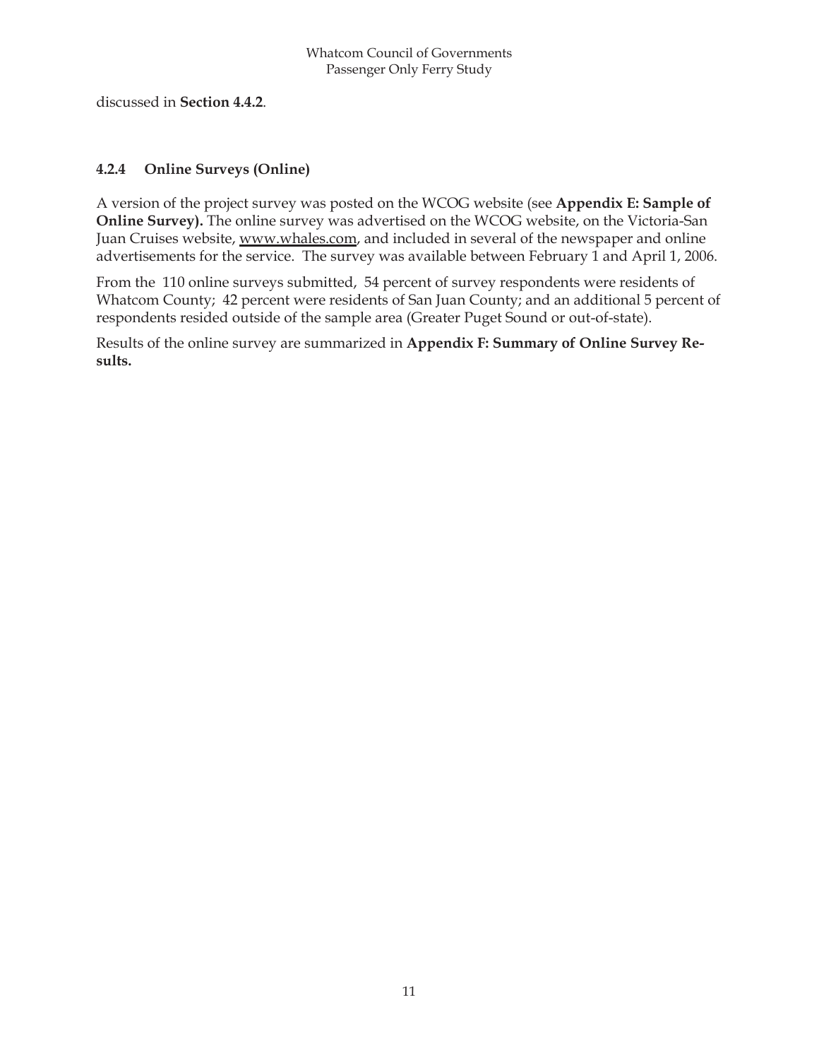discussed in **Section 4.4.2**.

### 4.2.4 Online Surveys (Online)

A version of the project survey was posted on the WCOG website (see **Appendix E: Sample of Online Survey).** The online survey was advertised on the WCOG website, on the Victoria-San Juan Cruises website, www.whales.com, and included in several of the newspaper and online advertisements for the service. The survey was available between February 1 and April 1, 2006.

From the 110 online surveys submitted, 54 percent of survey respondents were residents of Whatcom County; 42 percent were residents of San Juan County; and an additional 5 percent of respondents resided outside of the sample area (Greater Puget Sound or out-of-state).

Results of the online survey are summarized in **Appendix F: Summary of Online Survey Results.**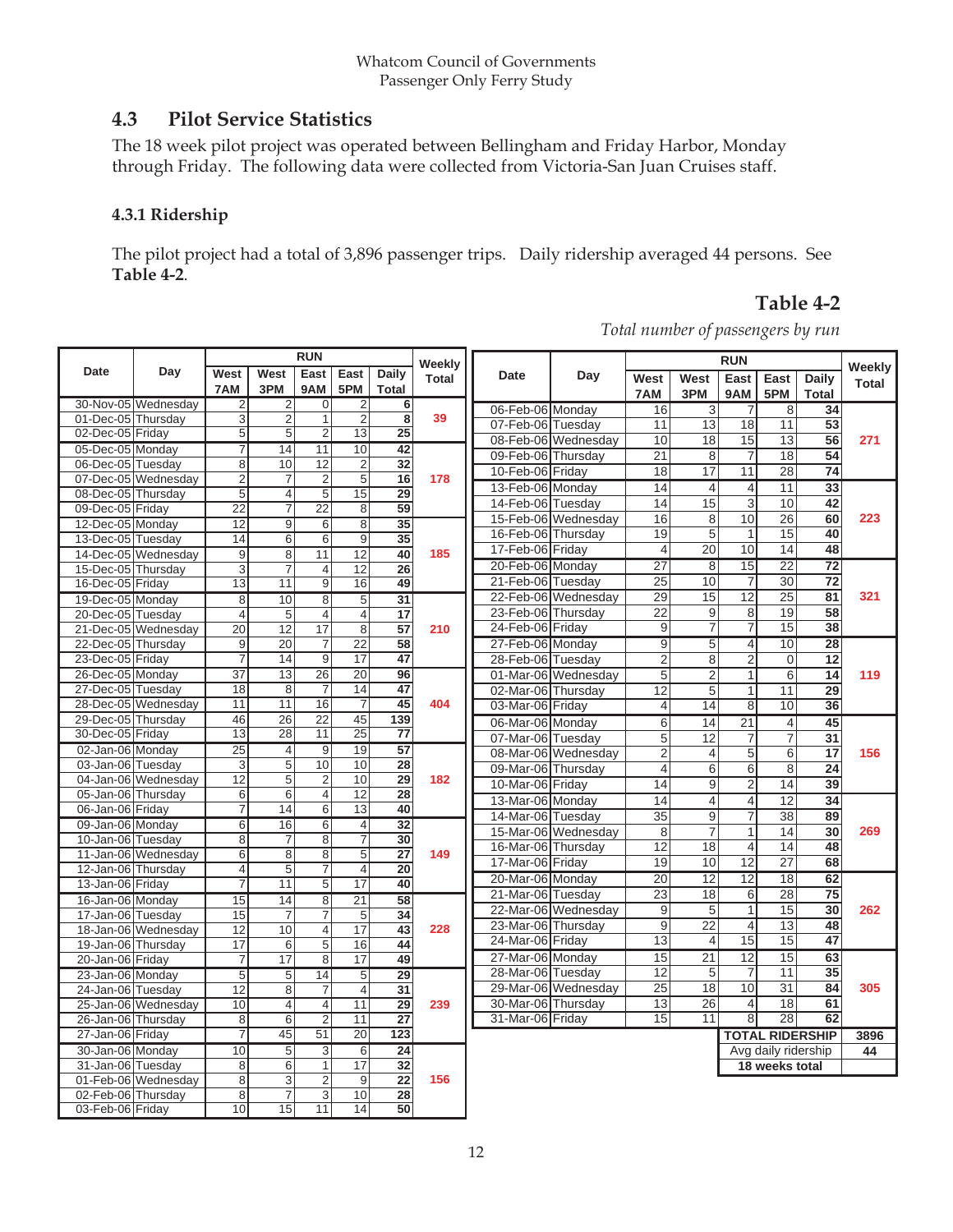## 4.3 Pilot Service Statistics

The 18 week pilot project was operated between Bellingham and Friday Harbor, Monday through Friday. The following data were collected from Victoria-San Juan Cruises staff.

### 4.3.1 Ridership

The pilot project had a total of 3,896 passenger trips. Daily ridership averaged 44 persons. See **Table 4-2**.

**Table 4-2**

*Total number of passengers by run*

| Date | Day | RUN West 7AM | West 3PM | East 9AM | East 5PM | Daily Total | Weekly Total |
|---|---|---|---|---|---|---|---|
| 30-Nov-05 | Wednesday | 2 | 2 | 0 | 2 | 6 | 39 |
| 01-Dec-05 | Thursday | 3 | 2 | 1 | 2 | 8 | |
| 02-Dec-05 | Friday | 5 | 5 | 2 | 13 | 25 | |
| 05-Dec-05 | Monday | 7 | 14 | 11 | 10 | 42 | 178 |
| 06-Dec-05 | Tuesday | 8 | 10 | 12 | 2 | 32 | |
| 07-Dec-05 | Wednesday | 2 | 7 | 2 | 5 | 16 | |
| 08-Dec-05 | Thursday | 5 | 4 | 5 | 15 | 29 | |
| 09-Dec-05 | Friday | 22 | 7 | 22 | 8 | 59 | |
| 12-Dec-05 | Monday | 12 | 9 | 6 | 8 | 35 | 185 |
| 13-Dec-05 | Tuesday | 14 | 6 | 6 | 9 | 35 | |
| 14-Dec-05 | Wednesday | 9 | 8 | 11 | 12 | 40 | |
| 15-Dec-05 | Thursday | 3 | 7 | 4 | 12 | 26 | |
| 16-Dec-05 | Friday | 13 | 11 | 9 | 16 | 49 | |
| 19-Dec-05 | Monday | 8 | 10 | 8 | 5 | 31 | 210 |
| 20-Dec-05 | Tuesday | 4 | 5 | 4 | 4 | 17 | |
| 21-Dec-05 | Wednesday | 20 | 12 | 17 | 8 | 57 | |
| 22-Dec-05 | Thursday | 9 | 20 | 7 | 22 | 58 | |
| 23-Dec-05 | Friday | 7 | 14 | 9 | 17 | 47 | |
| 26-Dec-05 | Monday | 37 | 13 | 26 | 20 | 96 | 404 |
| 27-Dec-05 | Tuesday | 18 | 8 | 7 | 14 | 47 | |
| 28-Dec-05 | Wednesday | 11 | 11 | 16 | 7 | 45 | |
| 29-Dec-05 | Thursday | 46 | 26 | 22 | 45 | 139 | |
| 30-Dec-05 | Friday | 13 | 28 | 11 | 25 | 77 | |
| 02-Jan-06 | Monday | 25 | 4 | 9 | 19 | 57 | 182 |
| 03-Jan-06 | Tuesday | 3 | 5 | 10 | 10 | 28 | |
| 04-Jan-06 | Wednesday | 12 | 5 | 2 | 10 | 29 | |
| 05-Jan-06 | Thursday | 6 | 6 | 4 | 12 | 28 | |
| 06-Jan-06 | Friday | 7 | 14 | 6 | 13 | 40 | |
| 09-Jan-06 | Monday | 6 | 16 | 6 | 4 | 32 | 149 |
| 10-Jan-06 | Tuesday | 8 | 7 | 8 | 7 | 30 | |
| 11-Jan-06 | Wednesday | 6 | 8 | 8 | 5 | 27 | |
| 12-Jan-06 | Thursday | 4 | 5 | 7 | 4 | 20 | |
| 13-Jan-06 | Friday | 7 | 11 | 5 | 17 | 40 | |
| 16-Jan-06 | Monday | 15 | 14 | 8 | 21 | 58 | 228 |
| 17-Jan-06 | Tuesday | 15 | 7 | 7 | 5 | 34 | |
| 18-Jan-06 | Wednesday | 12 | 10 | 4 | 17 | 43 | |
| 19-Jan-06 | Thursday | 17 | 6 | 5 | 16 | 44 | |
| 20-Jan-06 | Friday | 7 | 17 | 8 | 17 | 49 | |
| 23-Jan-06 | Monday | 5 | 5 | 14 | 5 | 29 | 239 |
| 24-Jan-06 | Tuesday | 12 | 8 | 7 | 4 | 31 | |
| 25-Jan-06 | Wednesday | 10 | 4 | 4 | 11 | 29 | |
| 26-Jan-06 | Thursday | 8 | 6 | 2 | 11 | 27 | |
| 27-Jan-06 | Friday | 7 | 45 | 51 | 20 | 123 | |
| 30-Jan-06 | Monday | 10 | 5 | 3 | 6 | 24 | 156 |
| 31-Jan-06 | Tuesday | 8 | 6 | 1 | 17 | 32 | |
| 01-Feb-06 | Wednesday | 8 | 3 | 2 | 9 | 22 | |
| 02-Feb-06 | Thursday | 8 | 7 | 3 | 10 | 28 | |
| 03-Feb-06 | Friday | 10 | 15 | 11 | 14 | 50 | |
| 06-Feb-06 | Monday | 16 | 3 | 7 | 8 | 34 | 271 |
| 07-Feb-06 | Tuesday | 11 | 13 | 18 | 11 | 53 | |
| 08-Feb-06 | Wednesday | 10 | 18 | 15 | 13 | 56 | |
| 09-Feb-06 | Thursday | 21 | 8 | 7 | 18 | 54 | |
| 10-Feb-06 | Friday | 18 | 17 | 11 | 28 | 74 | |
| 13-Feb-06 | Monday | 14 | 4 | 4 | 11 | 33 | 223 |
| 14-Feb-06 | Tuesday | 14 | 15 | 3 | 10 | 42 | |
| 15-Feb-06 | Wednesday | 16 | 8 | 10 | 26 | 60 | |
| 16-Feb-06 | Thursday | 19 | 5 | 1 | 15 | 40 | |
| 17-Feb-06 | Friday | 4 | 20 | 10 | 14 | 48 | |
| 20-Feb-06 | Monday | 27 | 8 | 15 | 22 | 72 | 321 |
| 21-Feb-06 | Tuesday | 25 | 10 | 7 | 30 | 72 | |
| 22-Feb-06 | Wednesday | 29 | 15 | 12 | 25 | 81 | |
| 23-Feb-06 | Thursday | 22 | 9 | 8 | 19 | 58 | |
| 24-Feb-06 | Friday | 9 | 7 | 7 | 15 | 38 | |
| 27-Feb-06 | Monday | 9 | 5 | 4 | 10 | 28 | 119 |
| 28-Feb-06 | Tuesday | 2 | 8 | 2 | 0 | 12 | |
| 01-Mar-06 | Wednesday | 5 | 2 | 1 | 6 | 14 | |
| 02-Mar-06 | Thursday | 12 | 5 | 1 | 11 | 29 | |
| 03-Mar-06 | Friday | 4 | 14 | 8 | 10 | 36 | |
| 06-Mar-06 | Monday | 6 | 14 | 21 | 4 | 45 | 156 |
| 07-Mar-06 | Tuesday | 5 | 12 | 7 | 7 | 31 | |
| 08-Mar-06 | Wednesday | 2 | 4 | 5 | 6 | 17 | |
| 09-Mar-06 | Thursday | 4 | 6 | 6 | 8 | 24 | |
| 10-Mar-06 | Friday | 14 | 9 | 2 | 14 | 39 | |
| 13-Mar-06 | Monday | 14 | 4 | 4 | 12 | 34 | 269 |
| 14-Mar-06 | Tuesday | 35 | 9 | 7 | 38 | 89 | |
| 15-Mar-06 | Wednesday | 8 | 7 | 1 | 14 | 30 | |
| 16-Mar-06 | Thursday | 12 | 18 | 4 | 14 | 48 | |
| 17-Mar-06 | Friday | 19 | 10 | 12 | 27 | 68 | |
| 20-Mar-06 | Monday | 20 | 12 | 12 | 18 | 62 | 262 |
| 21-Mar-06 | Tuesday | 23 | 18 | 6 | 28 | 75 | |
| 22-Mar-06 | Wednesday | 9 | 5 | 1 | 15 | 30 | |
| 23-Mar-06 | Thursday | 9 | 22 | 4 | 13 | 48 | |
| 24-Mar-06 | Friday | 13 | 4 | 15 | 15 | 47 | |
| 27-Mar-06 | Monday | 15 | 21 | 12 | 15 | 63 | 305 |
| 28-Mar-06 | Tuesday | 12 | 5 | 7 | 11 | 35 | |
| 29-Mar-06 | Wednesday | 25 | 18 | 10 | 31 | 84 | |
| 30-Mar-06 | Thursday | 13 | 26 | 4 | 18 | 61 | |
| 31-Mar-06 | Friday | 15 | 11 | 8 | 28 | 62 | |
| | | | | TOTAL RIDERSHIP | | | 3896 |
| | | | | Avg daily ridership | | | 44 |
| | | | | 18 weeks total | | | |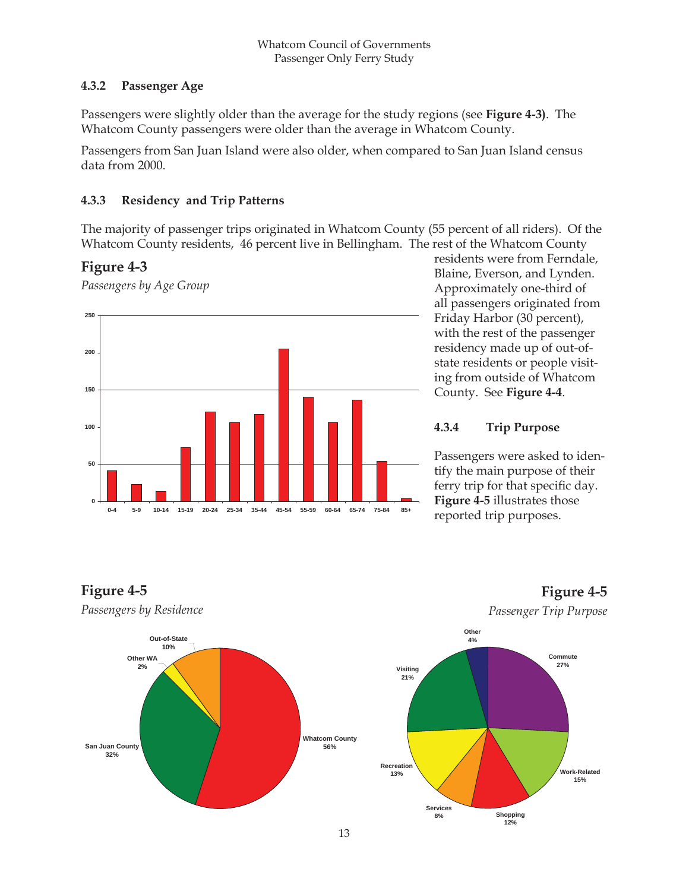### 4.3.2 Passenger Age

Passengers were slightly older than the average for the study regions (see **Figure 4-3)**. The Whatcom County passengers were older than the average in Whatcom County.

Passengers from San Juan Island were also older, when compared to San Juan Island census data from 2000.

### 4.3.3 Residency and Trip Patterns

The majority of passenger trips originated in Whatcom County (55 percent of all riders). Of the Whatcom County residents, 46 percent live in Bellingham. The rest of the Whatcom County residents were from Ferndale, Blaine, Everson, and Lynden. Approximately one-third of all passengers originated from Friday Harbor (30 percent), with the rest of the passenger residency made up of out-of-state residents or people visiting from outside of Whatcom County. See **Figure 4-4**.

## Figure 4-3

*Passengers by Age Group*

| Age Group | Passengers (approx.) |
|---|---|
| 0-4 | 41 |
| 5-9 | 23 |
| 10-14 | 13 |
| 15-19 | 72 |
| 20-24 | 120 |
| 25-34 | 106 |
| 35-44 | 117 |
| 45-54 | 205 |
| 55-59 | 140 |
| 60-64 | 106 |
| 65-74 | 136 |
| 75-84 | 54 |
| 85+ | 4 |

### 4.3.4 Trip Purpose

Passengers were asked to identify the main purpose of their ferry trip for that specific day. **Figure 4-5** illustrates those reported trip purposes.

## Figure 4-5

*Passengers by Residence*

| Residence | Percent |
|---|---|
| Whatcom County | 56% |
| San Juan County | 32% |
| Other WA | 2% |
| Out-of-State | 10% |

## Figure 4-5

*Passenger Trip Purpose*

| Trip Purpose | Percent |
|---|---|
| Commute | 27% |
| Work-Related | 15% |
| Shopping | 12% |
| Services | 8% |
| Recreation | 13% |
| Visiting | 21% |
| Other | 4% |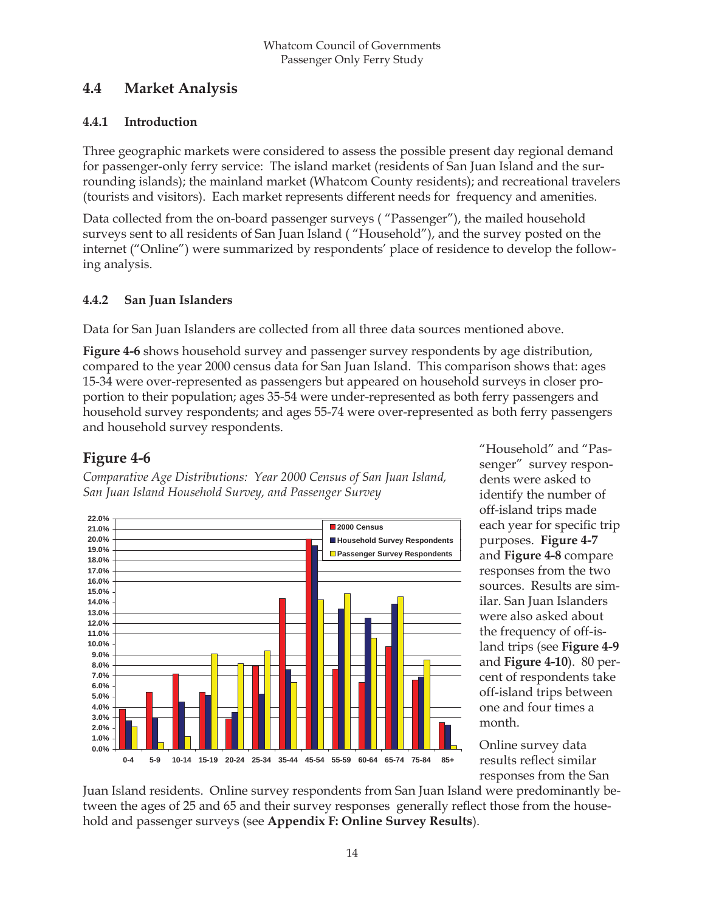## 4.4 Market Analysis

### 4.4.1 Introduction

Three geographic markets were considered to assess the possible present day regional demand for passenger-only ferry service: The island market (residents of San Juan Island and the surrounding islands); the mainland market (Whatcom County residents); and recreational travelers (tourists and visitors). Each market represents different needs for frequency and amenities.

Data collected from the on-board passenger surveys ( "Passenger"), the mailed household surveys sent to all residents of San Juan Island ( "Household"), and the survey posted on the internet ("Online") were summarized by respondents' place of residence to develop the following analysis.

### 4.4.2 San Juan Islanders

Data for San Juan Islanders are collected from all three data sources mentioned above.

**Figure 4-6** shows household survey and passenger survey respondents by age distribution, compared to the year 2000 census data for San Juan Island. This comparison shows that: ages 15-34 were over-represented as passengers but appeared on household surveys in closer proportion to their population; ages 35-54 were under-represented as both ferry passengers and household survey respondents; and ages 55-74 were over-represented as both ferry passengers and household survey respondents.

## Figure 4-6

*Comparative Age Distributions: Year 2000 Census of San Juan Island, San Juan Island Household Survey, and Passenger Survey*

"Household" and "Passenger" survey respondents were asked to identify the number of off-island trips made each year for specific trip purposes. **Figure 4-7** and **Figure 4-8** compare responses from the two sources. Results are similar. San Juan Islanders were also asked about the frequency of off-island trips (see **Figure 4-9** and **Figure 4-10**). 80 percent of respondents take off-island trips between one and four times a month.

Online survey data results reflect similar responses from the San Juan Island residents. Online survey respondents from San Juan Island were predominantly between the ages of 25 and 65 and their survey responses generally reflect those from the household and passenger surveys (see **Appendix F: Online Survey Results**).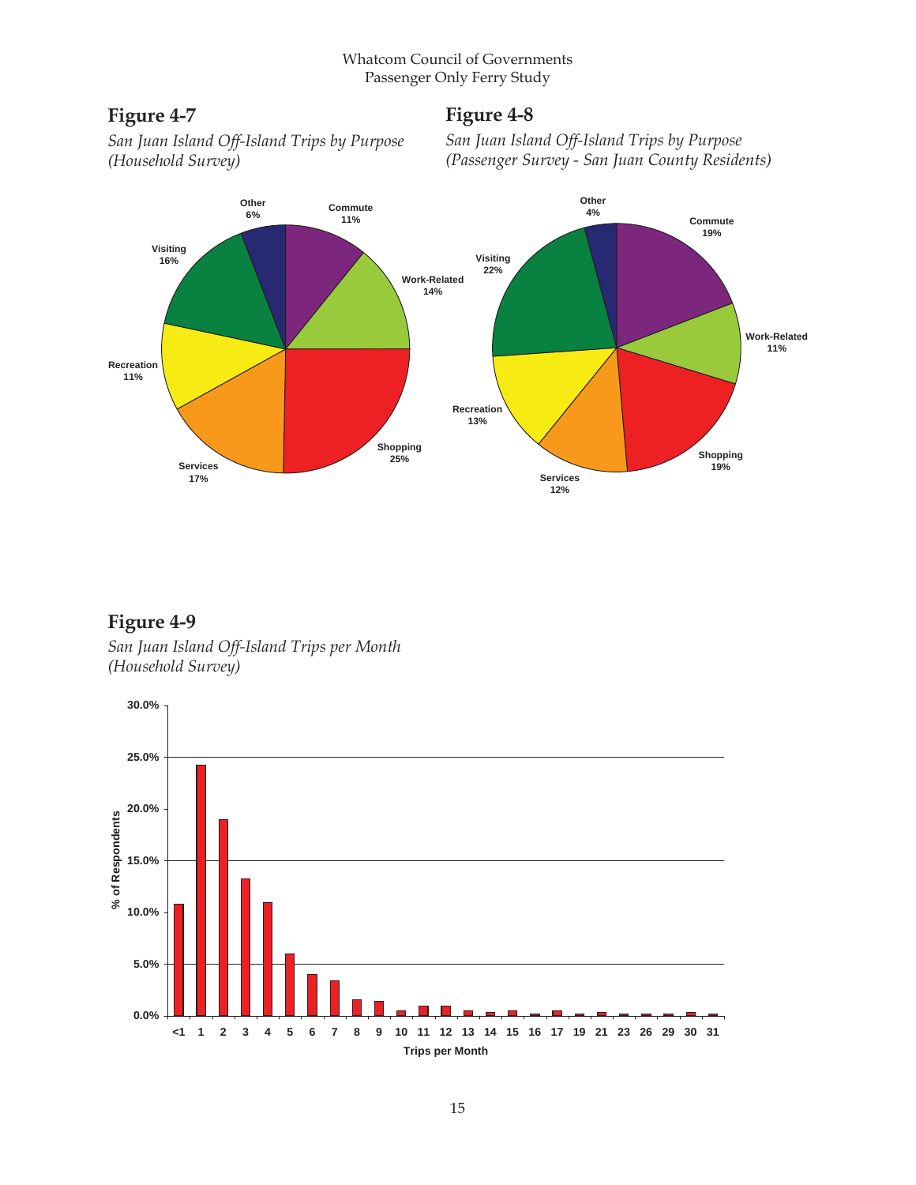## Figure 4-7

*San Juan Island Off-Island Trips by Purpose (Household Survey)*

| Purpose | Percent |
|---|---|
| Commute | 11% |
| Work-Related | 14% |
| Shopping | 25% |
| Services | 17% |
| Recreation | 11% |
| Visiting | 16% |
| Other | 6% |

## Figure 4-8

*San Juan Island Off-Island Trips by Purpose (Passenger Survey - San Juan County Residents)*

| Purpose | Percent |
|---|---|
| Commute | 19% |
| Work-Related | 11% |
| Shopping | 19% |
| Services | 12% |
| Recreation | 13% |
| Visiting | 22% |
| Other | 4% |

## Figure 4-9

*San Juan Island Off-Island Trips per Month (Household Survey)*

% of Respondents

Trips per Month: <1, 1, 2, 3, 4, 5, 6, 7, 8, 9, 10, 11, 12, 13, 14, 15, 16, 17, 19, 21, 23, 26, 29, 30, 31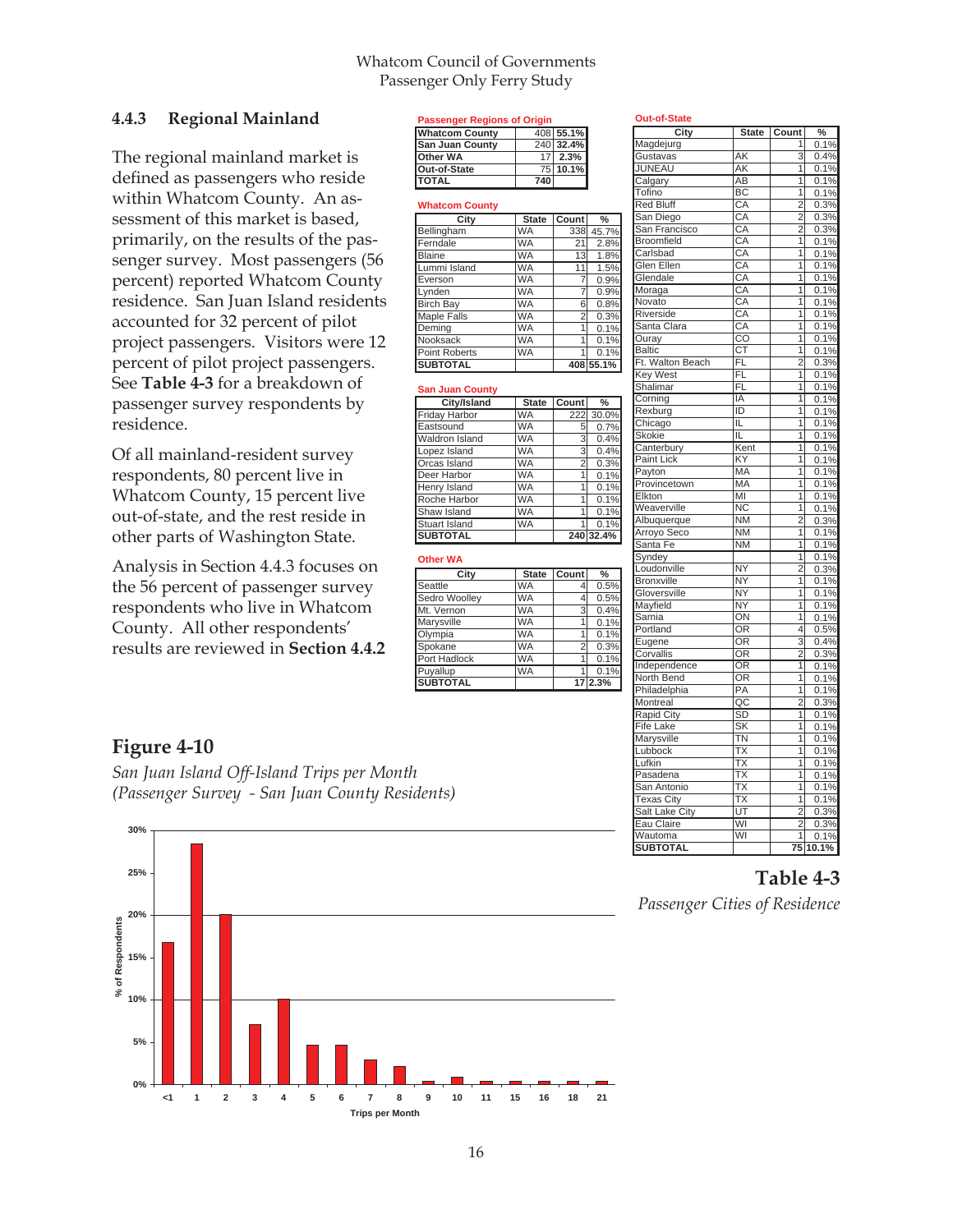### 4.4.3 Regional Mainland

The regional mainland market is defined as passengers who reside within Whatcom County. An assessment of this market is based, primarily, on the results of the passenger survey. Most passengers (56 percent) reported Whatcom County residence. San Juan Island residents accounted for 32 percent of pilot project passengers. Visitors were 12 percent of pilot project passengers. See **Table 4-3** for a breakdown of passenger survey respondents by residence.

Of all mainland-resident survey respondents, 80 percent live in Whatcom County, 15 percent live out-of-state, and the rest reside in other parts of Washington State.

Analysis in Section 4.4.3 focuses on the 56 percent of passenger survey respondents who live in Whatcom County. All other respondents' results are reviewed in **Section 4.4.2**

**Passenger Regions of Origin**

| Region | Count | % |
|---|---|---|
| Whatcom County | 408 | 55.1% |
| San Juan County | 240 | 32.4% |
| Other WA | 17 | 2.3% |
| Out-of-State | 75 | 10.1% |
| TOTAL | 740 | |

**Whatcom County**

| City | State | Count | % |
|---|---|---|---|
| Bellingham | WA | 338 | 45.7% |
| Ferndale | WA | 21 | 2.8% |
| Blaine | WA | 13 | 1.8% |
| Lummi Island | WA | 11 | 1.5% |
| Everson | WA | 7 | 0.9% |
| Lynden | WA | 7 | 0.9% |
| Birch Bay | WA | 6 | 0.8% |
| Maple Falls | WA | 2 | 0.3% |
| Deming | WA | 1 | 0.1% |
| Nooksack | WA | 1 | 0.1% |
| Point Roberts | WA | 1 | 0.1% |
| SUBTOTAL | | 408 | 55.1% |

**San Juan County**

| City/Island | State | Count | % |
|---|---|---|---|
| Friday Harbor | WA | 222 | 30.0% |
| Eastsound | WA | 5 | 0.7% |
| Waldron Island | WA | 3 | 0.4% |
| Lopez Island | WA | 3 | 0.4% |
| Orcas Island | WA | 2 | 0.3% |
| Deer Harbor | WA | 1 | 0.1% |
| Henry Island | WA | 1 | 0.1% |
| Roche Harbor | WA | 1 | 0.1% |
| Shaw Island | WA | 1 | 0.1% |
| Stuart Island | WA | 1 | 0.1% |
| SUBTOTAL | | 240 | 32.4% |

**Other WA**

| City | State | Count | % |
|---|---|---|---|
| Seattle | WA | 4 | 0.5% |
| Sedro Woolley | WA | 4 | 0.5% |
| Mt. Vernon | WA | 3 | 0.4% |
| Marysville | WA | 1 | 0.1% |
| Olympia | WA | 1 | 0.1% |
| Spokane | WA | 2 | 0.3% |
| Port Hadlock | WA | 1 | 0.1% |
| Puyallup | WA | 1 | 0.1% |
| SUBTOTAL | | 17 | 2.3% |

**Out-of-State**

| City | State | Count | % |
|---|---|---|---|
| Magdejurg | | 1 | 0.1% |
| Gustavas | AK | 3 | 0.4% |
| JUNEAU | AK | 1 | 0.1% |
| Calgary | AB | 1 | 0.1% |
| Tofino | BC | 1 | 0.1% |
| Red Bluff | CA | 2 | 0.3% |
| San Diego | CA | 2 | 0.3% |
| San Francisco | CA | 2 | 0.3% |
| Broomfield | CA | 1 | 0.1% |
| Carlsbad | CA | 1 | 0.1% |
| Glen Ellen | CA | 1 | 0.1% |
| Glendale | CA | 1 | 0.1% |
| Moraga | CA | 1 | 0.1% |
| Novato | CA | 1 | 0.1% |
| Riverside | CA | 1 | 0.1% |
| Santa Clara | CA | 1 | 0.1% |
| Ouray | CO | 1 | 0.1% |
| Baltic | CT | 1 | 0.1% |
| Ft. Walton Beach | FL | 2 | 0.3% |
| Key West | FL | 1 | 0.1% |
| Shalimar | FL | 1 | 0.1% |
| Corning | IA | 1 | 0.1% |
| Rexburg | ID | 1 | 0.1% |
| Chicago | IL | 1 | 0.1% |
| Skokie | IL | 1 | 0.1% |
| Canterbury | Kent | 1 | 0.1% |
| Paint Lick | KY | 1 | 0.1% |
| Payton | MA | 1 | 0.1% |
| Provincetown | MA | 1 | 0.1% |
| Elkton | MI | 1 | 0.1% |
| Weaverville | NC | 1 | 0.1% |
| Albuquerque | NM | 2 | 0.3% |
| Arroyo Seco | NM | 1 | 0.1% |
| Santa Fe | NM | 1 | 0.1% |
| Syndey | | 1 | 0.1% |
| Loudonville | NY | 2 | 0.3% |
| Bronxville | NY | 1 | 0.1% |
| Gloversville | NY | 1 | 0.1% |
| Mayfield | NY | 1 | 0.1% |
| Sarnia | ON | 1 | 0.1% |
| Portland | OR | 4 | 0.5% |
| Eugene | OR | 3 | 0.4% |
| Corvallis | OR | 2 | 0.3% |
| Independence | OR | 1 | 0.1% |
| North Bend | OR | 1 | 0.1% |
| Philadelphia | PA | 1 | 0.1% |
| Montreal | QC | 2 | 0.3% |
| Rapid City | SD | 1 | 0.1% |
| Fife Lake | SK | 1 | 0.1% |
| Marysville | TN | 1 | 0.1% |
| Lubbock | TX | 1 | 0.1% |
| Lufkin | TX | 1 | 0.1% |
| Pasadena | TX | 1 | 0.1% |
| San Antonio | TX | 1 | 0.1% |
| Texas City | TX | 1 | 0.1% |
| Salt Lake City | UT | 2 | 0.3% |
| Eau Claire | WI | 2 | 0.3% |
| Wautoma | WI | 1 | 0.1% |
| SUBTOTAL | | 75 | 10.1% |

**Table 4-3**

*Passenger Cities of Residence*

## Figure 4-10

*San Juan Island Off-Island Trips per Month (Passenger Survey - San Juan County Residents)*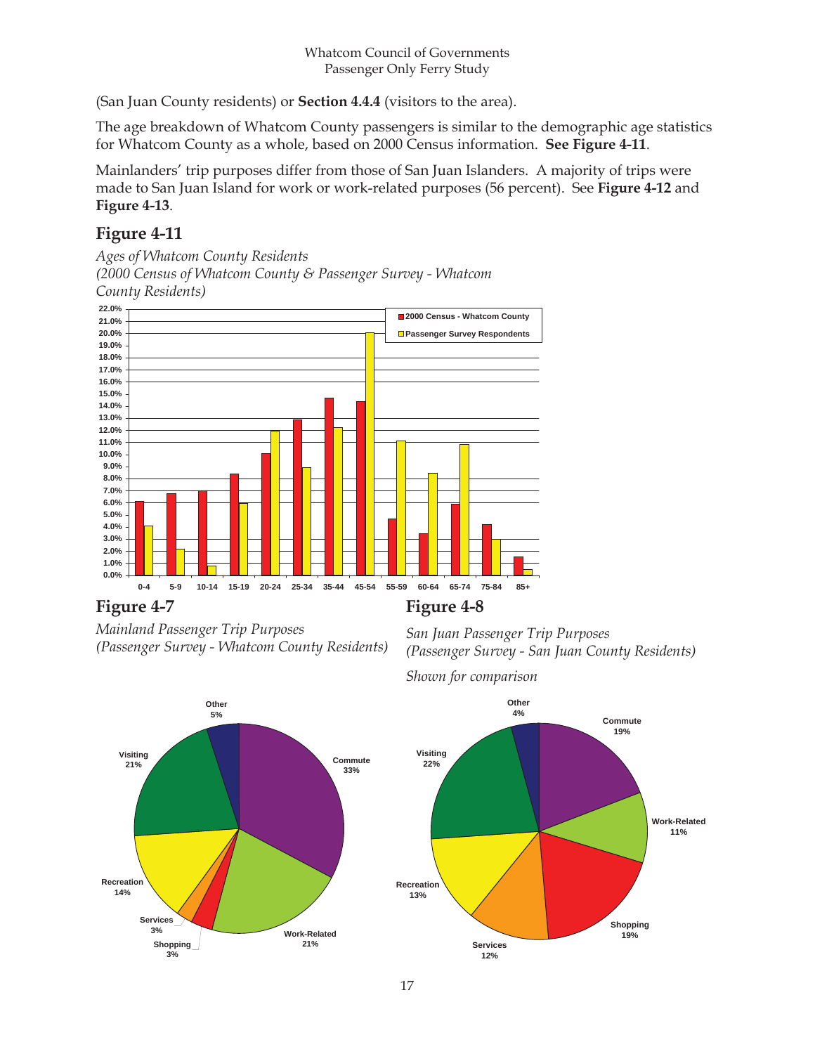(San Juan County residents) or **Section 4.4.4** (visitors to the area).

The age breakdown of Whatcom County passengers is similar to the demographic age statistics for Whatcom County as a whole, based on 2000 Census information. **See Figure 4-11**.

Mainlanders' trip purposes differ from those of San Juan Islanders. A majority of trips were made to San Juan Island for work or work-related purposes (56 percent). See **Figure 4-12** and **Figure 4-13**.

## Figure 4-11

*Ages of Whatcom County Residents*
*(2000 Census of Whatcom County & Passenger Survey - Whatcom County Residents)*

## Figure 4-7

*Mainland Passenger Trip Purposes*
*(Passenger Survey - Whatcom County Residents)*

## Figure 4-8

*San Juan Passenger Trip Purposes*
*(Passenger Survey - San Juan County Residents)*

*Shown for comparison*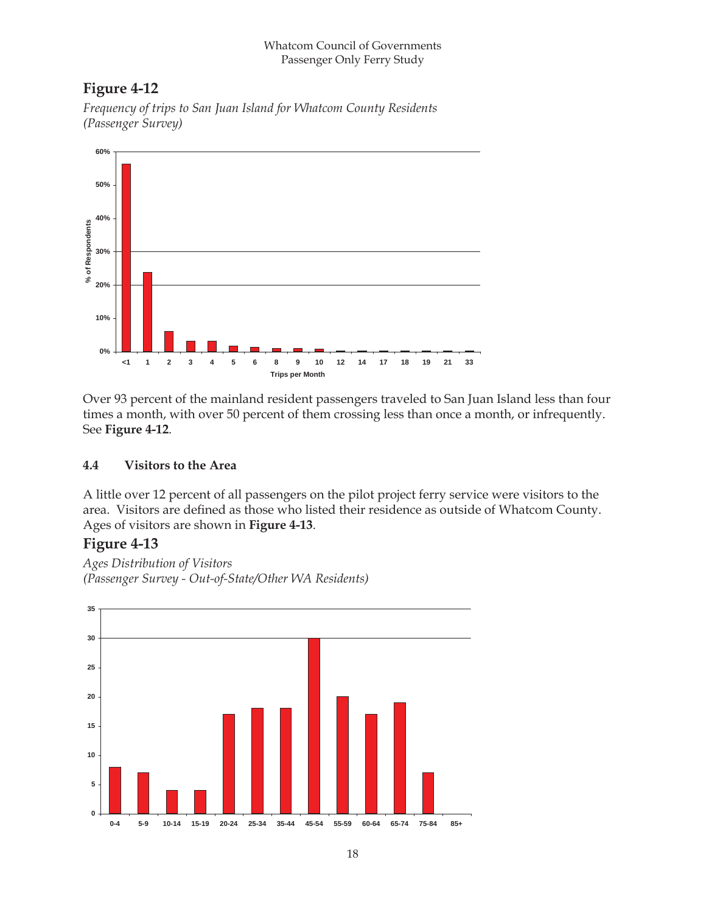## Figure 4-12

*Frequency of trips to San Juan Island for Whatcom County Residents (Passenger Survey)*

Over 93 percent of the mainland resident passengers traveled to San Juan Island less than four times a month, with over 50 percent of them crossing less than once a month, or infrequently. See **Figure 4-12**.

### 4.4 Visitors to the Area

A little over 12 percent of all passengers on the pilot project ferry service were visitors to the area. Visitors are defined as those who listed their residence as outside of Whatcom County. Ages of visitors are shown in **Figure 4-13**.

## Figure 4-13

*Ages Distribution of Visitors (Passenger Survey - Out-of-State/Other WA Residents)*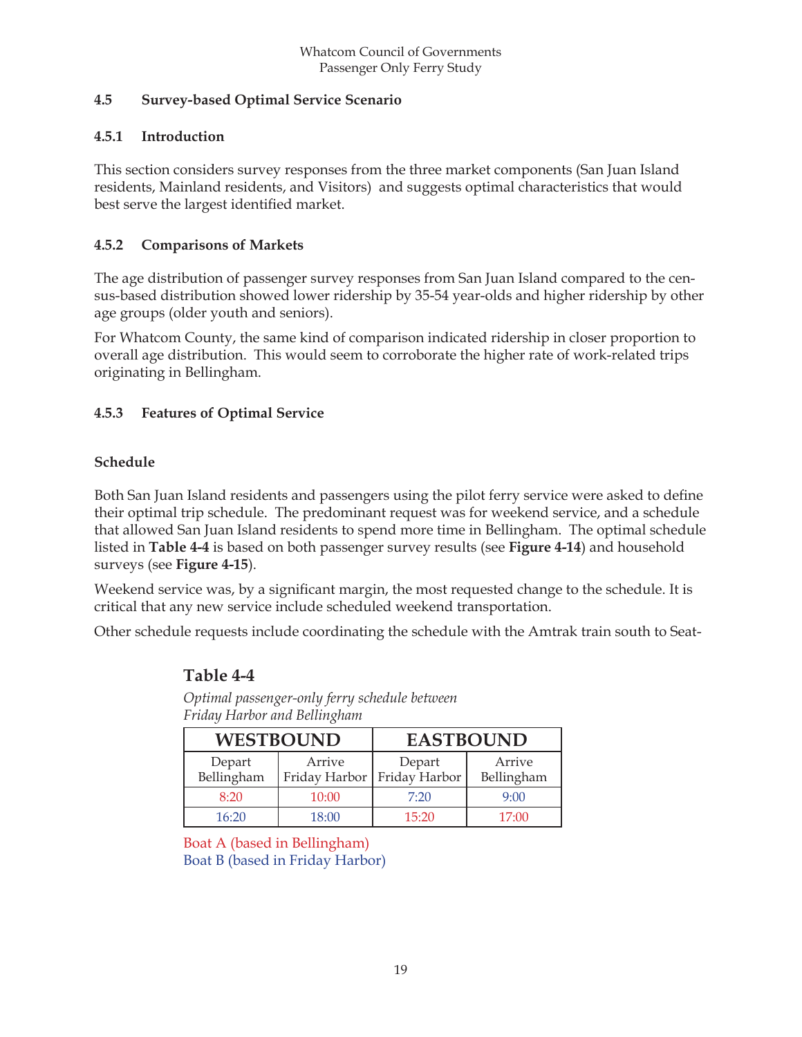## 4.5 Survey-based Optimal Service Scenario

### 4.5.1 Introduction

This section considers survey responses from the three market components (San Juan Island residents, Mainland residents, and Visitors) and suggests optimal characteristics that would best serve the largest identified market.

### 4.5.2 Comparisons of Markets

The age distribution of passenger survey responses from San Juan Island compared to the census-based distribution showed lower ridership by 35-54 year-olds and higher ridership by other age groups (older youth and seniors).

For Whatcom County, the same kind of comparison indicated ridership in closer proportion to overall age distribution. This would seem to corroborate the higher rate of work-related trips originating in Bellingham.

### 4.5.3 Features of Optimal Service

#### Schedule

Both San Juan Island residents and passengers using the pilot ferry service were asked to define their optimal trip schedule. The predominant request was for weekend service, and a schedule that allowed San Juan Island residents to spend more time in Bellingham. The optimal schedule listed in **Table 4-4** is based on both passenger survey results (see **Figure 4-14**) and household surveys (see **Figure 4-15**).

Weekend service was, by a significant margin, the most requested change to the schedule. It is critical that any new service include scheduled weekend transportation.

Other schedule requests include coordinating the schedule with the Amtrak train south to Seat-

**Table 4-4**

*Optimal passenger-only ferry schedule between Friday Harbor and Bellingham*

| WESTBOUND | | EASTBOUND | |
|---|---|---|---|
| Depart Bellingham | Arrive Friday Harbor | Depart Friday Harbor | Arrive Bellingham |
| 8:20 | 10:00 | 7:20 | 9:00 |
| 16:20 | 18:00 | 15:20 | 17:00 |

Boat A (based in Bellingham)
Boat B (based in Friday Harbor)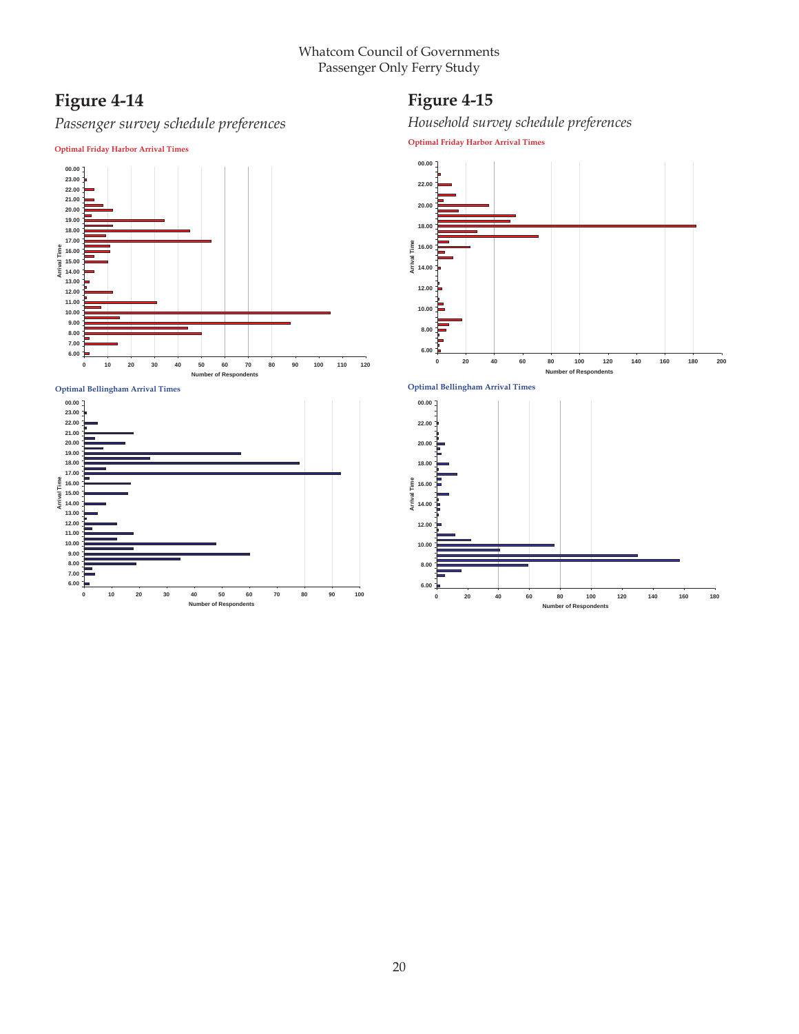# Figure 4-14

*Passenger survey schedule preferences*

**Optimal Friday Harbor Arrival Times**

**Optimal Bellingham Arrival Times**

# Figure 4-15

*Household survey schedule preferences*

**Optimal Friday Harbor Arrival Times**

**Optimal Bellingham Arrival Times**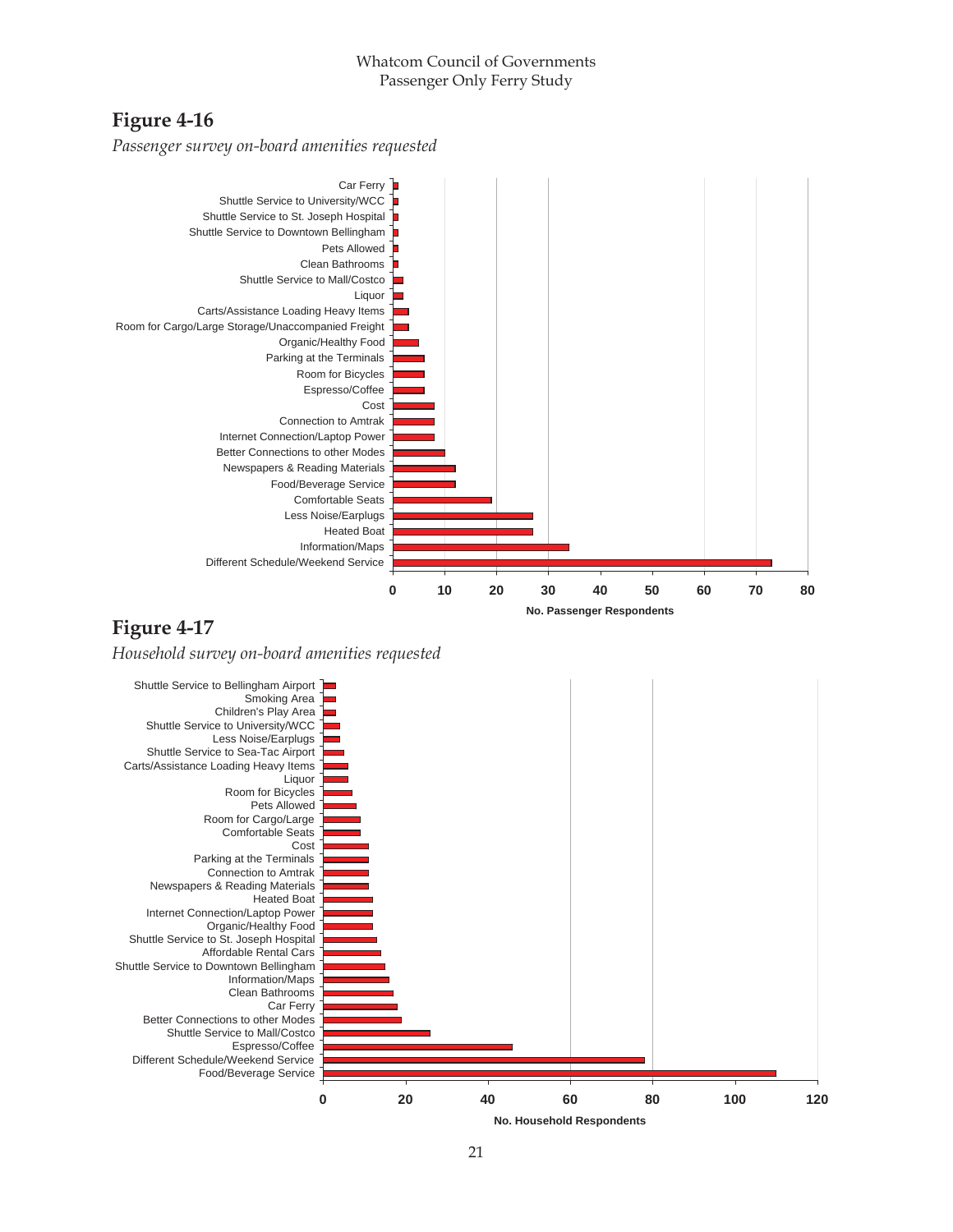## Figure 4-16

*Passenger survey on-board amenities requested*

| Amenity | No. Passenger Respondents |
|---|---|
| Car Ferry | 1 |
| Shuttle Service to University/WCC | 1 |
| Shuttle Service to St. Joseph Hospital | 1 |
| Shuttle Service to Downtown Bellingham | 1 |
| Pets Allowed | 1 |
| Clean Bathrooms | 1 |
| Shuttle Service to Mall/Costco | 2 |
| Liquor | 2 |
| Carts/Assistance Loading Heavy Items | 3 |
| Room for Cargo/Large Storage/Unaccompanied Freight | 3 |
| Organic/Healthy Food | 5 |
| Parking at the Terminals | 6 |
| Room for Bicycles | 6 |
| Espresso/Coffee | 6 |
| Cost | 8 |
| Connection to Amtrak | 8 |
| Internet Connection/Laptop Power | 8 |
| Better Connections to other Modes | 10 |
| Newspapers & Reading Materials | 12 |
| Food/Beverage Service | 12 |
| Comfortable Seats | 19 |
| Less Noise/Earplugs | 27 |
| Heated Boat | 27 |
| Information/Maps | 34 |
| Different Schedule/Weekend Service | 73 |

## Figure 4-17

*Household survey on-board amenities requested*

| Amenity | No. Household Respondents |
|---|---|
| Shuttle Service to Bellingham Airport | 3 |
| Smoking Area | 3 |
| Children's Play Area | 3 |
| Shuttle Service to University/WCC | 4 |
| Less Noise/Earplugs | 4 |
| Shuttle Service to Sea-Tac Airport | 5 |
| Carts/Assistance Loading Heavy Items | 6 |
| Liquor | 6 |
| Room for Bicycles | 7 |
| Pets Allowed | 8 |
| Room for Cargo/Large | 9 |
| Comfortable Seats | 9 |
| Cost | 11 |
| Parking at the Terminals | 11 |
| Connection to Amtrak | 11 |
| Newspapers & Reading Materials | 11 |
| Heated Boat | 12 |
| Internet Connection/Laptop Power | 12 |
| Organic/Healthy Food | 12 |
| Shuttle Service to St. Joseph Hospital | 13 |
| Affordable Rental Cars | 14 |
| Shuttle Service to Downtown Bellingham | 15 |
| Information/Maps | 16 |
| Clean Bathrooms | 17 |
| Car Ferry | 18 |
| Better Connections to other Modes | 19 |
| Shuttle Service to Mall/Costco | 26 |
| Espresso/Coffee | 46 |
| Different Schedule/Weekend Service | 78 |
| Food/Beverage Service | 110 |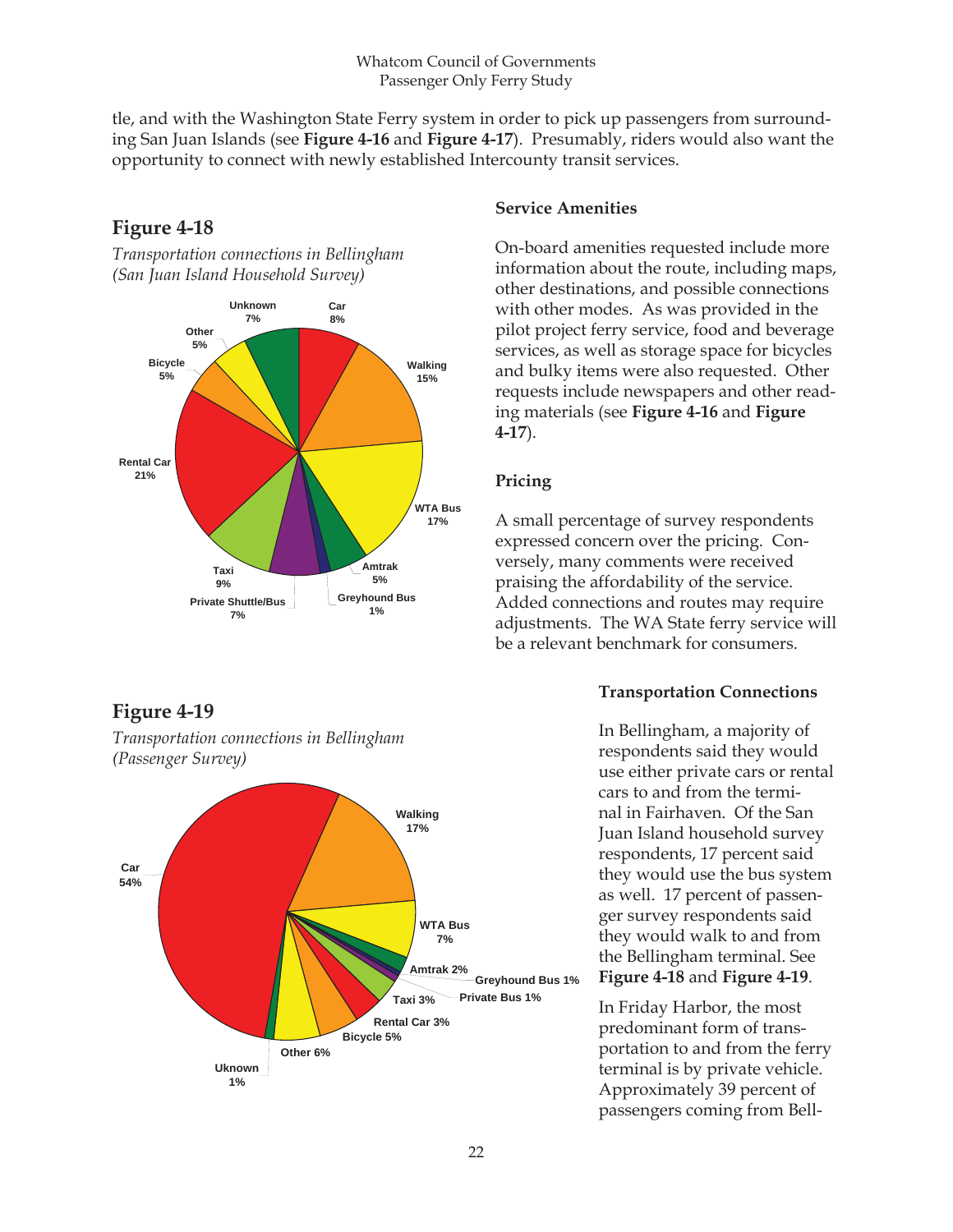tle, and with the Washington State Ferry system in order to pick up passengers from surrounding San Juan Islands (see **Figure 4-16** and **Figure 4-17**). Presumably, riders would also want the opportunity to connect with newly established Intercounty transit services.

## Figure 4-18

*Transportation connections in Bellingham (San Juan Island Household Survey)*

| Mode | Percent |
|---|---|
| Car | 8% |
| Walking | 15% |
| WTA Bus | 17% |
| Amtrak | 5% |
| Greyhound Bus | 1% |
| Private Shuttle/Bus | 7% |
| Taxi | 9% |
| Rental Car | 21% |
| Bicycle | 5% |
| Other | 5% |
| Unknown | 7% |

### Service Amenities

On-board amenities requested include more information about the route, including maps, other destinations, and possible connections with other modes. As was provided in the pilot project ferry service, food and beverage services, as well as storage space for bicycles and bulky items were also requested. Other requests include newspapers and other reading materials (see **Figure 4-16** and **Figure 4-17**).

### Pricing

A small percentage of survey respondents expressed concern over the pricing. Conversely, many comments were received praising the affordability of the service. Added connections and routes may require adjustments. The WA State ferry service will be a relevant benchmark for consumers.

## Figure 4-19

*Transportation connections in Bellingham (Passenger Survey)*

| Mode | Percent |
|---|---|
| Car | 54% |
| Walking | 17% |
| WTA Bus | 7% |
| Amtrak | 2% |
| Greyhound Bus | 1% |
| Private Bus | 1% |
| Taxi | 3% |
| Rental Car | 3% |
| Bicycle | 5% |
| Other | 6% |
| Uknown | 1% |

### Transportation Connections

In Bellingham, a majority of respondents said they would use either private cars or rental cars to and from the terminal in Fairhaven. Of the San Juan Island household survey respondents, 17 percent said they would use the bus system as well. 17 percent of passenger survey respondents said they would walk to and from the Bellingham terminal. See **Figure 4-18** and **Figure 4-19**.

In Friday Harbor, the most predominant form of transportation to and from the ferry terminal is by private vehicle. Approximately 39 percent of passengers coming from Bell-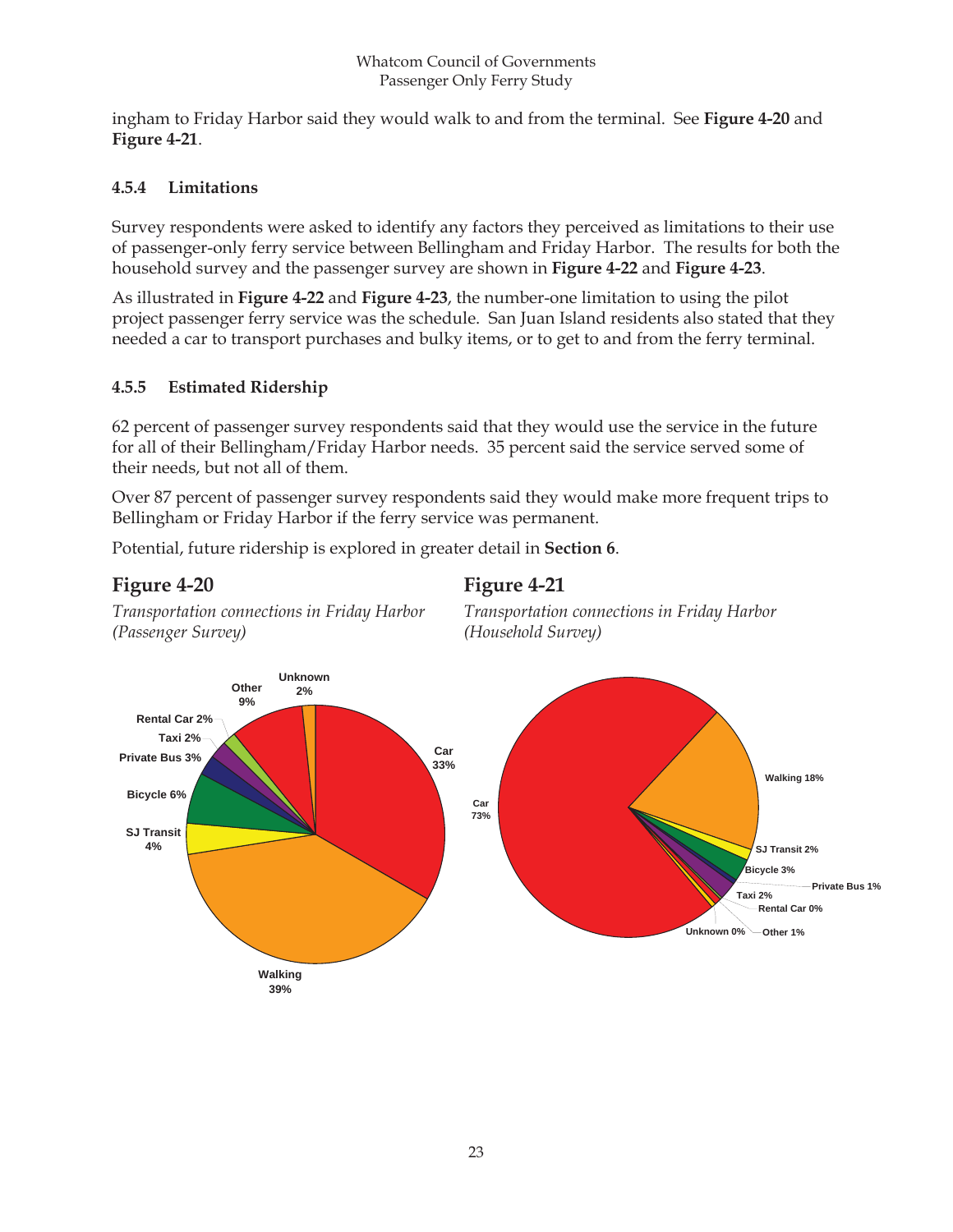ingham to Friday Harbor said they would walk to and from the terminal. See **Figure 4-20** and **Figure 4-21**.

### 4.5.4 Limitations

Survey respondents were asked to identify any factors they perceived as limitations to their use of passenger-only ferry service between Bellingham and Friday Harbor. The results for both the household survey and the passenger survey are shown in **Figure 4-22** and **Figure 4-23**.

As illustrated in **Figure 4-22** and **Figure 4-23**, the number-one limitation to using the pilot project passenger ferry service was the schedule. San Juan Island residents also stated that they needed a car to transport purchases and bulky items, or to get to and from the ferry terminal.

### 4.5.5 Estimated Ridership

62 percent of passenger survey respondents said that they would use the service in the future for all of their Bellingham/Friday Harbor needs. 35 percent said the service served some of their needs, but not all of them.

Over 87 percent of passenger survey respondents said they would make more frequent trips to Bellingham or Friday Harbor if the ferry service was permanent.

Potential, future ridership is explored in greater detail in **Section 6**.

## Figure 4-20

*Transportation connections in Friday Harbor (Passenger Survey)*

| Mode | Percent |
|---|---|
| Car | 33% |
| Walking | 39% |
| SJ Transit | 4% |
| Bicycle | 6% |
| Private Bus | 3% |
| Taxi | 2% |
| Rental Car | 2% |
| Other | 9% |
| Unknown | 2% |

## Figure 4-21

*Transportation connections in Friday Harbor (Household Survey)*

| Mode | Percent |
|---|---|
| Car | 73% |
| Walking | 18% |
| SJ Transit | 2% |
| Bicycle | 3% |
| Private Bus | 1% |
| Taxi | 2% |
| Rental Car | 0% |
| Other | 1% |
| Unknown | 0% |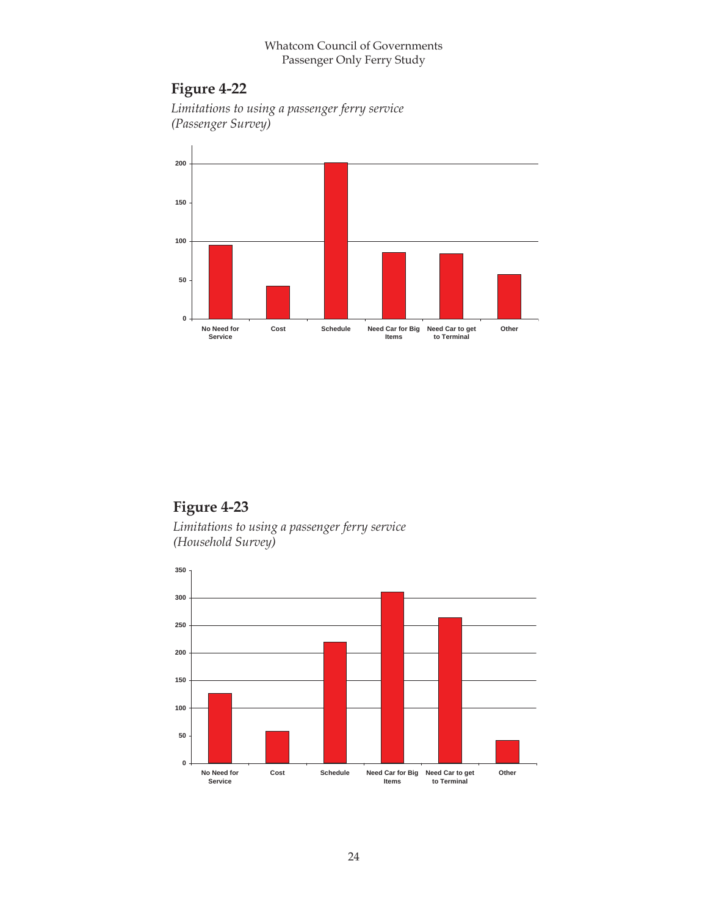## Figure 4-22

*Limitations to using a passenger ferry service (Passenger Survey)*

## Figure 4-23

*Limitations to using a passenger ferry service (Household Survey)*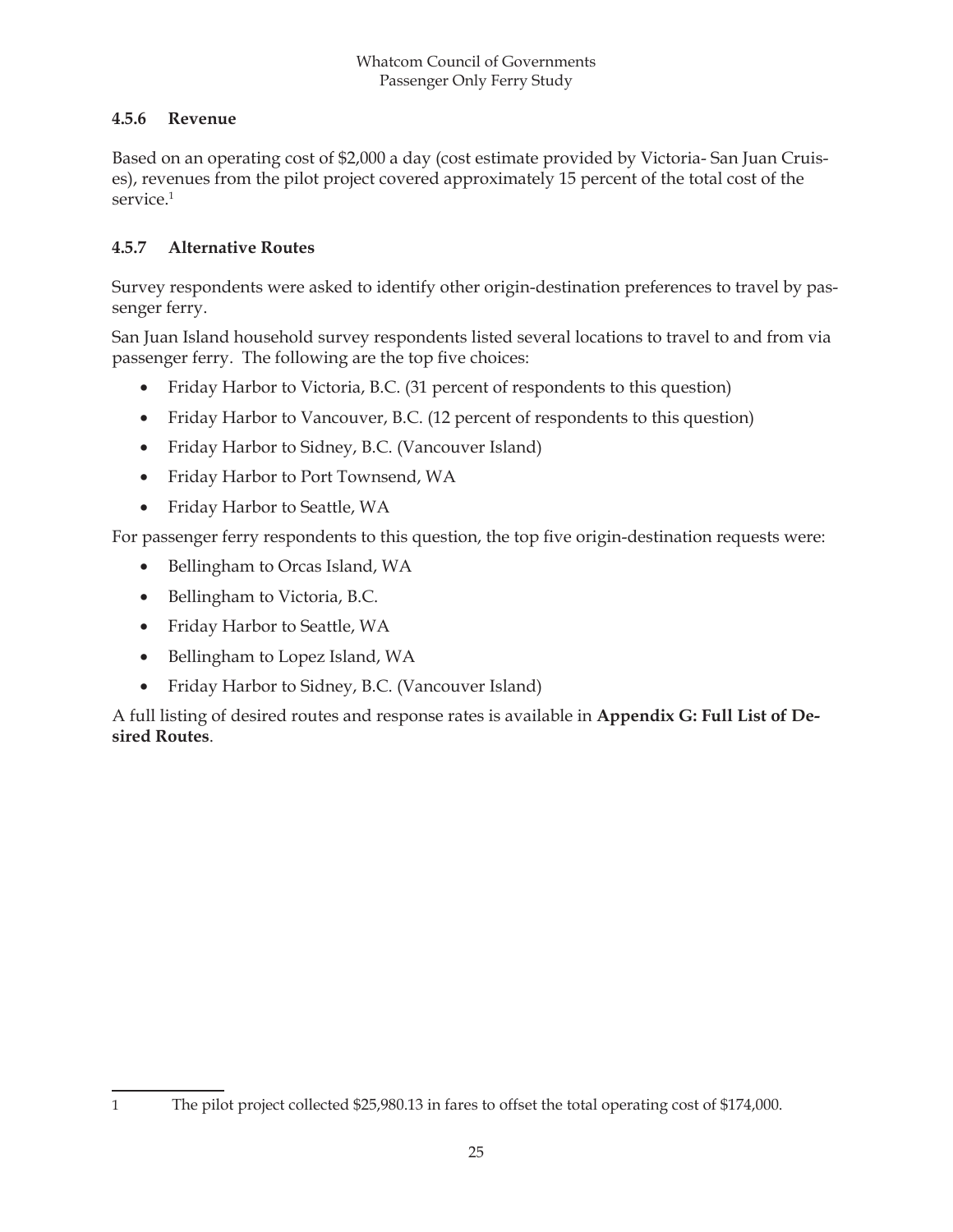### 4.5.6 Revenue

Based on an operating cost of $2,000 a day (cost estimate provided by Victoria- San Juan Cruises), revenues from the pilot project covered approximately 15 percent of the total cost of the service.[1]

### 4.5.7 Alternative Routes

Survey respondents were asked to identify other origin-destination preferences to travel by passenger ferry.

San Juan Island household survey respondents listed several locations to travel to and from via passenger ferry. The following are the top five choices:

- Friday Harbor to Victoria, B.C. (31 percent of respondents to this question)
- Friday Harbor to Vancouver, B.C. (12 percent of respondents to this question)
- Friday Harbor to Sidney, B.C. (Vancouver Island)
- Friday Harbor to Port Townsend, WA
- Friday Harbor to Seattle, WA

For passenger ferry respondents to this question, the top five origin-destination requests were:

- Bellingham to Orcas Island, WA
- Bellingham to Victoria, B.C.
- Friday Harbor to Seattle, WA
- Bellingham to Lopez Island, WA
- Friday Harbor to Sidney, B.C. (Vancouver Island)

A full listing of desired routes and response rates is available in **Appendix G: Full List of Desired Routes**.

---

1 The pilot project collected $25,980.13 in fares to offset the total operating cost of $174,000.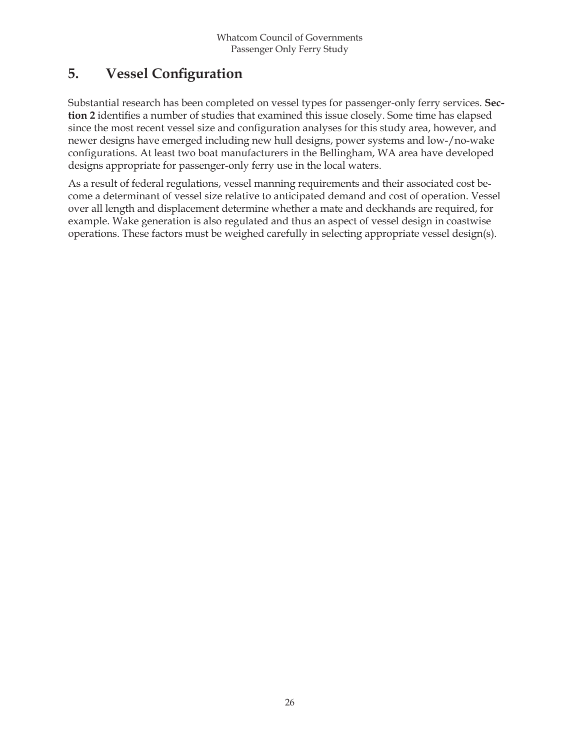# 5. Vessel Configuration

Substantial research has been completed on vessel types for passenger-only ferry services. **Section 2** identifies a number of studies that examined this issue closely. Some time has elapsed since the most recent vessel size and configuration analyses for this study area, however, and newer designs have emerged including new hull designs, power systems and low-/no-wake configurations. At least two boat manufacturers in the Bellingham, WA area have developed designs appropriate for passenger-only ferry use in the local waters.

As a result of federal regulations, vessel manning requirements and their associated cost become a determinant of vessel size relative to anticipated demand and cost of operation. Vessel over all length and displacement determine whether a mate and deckhands are required, for example. Wake generation is also regulated and thus an aspect of vessel design in coastwise operations. These factors must be weighed carefully in selecting appropriate vessel design(s).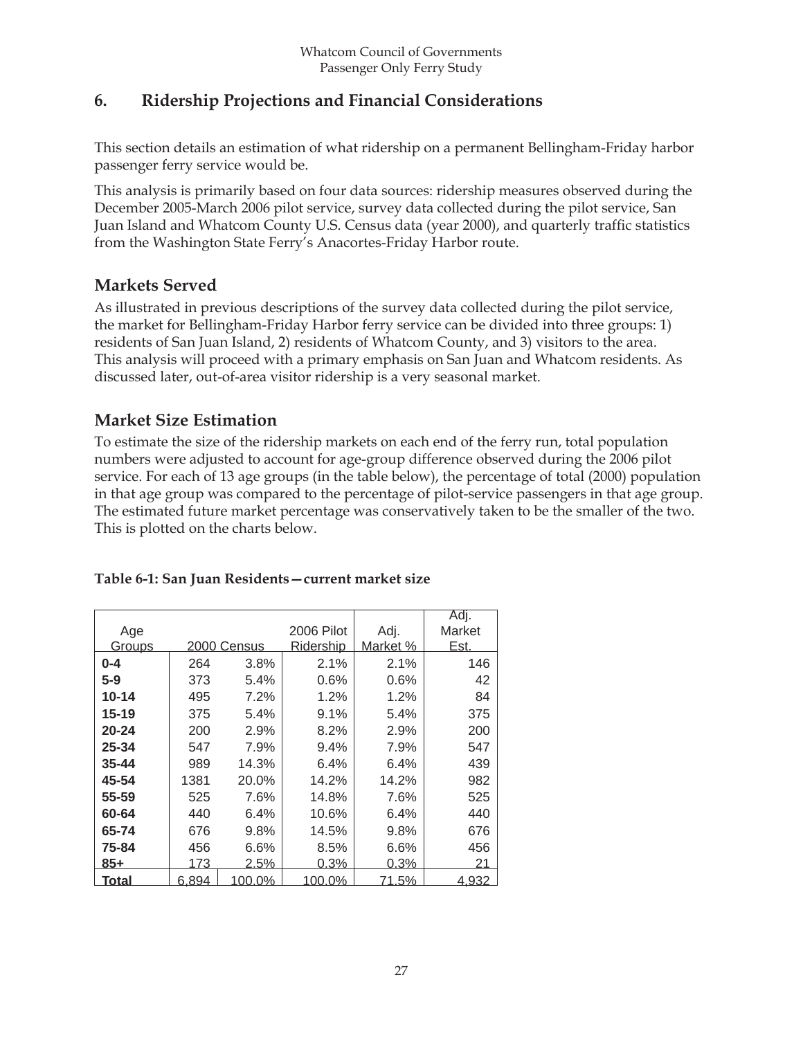## 6. Ridership Projections and Financial Considerations

This section details an estimation of what ridership on a permanent Bellingham-Friday harbor passenger ferry service would be.

This analysis is primarily based on four data sources: ridership measures observed during the December 2005-March 2006 pilot service, survey data collected during the pilot service, San Juan Island and Whatcom County U.S. Census data (year 2000), and quarterly traffic statistics from the Washington State Ferry's Anacortes-Friday Harbor route.

### Markets Served

As illustrated in previous descriptions of the survey data collected during the pilot service, the market for Bellingham-Friday Harbor ferry service can be divided into three groups: 1) residents of San Juan Island, 2) residents of Whatcom County, and 3) visitors to the area. This analysis will proceed with a primary emphasis on San Juan and Whatcom residents. As discussed later, out-of-area visitor ridership is a very seasonal market.

### Market Size Estimation

To estimate the size of the ridership markets on each end of the ferry run, total population numbers were adjusted to account for age-group difference observed during the 2006 pilot service. For each of 13 age groups (in the table below), the percentage of total (2000) population in that age group was compared to the percentage of pilot-service passengers in that age group. The estimated future market percentage was conservatively taken to be the smaller of the two. This is plotted on the charts below.

**Table 6-1: San Juan Residents—current market size**

| Age Groups | 2000 Census | | 2006 Pilot Ridership | Adj. Market % | Adj. Market Est. |
|---|---|---|---|---|---|
| **0-4** | 264 | 3.8% | 2.1% | 2.1% | 146 |
| **5-9** | 373 | 5.4% | 0.6% | 0.6% | 42 |
| **10-14** | 495 | 7.2% | 1.2% | 1.2% | 84 |
| **15-19** | 375 | 5.4% | 9.1% | 5.4% | 375 |
| **20-24** | 200 | 2.9% | 8.2% | 2.9% | 200 |
| **25-34** | 547 | 7.9% | 9.4% | 7.9% | 547 |
| **35-44** | 989 | 14.3% | 6.4% | 6.4% | 439 |
| **45-54** | 1381 | 20.0% | 14.2% | 14.2% | 982 |
| **55-59** | 525 | 7.6% | 14.8% | 7.6% | 525 |
| **60-64** | 440 | 6.4% | 10.6% | 6.4% | 440 |
| **65-74** | 676 | 9.8% | 14.5% | 9.8% | 676 |
| **75-84** | 456 | 6.6% | 8.5% | 6.6% | 456 |
| **85+** | 173 | 2.5% | 0.3% | 0.3% | 21 |
| **Total** | 6,894 | 100.0% | 100.0% | 71.5% | 4,932 |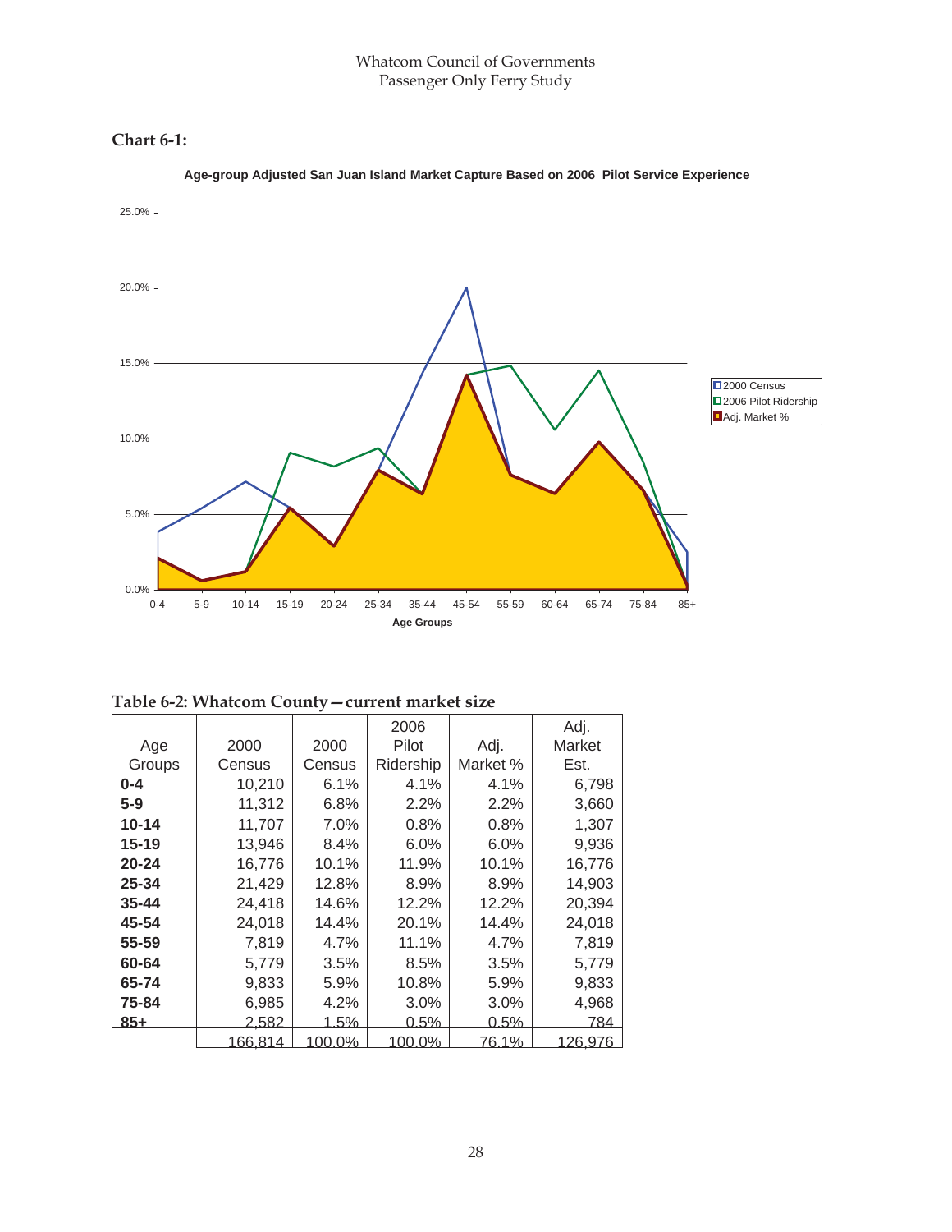**Chart 6-1:**

**Age-group Adjusted San Juan Island Market Capture Based on 2006 Pilot Service Experience**

**Table 6-2: Whatcom County—current market size**

| Age Groups | 2000 Census | 2000 Census | 2006 Pilot Ridership | Adj. Market % | Adj. Market Est. |
|---|---|---|---|---|---|
| **0-4** | 10,210 | 6.1% | 4.1% | 4.1% | 6,798 |
| **5-9** | 11,312 | 6.8% | 2.2% | 2.2% | 3,660 |
| **10-14** | 11,707 | 7.0% | 0.8% | 0.8% | 1,307 |
| **15-19** | 13,946 | 8.4% | 6.0% | 6.0% | 9,936 |
| **20-24** | 16,776 | 10.1% | 11.9% | 10.1% | 16,776 |
| **25-34** | 21,429 | 12.8% | 8.9% | 8.9% | 14,903 |
| **35-44** | 24,418 | 14.6% | 12.2% | 12.2% | 20,394 |
| **45-54** | 24,018 | 14.4% | 20.1% | 14.4% | 24,018 |
| **55-59** | 7,819 | 4.7% | 11.1% | 4.7% | 7,819 |
| **60-64** | 5,779 | 3.5% | 8.5% | 3.5% | 5,779 |
| **65-74** | 9,833 | 5.9% | 10.8% | 5.9% | 9,833 |
| **75-84** | 6,985 | 4.2% | 3.0% | 3.0% | 4,968 |
| **85+** | 2,582 | 1.5% | 0.5% | 0.5% | 784 |
| | 166,814 | 100.0% | 100.0% | 76.1% | 126,976 |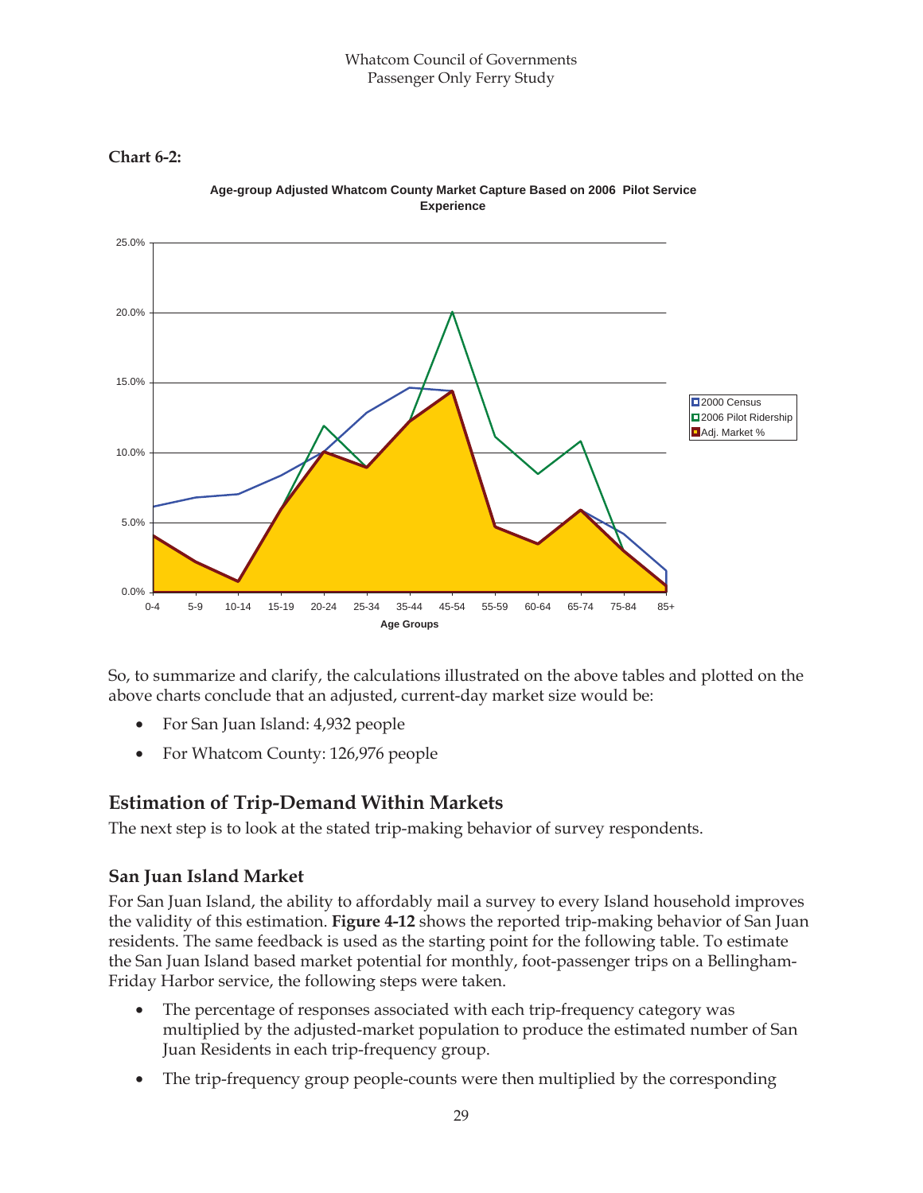**Chart 6-2:**

**Age-group Adjusted Whatcom County Market Capture Based on 2006 Pilot Service Experience**

So, to summarize and clarify, the calculations illustrated on the above tables and plotted on the above charts conclude that an adjusted, current-day market size would be:

- For San Juan Island: 4,932 people
- For Whatcom County: 126,976 people

## Estimation of Trip-Demand Within Markets

The next step is to look at the stated trip-making behavior of survey respondents.

### San Juan Island Market

For San Juan Island, the ability to affordably mail a survey to every Island household improves the validity of this estimation. **Figure 4-12** shows the reported trip-making behavior of San Juan residents. The same feedback is used as the starting point for the following table. To estimate the San Juan Island based market potential for monthly, foot-passenger trips on a Bellingham-Friday Harbor service, the following steps were taken.

- The percentage of responses associated with each trip-frequency category was multiplied by the adjusted-market population to produce the estimated number of San Juan Residents in each trip-frequency group.
- The trip-frequency group people-counts were then multiplied by the corresponding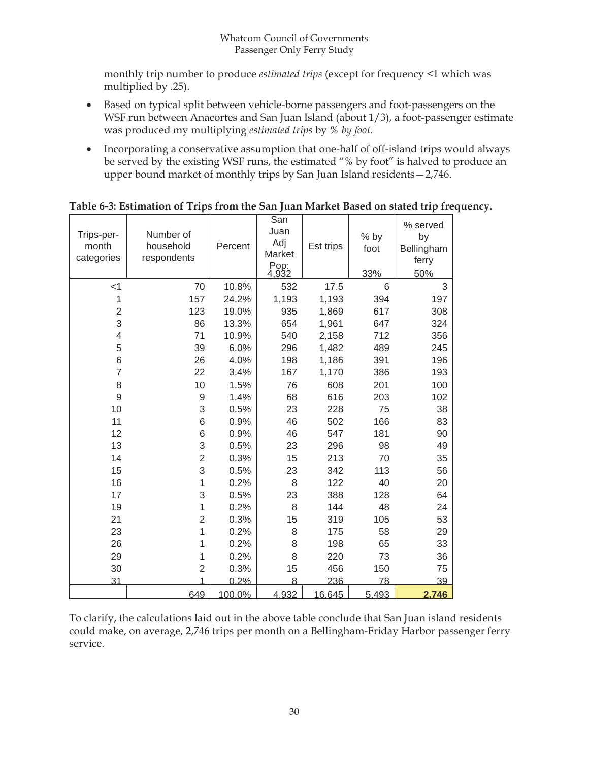monthly trip number to produce *estimated trips* (except for frequency <1 which was multiplied by .25).

- Based on typical split between vehicle-borne passengers and foot-passengers on the WSF run between Anacortes and San Juan Island (about 1/3), a foot-passenger estimate was produced my multiplying *estimated trips* by *% by foot.*
- Incorporating a conservative assumption that one-half of off-island trips would always be served by the existing WSF runs, the estimated "% by foot" is halved to produce an upper bound market of monthly trips by San Juan Island residents—2,746.

**Table 6-3: Estimation of Trips from the San Juan Market Based on stated trip frequency.**

| Trips-per-month categories | Number of household respondents | Percent | San Juan Adj Market Pop: 4,932 | Est trips | % by foot 33% | % served by Bellingham ferry 50% |
|---|---|---|---|---|---|---|
| <1 | 70 | 10.8% | 532 | 17.5 | 6 | 3 |
| 1 | 157 | 24.2% | 1,193 | 1,193 | 394 | 197 |
| 2 | 123 | 19.0% | 935 | 1,869 | 617 | 308 |
| 3 | 86 | 13.3% | 654 | 1,961 | 647 | 324 |
| 4 | 71 | 10.9% | 540 | 2,158 | 712 | 356 |
| 5 | 39 | 6.0% | 296 | 1,482 | 489 | 245 |
| 6 | 26 | 4.0% | 198 | 1,186 | 391 | 196 |
| 7 | 22 | 3.4% | 167 | 1,170 | 386 | 193 |
| 8 | 10 | 1.5% | 76 | 608 | 201 | 100 |
| 9 | 9 | 1.4% | 68 | 616 | 203 | 102 |
| 10 | 3 | 0.5% | 23 | 228 | 75 | 38 |
| 11 | 6 | 0.9% | 46 | 502 | 166 | 83 |
| 12 | 6 | 0.9% | 46 | 547 | 181 | 90 |
| 13 | 3 | 0.5% | 23 | 296 | 98 | 49 |
| 14 | 2 | 0.3% | 15 | 213 | 70 | 35 |
| 15 | 3 | 0.5% | 23 | 342 | 113 | 56 |
| 16 | 1 | 0.2% | 8 | 122 | 40 | 20 |
| 17 | 3 | 0.5% | 23 | 388 | 128 | 64 |
| 19 | 1 | 0.2% | 8 | 144 | 48 | 24 |
| 21 | 2 | 0.3% | 15 | 319 | 105 | 53 |
| 23 | 1 | 0.2% | 8 | 175 | 58 | 29 |
| 26 | 1 | 0.2% | 8 | 198 | 65 | 33 |
| 29 | 1 | 0.2% | 8 | 220 | 73 | 36 |
| 30 | 2 | 0.3% | 15 | 456 | 150 | 75 |
| 31 | 1 | 0.2% | 8 | 236 | 78 | 39 |
| | 649 | 100.0% | 4,932 | 16,645 | 5,493 | **2,746** |

To clarify, the calculations laid out in the above table conclude that San Juan island residents could make, on average, 2,746 trips per month on a Bellingham-Friday Harbor passenger ferry service.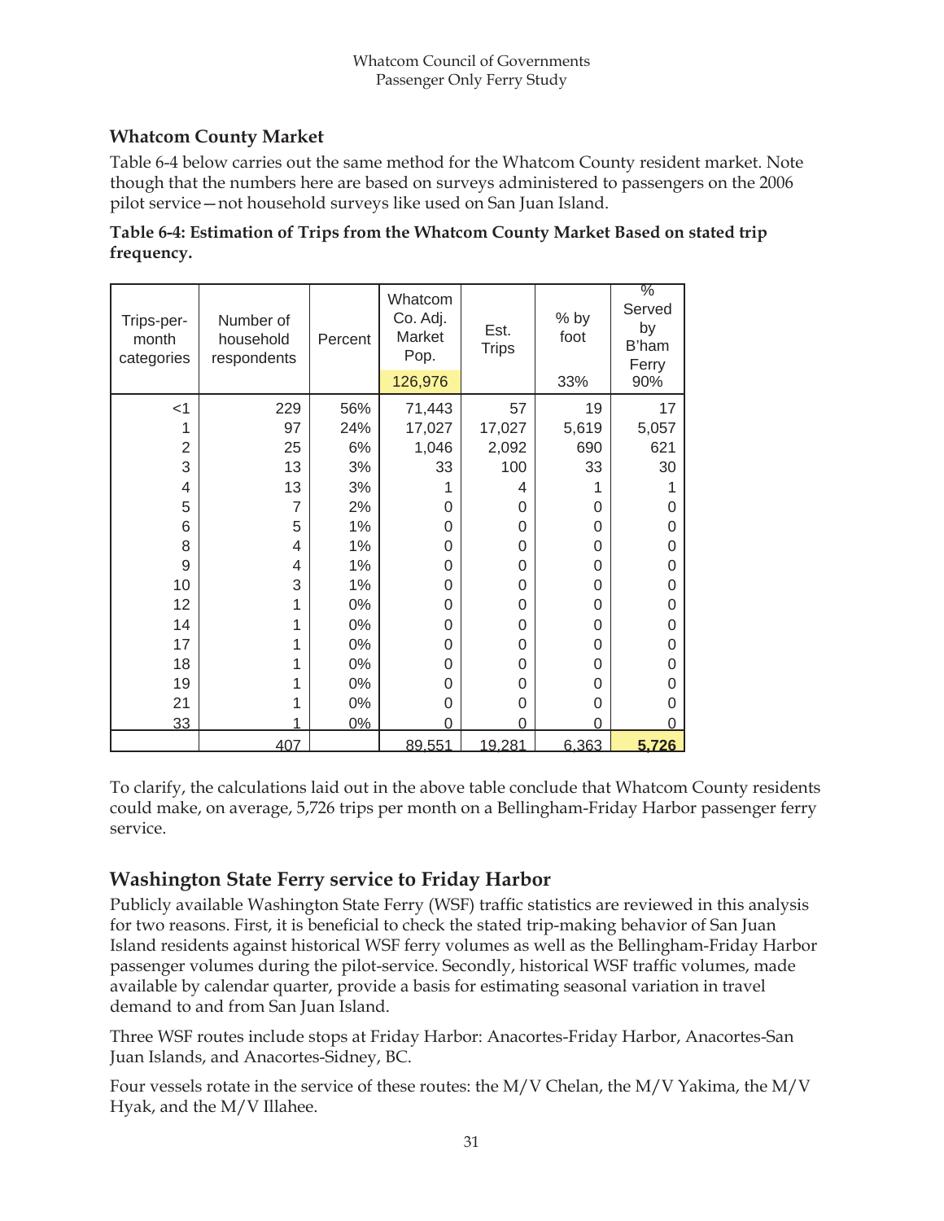## Whatcom County Market

Table 6-4 below carries out the same method for the Whatcom County resident market. Note though that the numbers here are based on surveys administered to passengers on the 2006 pilot service—not household surveys like used on San Juan Island.

**Table 6-4: Estimation of Trips from the Whatcom County Market Based on stated trip frequency.**

| Trips-per-month categories | Number of household respondents | Percent | Whatcom Co. Adj. Market Pop. 126,976 | Est. Trips | % by foot 33% | % Served by B'ham Ferry 90% |
|---|---|---|---|---|---|---|
| <1 | 229 | 56% | 71,443 | 57 | 19 | 17 |
| 1 | 97 | 24% | 17,027 | 17,027 | 5,619 | 5,057 |
| 2 | 25 | 6% | 1,046 | 2,092 | 690 | 621 |
| 3 | 13 | 3% | 33 | 100 | 33 | 30 |
| 4 | 13 | 3% | 1 | 4 | 1 | 1 |
| 5 | 7 | 2% | 0 | 0 | 0 | 0 |
| 6 | 5 | 1% | 0 | 0 | 0 | 0 |
| 8 | 4 | 1% | 0 | 0 | 0 | 0 |
| 9 | 4 | 1% | 0 | 0 | 0 | 0 |
| 10 | 3 | 1% | 0 | 0 | 0 | 0 |
| 12 | 1 | 0% | 0 | 0 | 0 | 0 |
| 14 | 1 | 0% | 0 | 0 | 0 | 0 |
| 17 | 1 | 0% | 0 | 0 | 0 | 0 |
| 18 | 1 | 0% | 0 | 0 | 0 | 0 |
| 19 | 1 | 0% | 0 | 0 | 0 | 0 |
| 21 | 1 | 0% | 0 | 0 | 0 | 0 |
| 33 | 1 | 0% | 0 | 0 | 0 | 0 |
| | 407 | | 89,551 | 19,281 | 6,363 | **5,726** |

To clarify, the calculations laid out in the above table conclude that Whatcom County residents could make, on average, 5,726 trips per month on a Bellingham-Friday Harbor passenger ferry service.

## Washington State Ferry service to Friday Harbor

Publicly available Washington State Ferry (WSF) traffic statistics are reviewed in this analysis for two reasons. First, it is beneficial to check the stated trip-making behavior of San Juan Island residents against historical WSF ferry volumes as well as the Bellingham-Friday Harbor passenger volumes during the pilot-service. Secondly, historical WSF traffic volumes, made available by calendar quarter, provide a basis for estimating seasonal variation in travel demand to and from San Juan Island.

Three WSF routes include stops at Friday Harbor: Anacortes-Friday Harbor, Anacortes-San Juan Islands, and Anacortes-Sidney, BC.

Four vessels rotate in the service of these routes: the M/V Chelan, the M/V Yakima, the M/V Hyak, and the M/V Illahee.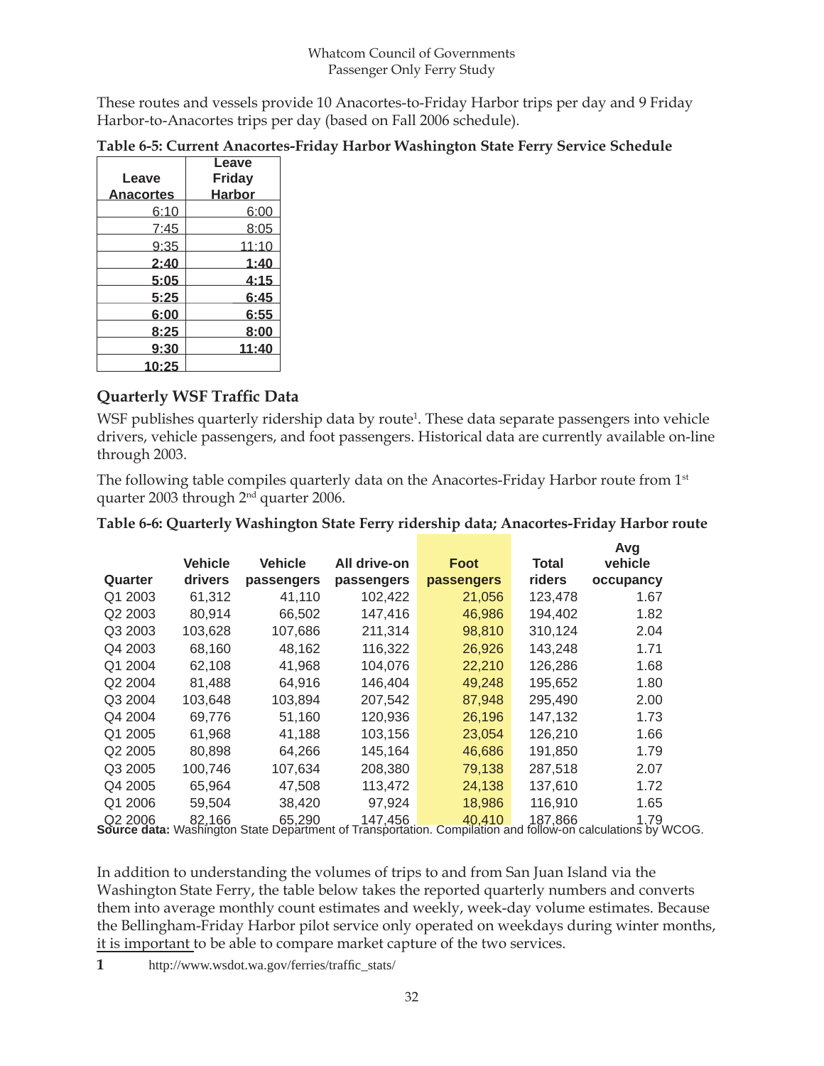These routes and vessels provide 10 Anacortes-to-Friday Harbor trips per day and 9 Friday Harbor-to-Anacortes trips per day (based on Fall 2006 schedule).

**Table 6-5: Current Anacortes-Friday Harbor Washington State Ferry Service Schedule**

| Leave Anacortes | Leave Friday Harbor |
|---|---|
| 6:10 | 6:00 |
| 7:45 | 8:05 |
| 9:35 | 11:10 |
| **2:40** | **1:40** |
| **5:05** | **4:15** |
| **5:25** | **6:45** |
| **6:00** | **6:55** |
| **8:25** | **8:00** |
| **9:30** | **11:40** |
| **10:25** | |

## Quarterly WSF Traffic Data

WSF publishes quarterly ridership data by route[1]. These data separate passengers into vehicle drivers, vehicle passengers, and foot passengers. Historical data are currently available on-line through 2003.

The following table compiles quarterly data on the Anacortes-Friday Harbor route from 1st quarter 2003 through 2nd quarter 2006.

**Table 6-6: Quarterly Washington State Ferry ridership data; Anacortes-Friday Harbor route**

| Quarter | Vehicle drivers | Vehicle passengers | All drive-on passengers | Foot passengers | Total riders | Avg vehicle occupancy |
|---|---|---|---|---|---|---|
| Q1 2003 | 61,312 | 41,110 | 102,422 | 21,056 | 123,478 | 1.67 |
| Q2 2003 | 80,914 | 66,502 | 147,416 | 46,986 | 194,402 | 1.82 |
| Q3 2003 | 103,628 | 107,686 | 211,314 | 98,810 | 310,124 | 2.04 |
| Q4 2003 | 68,160 | 48,162 | 116,322 | 26,926 | 143,248 | 1.71 |
| Q1 2004 | 62,108 | 41,968 | 104,076 | 22,210 | 126,286 | 1.68 |
| Q2 2004 | 81,488 | 64,916 | 146,404 | 49,248 | 195,652 | 1.80 |
| Q3 2004 | 103,648 | 103,894 | 207,542 | 87,948 | 295,490 | 2.00 |
| Q4 2004 | 69,776 | 51,160 | 120,936 | 26,196 | 147,132 | 1.73 |
| Q1 2005 | 61,968 | 41,188 | 103,156 | 23,054 | 126,210 | 1.66 |
| Q2 2005 | 80,898 | 64,266 | 145,164 | 46,686 | 191,850 | 1.79 |
| Q3 2005 | 100,746 | 107,634 | 208,380 | 79,138 | 287,518 | 2.07 |
| Q4 2005 | 65,964 | 47,508 | 113,472 | 24,138 | 137,610 | 1.72 |
| Q1 2006 | 59,504 | 38,420 | 97,924 | 18,986 | 116,910 | 1.65 |
| Q2 2006 | 82,166 | 65,290 | 147,456 | 40,410 | 187,866 | 1.79 |

**Source data:** Washington State Department of Transportation. Compilation and follow-on calculations by WCOG.

In addition to understanding the volumes of trips to and from San Juan Island via the Washington State Ferry, the table below takes the reported quarterly numbers and converts them into average monthly count estimates and weekly, week-day volume estimates. Because the Bellingham-Friday Harbor pilot service only operated on weekdays during winter months, it is important to be able to compare market capture of the two services.

[1] http://www.wsdot.wa.gov/ferries/traffic_stats/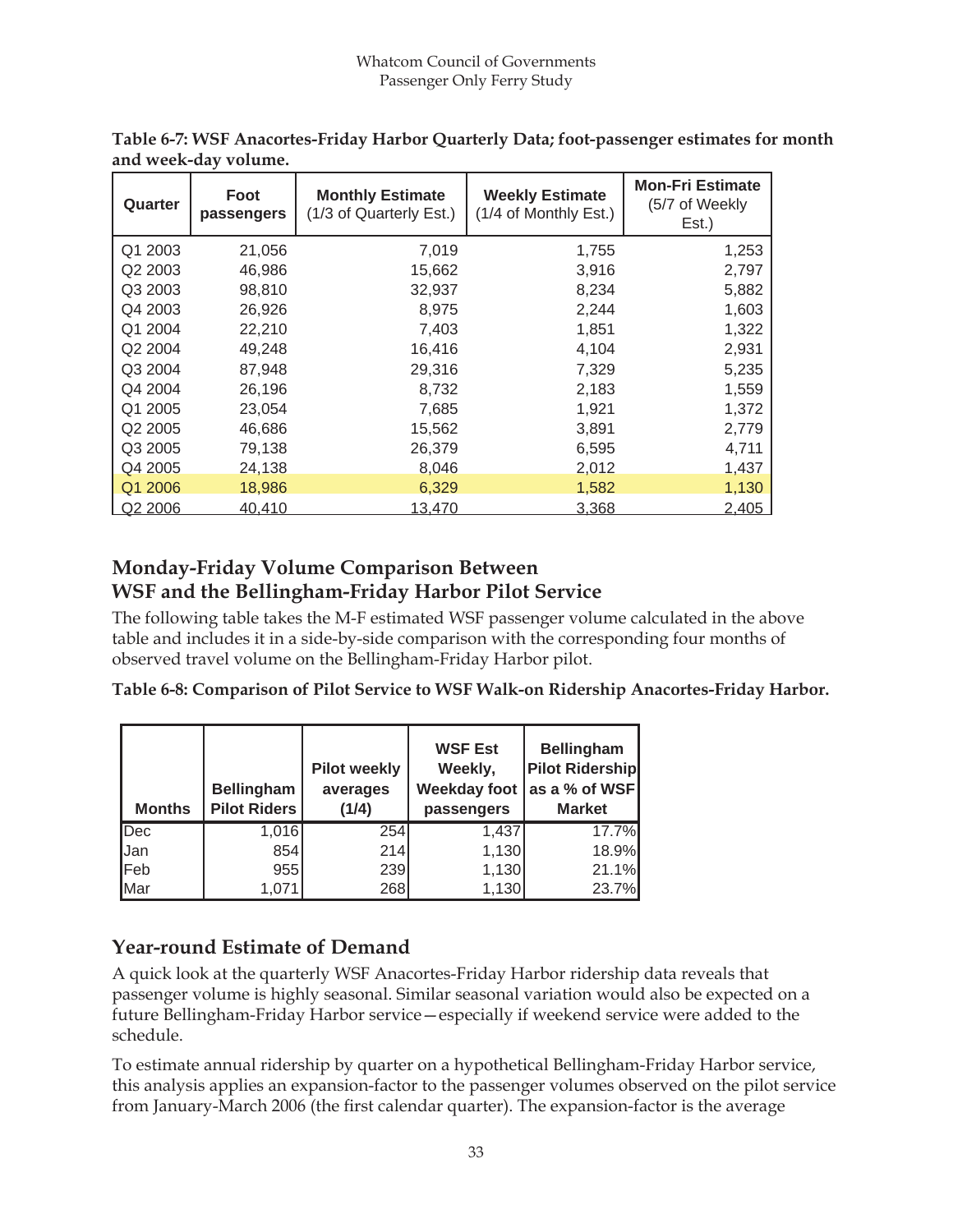**Table 6-7: WSF Anacortes-Friday Harbor Quarterly Data; foot-passenger estimates for month and week-day volume.**

| Quarter | Foot passengers | Monthly Estimate (1/3 of Quarterly Est.) | Weekly Estimate (1/4 of Monthly Est.) | Mon-Fri Estimate (5/7 of Weekly Est.) |
|---|---|---|---|---|
| Q1 2003 | 21,056 | 7,019 | 1,755 | 1,253 |
| Q2 2003 | 46,986 | 15,662 | 3,916 | 2,797 |
| Q3 2003 | 98,810 | 32,937 | 8,234 | 5,882 |
| Q4 2003 | 26,926 | 8,975 | 2,244 | 1,603 |
| Q1 2004 | 22,210 | 7,403 | 1,851 | 1,322 |
| Q2 2004 | 49,248 | 16,416 | 4,104 | 2,931 |
| Q3 2004 | 87,948 | 29,316 | 7,329 | 5,235 |
| Q4 2004 | 26,196 | 8,732 | 2,183 | 1,559 |
| Q1 2005 | 23,054 | 7,685 | 1,921 | 1,372 |
| Q2 2005 | 46,686 | 15,562 | 3,891 | 2,779 |
| Q3 2005 | 79,138 | 26,379 | 6,595 | 4,711 |
| Q4 2005 | 24,138 | 8,046 | 2,012 | 1,437 |
| Q1 2006 | 18,986 | 6,329 | 1,582 | 1,130 |
| Q2 2006 | 40,410 | 13,470 | 3,368 | 2,405 |

## Monday-Friday Volume Comparison Between WSF and the Bellingham-Friday Harbor Pilot Service

The following table takes the M-F estimated WSF passenger volume calculated in the above table and includes it in a side-by-side comparison with the corresponding four months of observed travel volume on the Bellingham-Friday Harbor pilot.

**Table 6-8: Comparison of Pilot Service to WSF Walk-on Ridership Anacortes-Friday Harbor.**

| Months | Bellingham Pilot Riders | Pilot weekly averages (1/4) | WSF Est Weekly, Weekday foot passengers | Bellingham Pilot Ridership as a % of WSF Market |
|---|---|---|---|---|
| Dec | 1,016 | 254 | 1,437 | 17.7% |
| Jan | 854 | 214 | 1,130 | 18.9% |
| Feb | 955 | 239 | 1,130 | 21.1% |
| Mar | 1,071 | 268 | 1,130 | 23.7% |

## Year-round Estimate of Demand

A quick look at the quarterly WSF Anacortes-Friday Harbor ridership data reveals that passenger volume is highly seasonal. Similar seasonal variation would also be expected on a future Bellingham-Friday Harbor service—especially if weekend service were added to the schedule.

To estimate annual ridership by quarter on a hypothetical Bellingham-Friday Harbor service, this analysis applies an expansion-factor to the passenger volumes observed on the pilot service from January-March 2006 (the first calendar quarter). The expansion-factor is the average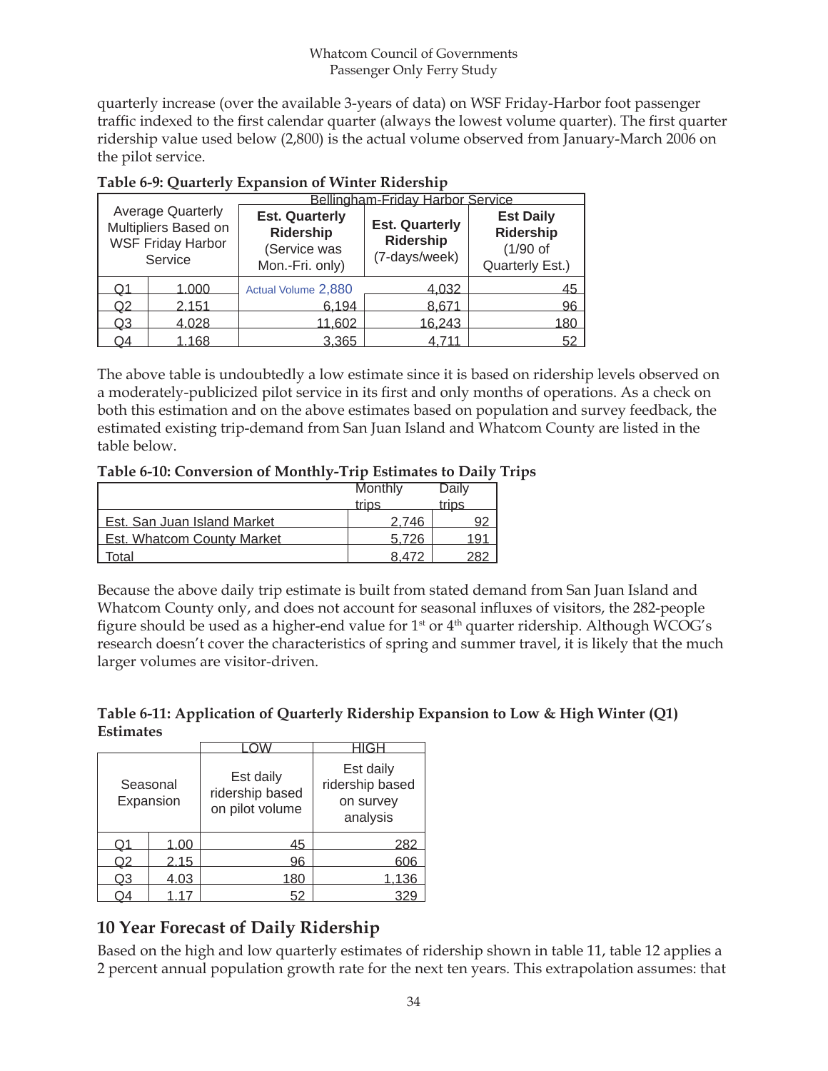quarterly increase (over the available 3-years of data) on WSF Friday-Harbor foot passenger traffic indexed to the first calendar quarter (always the lowest volume quarter). The first quarter ridership value used below (2,800) is the actual volume observed from January-March 2006 on the pilot service.

**Table 6-9: Quarterly Expansion of Winter Ridership**

| Average Quarterly Multipliers Based on WSF Friday Harbor Service | | Bellingham-Friday Harbor Service: Est. Quarterly Ridership (Service was Mon.-Fri. only) | Est. Quarterly Ridership (7-days/week) | Est Daily Ridership (1/90 of Quarterly Est.) |
|---|---|---|---|---|
| Q1 | 1.000 | Actual Volume 2,880 | 4,032 | 45 |
| Q2 | 2.151 | 6,194 | 8,671 | 96 |
| Q3 | 4.028 | 11,602 | 16,243 | 180 |
| Q4 | 1.168 | 3,365 | 4,711 | 52 |

The above table is undoubtedly a low estimate since it is based on ridership levels observed on a moderately-publicized pilot service in its first and only months of operations. As a check on both this estimation and on the above estimates based on population and survey feedback, the estimated existing trip-demand from San Juan Island and Whatcom County are listed in the table below.

**Table 6-10: Conversion of Monthly-Trip Estimates to Daily Trips**

| | Monthly trips | Daily trips |
|---|---|---|
| Est. San Juan Island Market | 2,746 | 92 |
| Est. Whatcom County Market | 5,726 | 191 |
| Total | 8,472 | 282 |

Because the above daily trip estimate is built from stated demand from San Juan Island and Whatcom County only, and does not account for seasonal influxes of visitors, the 282-people figure should be used as a higher-end value for 1st or 4th quarter ridership. Although WCOG's research doesn't cover the characteristics of spring and summer travel, it is likely that the much larger volumes are visitor-driven.

**Table 6-11: Application of Quarterly Ridership Expansion to Low & High Winter (Q1) Estimates**

| Seasonal Expansion | | LOW: Est daily ridership based on pilot volume | HIGH: Est daily ridership based on survey analysis |
|---|---|---|---|
| Q1 | 1.00 | 45 | 282 |
| Q2 | 2.15 | 96 | 606 |
| Q3 | 4.03 | 180 | 1,136 |
| Q4 | 1.17 | 52 | 329 |

## 10 Year Forecast of Daily Ridership

Based on the high and low quarterly estimates of ridership shown in table 11, table 12 applies a 2 percent annual population growth rate for the next ten years. This extrapolation assumes: that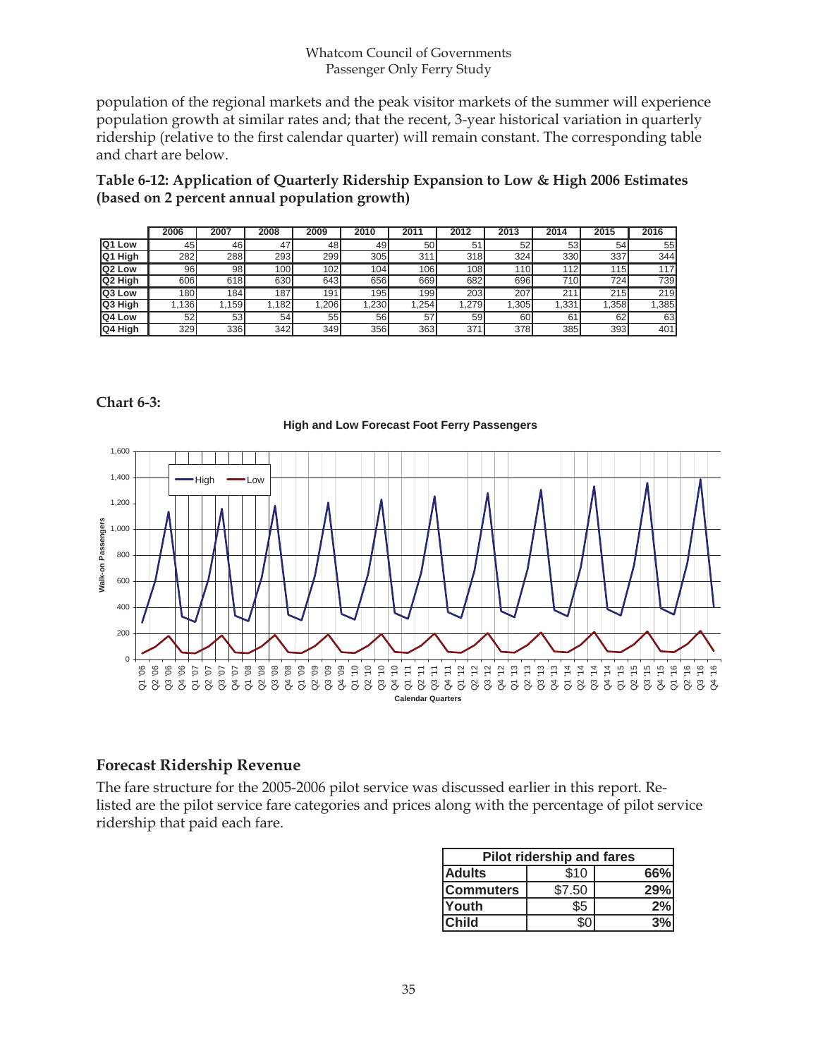population of the regional markets and the peak visitor markets of the summer will experience population growth at similar rates and; that the recent, 3-year historical variation in quarterly ridership (relative to the first calendar quarter) will remain constant. The corresponding table and chart are below.

**Table 6-12: Application of Quarterly Ridership Expansion to Low & High 2006 Estimates (based on 2 percent annual population growth)**

| | 2006 | 2007 | 2008 | 2009 | 2010 | 2011 | 2012 | 2013 | 2014 | 2015 | 2016 |
|---|---|---|---|---|---|---|---|---|---|---|---|
| Q1 Low | 45 | 46 | 47 | 48 | 49 | 50 | 51 | 52 | 53 | 54 | 55 |
| Q1 High | 282 | 288 | 293 | 299 | 305 | 311 | 318 | 324 | 330 | 337 | 344 |
| Q2 Low | 96 | 98 | 100 | 102 | 104 | 106 | 108 | 110 | 112 | 115 | 117 |
| Q2 High | 606 | 618 | 630 | 643 | 656 | 669 | 682 | 696 | 710 | 724 | 739 |
| Q3 Low | 180 | 184 | 187 | 191 | 195 | 199 | 203 | 207 | 211 | 215 | 219 |
| Q3 High | 1,136 | 1,159 | 1,182 | 1,206 | 1,230 | 1,254 | 1,279 | 1,305 | 1,331 | 1,358 | 1,385 |
| Q4 Low | 52 | 53 | 54 | 55 | 56 | 57 | 59 | 60 | 61 | 62 | 63 |
| Q4 High | 329 | 336 | 342 | 349 | 356 | 363 | 371 | 378 | 385 | 393 | 401 |

**Chart 6-3:**

**High and Low Forecast Foot Ferry Passengers**

## Forecast Ridership Revenue

The fare structure for the 2005-2006 pilot service was discussed earlier in this report. Re-listed are the pilot service fare categories and prices along with the percentage of pilot service ridership that paid each fare.

| Pilot ridership and fares | | |
|---|---|---|
| Adults | $10 | 66% |
| Commuters | $7.50 | 29% |
| Youth | $5 | 2% |
| Child | $0 | 3% |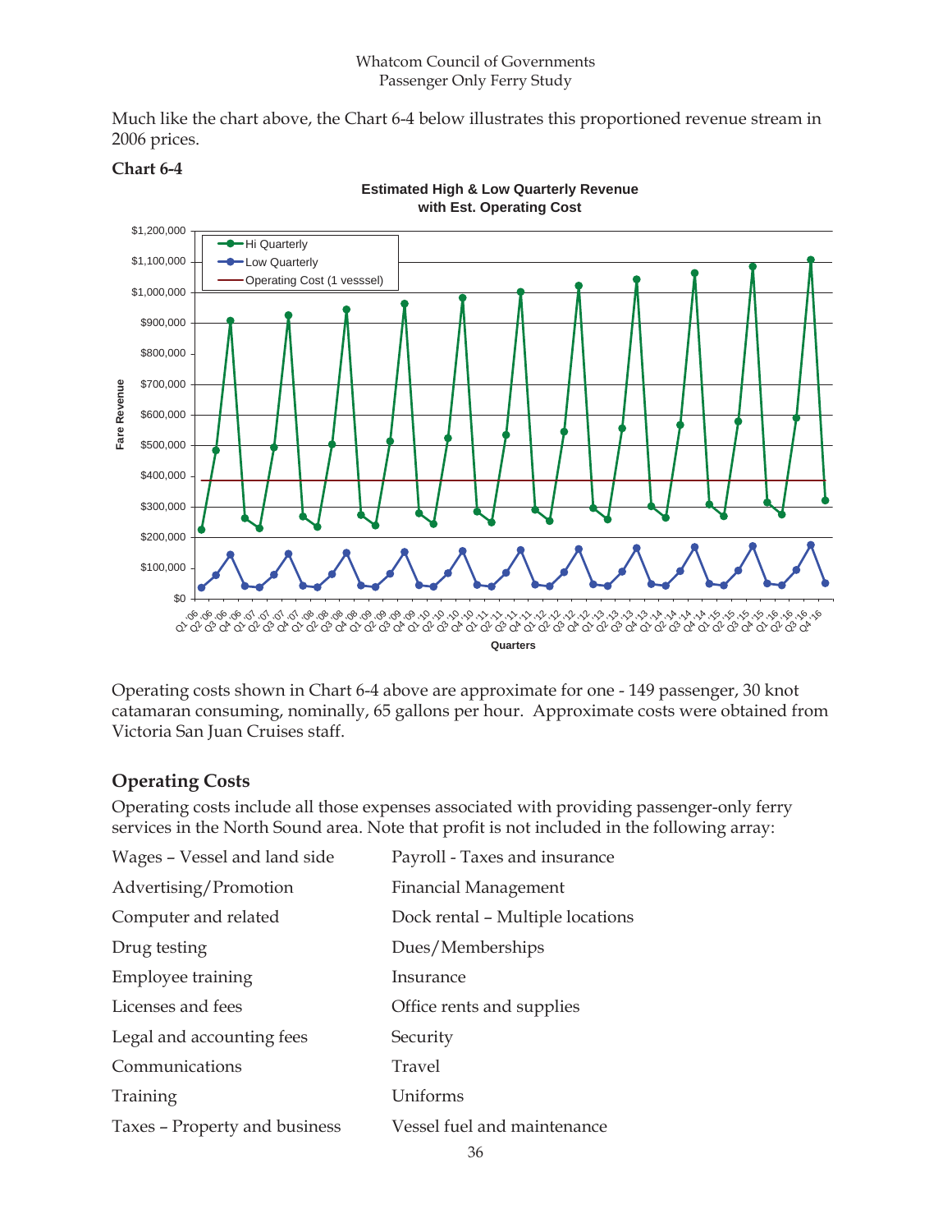Much like the chart above, the Chart 6-4 below illustrates this proportioned revenue stream in 2006 prices.

**Chart 6-4**

**Estimated High & Low Quarterly Revenue with Est. Operating Cost**

Operating costs shown in Chart 6-4 above are approximate for one - 149 passenger, 30 knot catamaran consuming, nominally, 65 gallons per hour. Approximate costs were obtained from Victoria San Juan Cruises staff.

## Operating Costs

Operating costs include all those expenses associated with providing passenger-only ferry services in the North Sound area. Note that profit is not included in the following array:

| | |
|---|---|
| Wages – Vessel and land side | Payroll - Taxes and insurance |
| Advertising/Promotion | Financial Management |
| Computer and related | Dock rental – Multiple locations |
| Drug testing | Dues/Memberships |
| Employee training | Insurance |
| Licenses and fees | Office rents and supplies |
| Legal and accounting fees | Security |
| Communications | Travel |
| Training | Uniforms |
| Taxes – Property and business | Vessel fuel and maintenance |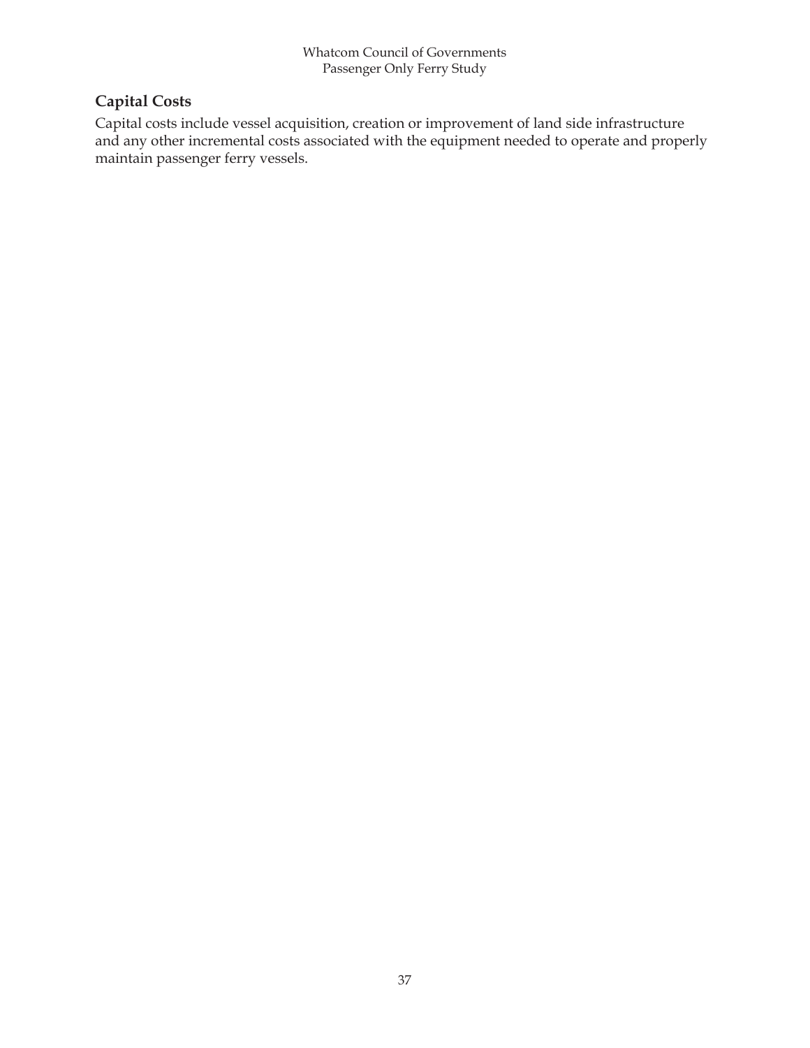## Capital Costs

Capital costs include vessel acquisition, creation or improvement of land side infrastructure and any other incremental costs associated with the equipment needed to operate and properly maintain passenger ferry vessels.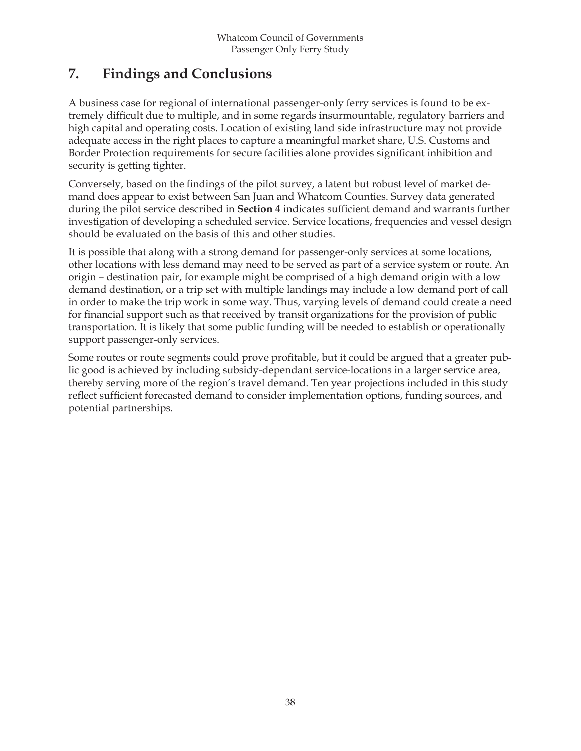# 7. Findings and Conclusions

A business case for regional of international passenger-only ferry services is found to be extremely difficult due to multiple, and in some regards insurmountable, regulatory barriers and high capital and operating costs. Location of existing land side infrastructure may not provide adequate access in the right places to capture a meaningful market share, U.S. Customs and Border Protection requirements for secure facilities alone provides significant inhibition and security is getting tighter.

Conversely, based on the findings of the pilot survey, a latent but robust level of market demand does appear to exist between San Juan and Whatcom Counties. Survey data generated during the pilot service described in **Section 4** indicates sufficient demand and warrants further investigation of developing a scheduled service. Service locations, frequencies and vessel design should be evaluated on the basis of this and other studies.

It is possible that along with a strong demand for passenger-only services at some locations, other locations with less demand may need to be served as part of a service system or route. An origin – destination pair, for example might be comprised of a high demand origin with a low demand destination, or a trip set with multiple landings may include a low demand port of call in order to make the trip work in some way. Thus, varying levels of demand could create a need for financial support such as that received by transit organizations for the provision of public transportation. It is likely that some public funding will be needed to establish or operationally support passenger-only services.

Some routes or route segments could prove profitable, but it could be argued that a greater public good is achieved by including subsidy-dependant service-locations in a larger service area, thereby serving more of the region's travel demand. Ten year projections included in this study reflect sufficient forecasted demand to consider implementation options, funding sources, and potential partnerships.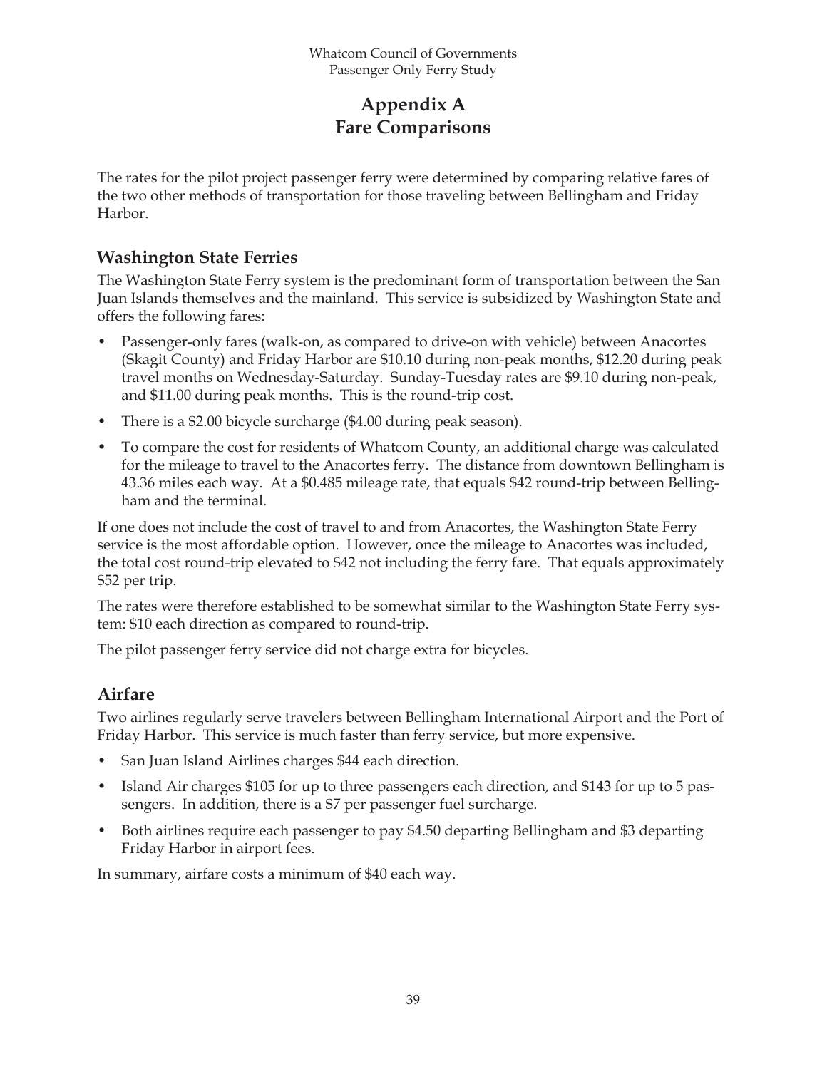# Appendix A
# Fare Comparisons

The rates for the pilot project passenger ferry were determined by comparing relative fares of the two other methods of transportation for those traveling between Bellingham and Friday Harbor.

## Washington State Ferries

The Washington State Ferry system is the predominant form of transportation between the San Juan Islands themselves and the mainland. This service is subsidized by Washington State and offers the following fares:

- Passenger-only fares (walk-on, as compared to drive-on with vehicle) between Anacortes (Skagit County) and Friday Harbor are $10.10 during non-peak months, $12.20 during peak travel months on Wednesday-Saturday. Sunday-Tuesday rates are $9.10 during non-peak, and $11.00 during peak months. This is the round-trip cost.
- There is a $2.00 bicycle surcharge ($4.00 during peak season).
- To compare the cost for residents of Whatcom County, an additional charge was calculated for the mileage to travel to the Anacortes ferry. The distance from downtown Bellingham is 43.36 miles each way. At a $0.485 mileage rate, that equals $42 round-trip between Bellingham and the terminal.

If one does not include the cost of travel to and from Anacortes, the Washington State Ferry service is the most affordable option. However, once the mileage to Anacortes was included, the total cost round-trip elevated to $42 not including the ferry fare. That equals approximately $52 per trip.

The rates were therefore established to be somewhat similar to the Washington State Ferry system: $10 each direction as compared to round-trip.

The pilot passenger ferry service did not charge extra for bicycles.

## Airfare

Two airlines regularly serve travelers between Bellingham International Airport and the Port of Friday Harbor. This service is much faster than ferry service, but more expensive.

- San Juan Island Airlines charges $44 each direction.
- Island Air charges $105 for up to three passengers each direction, and $143 for up to 5 passengers. In addition, there is a $7 per passenger fuel surcharge.
- Both airlines require each passenger to pay $4.50 departing Bellingham and $3 departing Friday Harbor in airport fees.

In summary, airfare costs a minimum of $40 each way.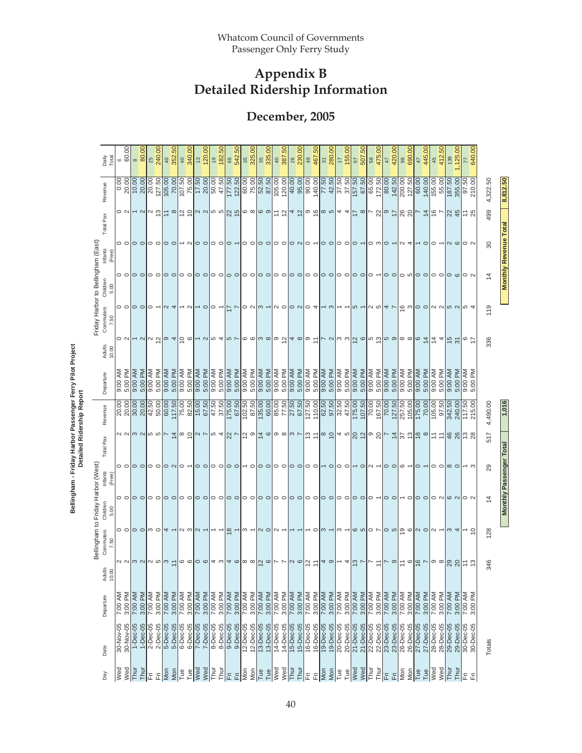# Appendix B
# Detailed Ridership Information

## December, 2005

**Bellingham - Friday Harbor Passenger Ferry Pilot Project**
**Detailed Ridership Report**

| Day | Date | Bellingham to Friday Harbor (West) | | | | | | | Friday Harbor to Bellingham (East) | | | | | | | Daily Total | |
|---|---|---|---|---|---|---|---|---|---|---|---|---|---|---|---|---|---|
| | | Departure | Adults 10.00 | Commuters 7.50 | Children 5.00 | Infants (Free) | Total Pax | Revenue | Departure | Adults 10.00 | Commuters 7.50 | Children 5.00 | Infants (Free) | Total Pax | Revenue | Pax | Revenue |
| Wed | 30-Nov-05 | 7:00 AM | 2 | 0 | 0 | 0 | 2 | 20.00 | 9:00 AM | 0 | 0 | 0 | 0 | 0 | 0.00 | 6 | 60.00 |
| Wed | 30-Nov-05 | 3:00 PM | 2 | 0 | 0 | 0 | 2 | 20.00 | 5:00 PM | 2 | 0 | 0 | 0 | 2 | 20.00 | | |
| Thur | 1-Dec-05 | 7:00 AM | 3 | 0 | 0 | 0 | 3 | 30.00 | 9:00 AM | 1 | 0 | 0 | 0 | 1 | 10.00 | 8 | 80.00 |
| Thur | 1-Dec-05 | 3:00 PM | 2 | 0 | 0 | 0 | 2 | 20.00 | 5:00 PM | 2 | 0 | 0 | 0 | 2 | 20.00 | | |
| Fri | 2-Dec-05 | 7:00 AM | 2 | 3 | 0 | 0 | 5 | 42.50 | 9:00 AM | 2 | 0 | 0 | 0 | 2 | 20.00 | 25 | 240.00 |
| Fri | 2-Dec-05 | 3:00 PM | 5 | 0 | 0 | 0 | 5 | 50.00 | 5:00 PM | 12 | 1 | 0 | 0 | 13 | 127.50 | | |
| Mon | 5-Dec-05 | 7:00 AM | 3 | 4 | 0 | 0 | 7 | 60.00 | 9:00 AM | 9 | 2 | 0 | 0 | 11 | 105.00 | 40 | 352.50 |
| Mon | 5-Dec-05 | 3:00 PM | 11 | 1 | 0 | 2 | 14 | 117.50 | 5:00 PM | 4 | 4 | 0 | 0 | 8 | 70.00 | | |
| Tue | 6-Dec-05 | 7:00 AM | 6 | 2 | 0 | 0 | 8 | 75.00 | 9:00 AM | 10 | 1 | 0 | 1 | 12 | 107.50 | 40 | 340.00 |
| Tue | 6-Dec-05 | 3:00 PM | 6 | 3 | 0 | 1 | 10 | 82.50 | 5:00 PM | 6 | 2 | 0 | 2 | 10 | 75.00 | | |
| Wed | 7-Dec-05 | 7:00 AM | 0 | 2 | 0 | 0 | 2 | 15.00 | 9:00 AM | 1 | 1 | 0 | 0 | 2 | 17.50 | 13 | 120.00 |
| Wed | 7-Dec-05 | 3:00 PM | 6 | 1 | 0 | 0 | 7 | 67.50 | 5:00 PM | 2 | 0 | 0 | 0 | 2 | 20.00 | | |
| Thur | 8-Dec-05 | 7:00 AM | 4 | 1 | 0 | 0 | 5 | 47.50 | 9:00 AM | 5 | 0 | 0 | 0 | 5 | 50.00 | 19 | 182.50 |
| Thur | 8-Dec-05 | 3:00 PM | 3 | 1 | 0 | 0 | 4 | 37.50 | 5:00 PM | 4 | 1 | 0 | 0 | 5 | 47.50 | | |
| Fri | 9-Dec-05 | 7:00 AM | 4 | 18 | 0 | 0 | 22 | 175.00 | 9:00 AM | 5 | 17 | 0 | 0 | 22 | 177.50 | 66 | 542.50 |
| Fri | 9-Dec-05 | 3:00 PM | 6 | 1 | 0 | 0 | 7 | 67.50 | 5:00 PM | 7 | 7 | 0 | 1 | 15 | 122.50 | | |
| Mon | 12-Dec-05 | 7:00 AM | 8 | 3 | 0 | 1 | 12 | 102.50 | 9:00 AM | 6 | 0 | 0 | 0 | 6 | 60.00 | 35 | 325.00 |
| Mon | 12-Dec-05 | 3:00 PM | 8 | 1 | 0 | 0 | 9 | 87.50 | 5:00 PM | 6 | 2 | 0 | 0 | 8 | 75.00 | | |
| Tue | 13-Dec-05 | 7:00 AM | 12 | 2 | 0 | 0 | 14 | 135.00 | 9:00 AM | 3 | 3 | 0 | 0 | 6 | 52.50 | 35 | 335.00 |
| Tue | 13-Dec-05 | 3:00 PM | 6 | 0 | 0 | 0 | 6 | 60.00 | 5:00 PM | 8 | 1 | 0 | 0 | 9 | 87.50 | | |
| Wed | 14-Dec-05 | 7:00 AM | 7 | 2 | 0 | 0 | 9 | 85.00 | 9:00 AM | 9 | 2 | 0 | 0 | 11 | 105.00 | 40 | 387.50 |
| Wed | 14-Dec-05 | 3:00 PM | 7 | 1 | 0 | 0 | 8 | 77.50 | 5:00 PM | 12 | 0 | 0 | 0 | 12 | 120.00 | | |
| Thur | 15-Dec-05 | 7:00 AM | 2 | 1 | 0 | 0 | 3 | 27.50 | 9:00 AM | 4 | 0 | 0 | 0 | 4 | 40.00 | 26 | 230.00 |
| Thur | 15-Dec-05 | 3:00 PM | 6 | 1 | 0 | 0 | 7 | 67.50 | 5:00 PM | 8 | 2 | 0 | 2 | 12 | 95.00 | | |
| Fri | 16-Dec-05 | 7:00 AM | 12 | 1 | 0 | 0 | 13 | 127.50 | 9:00 AM | 9 | 0 | 0 | 0 | 9 | 90.00 | 49 | 467.50 |
| Fri | 16-Dec-05 | 3:00 PM | 11 | 0 | 0 | 0 | 11 | 110.00 | 5:00 PM | 11 | 4 | 0 | 1 | 16 | 140.00 | | |
| Mon | 19-Dec-05 | 7:00 AM | 4 | 3 | 0 | 1 | 8 | 62.50 | 9:00 AM | 7 | 1 | 0 | 0 | 8 | 77.50 | 31 | 280.00 |
| Mon | 19-Dec-05 | 3:00 PM | 9 | 1 | 0 | 0 | 10 | 97.50 | 5:00 PM | 2 | 3 | 0 | 0 | 5 | 42.50 | | |
| Tue | 20-Dec-05 | 7:00 AM | 1 | 3 | 0 | 0 | 4 | 32.50 | 9:00 AM | 3 | 1 | 0 | 0 | 4 | 37.50 | 17 | 155.00 |
| Tue | 20-Dec-05 | 3:00 PM | 4 | 1 | 0 | 0 | 5 | 47.50 | 5:00 PM | 3 | 1 | 0 | 0 | 4 | 37.50 | | |
| Wed | 21-Dec-05 | 7:00 AM | 13 | 6 | 0 | 1 | 20 | 175.00 | 9:00 AM | 12 | 5 | 0 | 0 | 17 | 157.50 | 57 | 507.50 |
| Wed | 21-Dec-05 | 3:00 PM | 7 | 5 | 0 | 0 | 12 | 107.50 | 5:00 PM | 6 | 1 | 0 | 1 | 8 | 67.50 | | |
| Thur | 22-Dec-05 | 7:00 AM | 7 | 0 | 0 | 2 | 9 | 70.00 | 9:00 AM | 5 | 2 | 0 | 0 | 7 | 65.00 | 58 | 475.00 |
| Thur | 22-Dec-05 | 3:00 PM | 11 | 7 | 1 | 1 | 20 | 167.50 | 5:00 PM | 13 | 5 | 1 | 3 | 22 | 172.50 | | |
| Fri | 23-Dec-05 | 7:00 AM | 7 | 0 | 0 | 0 | 7 | 70.00 | 9:00 AM | 5 | 4 | 0 | 0 | 9 | 80.00 | 47 | 420.00 |
| Fri | 23-Dec-05 | 3:00 PM | 9 | 5 | 0 | 0 | 14 | 127.50 | 5:00 PM | 9 | 7 | 0 | 1 | 17 | 142.50 | | |
| Mon | 26-Dec-05 | 7:00 AM | 11 | 19 | 1 | 6 | 37 | 257.50 | 9:00 AM | 8 | 16 | 0 | 2 | 26 | 200.00 | 96 | 690.00 |
| Mon | 26-Dec-05 | 3:00 PM | 6 | 6 | 0 | 1 | 13 | 105.00 | 5:00 PM | 8 | 3 | 5 | 4 | 20 | 127.50 | | |
| Tue | 27-Dec-05 | 7:00 AM | 16 | 2 | 0 | 0 | 18 | 175.00 | 9:00 AM | 6 | 0 | 0 | 1 | 7 | 60.00 | 47 | 445.00 |
| Tue | 27-Dec-05 | 3:00 PM | 7 | 0 | 0 | 1 | 8 | 70.00 | 5:00 PM | 14 | 0 | 0 | 0 | 14 | 140.00 | | |
| Wed | 28-Dec-05 | 7:00 AM | 9 | 2 | 0 | 0 | 11 | 105.00 | 9:00 AM | 14 | 2 | 0 | 0 | 16 | 155.00 | 45 | 412.50 |
| Wed | 28-Dec-05 | 3:00 PM | 8 | 1 | 2 | 0 | 11 | 97.50 | 5:00 PM | 4 | 2 | 0 | 1 | 7 | 55.00 | | |
| Thur | 29-Dec-05 | 7:00 AM | 29 | 3 | 6 | 8 | 46 | 342.50 | 9:00 AM | 15 | 5 | 0 | 2 | 22 | 187.50 | 139 | 1,125.00 |
| Thur | 29-Dec-05 | 3:00 PM | 20 | 4 | 2 | 0 | 26 | 240.00 | 5:00 PM | 31 | 2 | 6 | 6 | 45 | 355.00 | | |
| Fri | 30-Dec-05 | 7:00 AM | 11 | 1 | 0 | 1 | 13 | 117.50 | 9:00 AM | 6 | 5 | 0 | 0 | 11 | 97.50 | 77 | 640.00 |
| Fri | 30-Dec-05 | 3:00 PM | 13 | 10 | 2 | 3 | 28 | 215.00 | 5:00 PM | 17 | 4 | 2 | 2 | 25 | 210.00 | | |
| | Totals | | 346 | 128 | 14 | 29 | 517 | 4,490.00 | | 336 | 119 | 14 | 30 | 499 | 4,322.50 | | |

**Monthly Passenger Total: 1,016**

**Monthly Revenue Total: 8,812.50**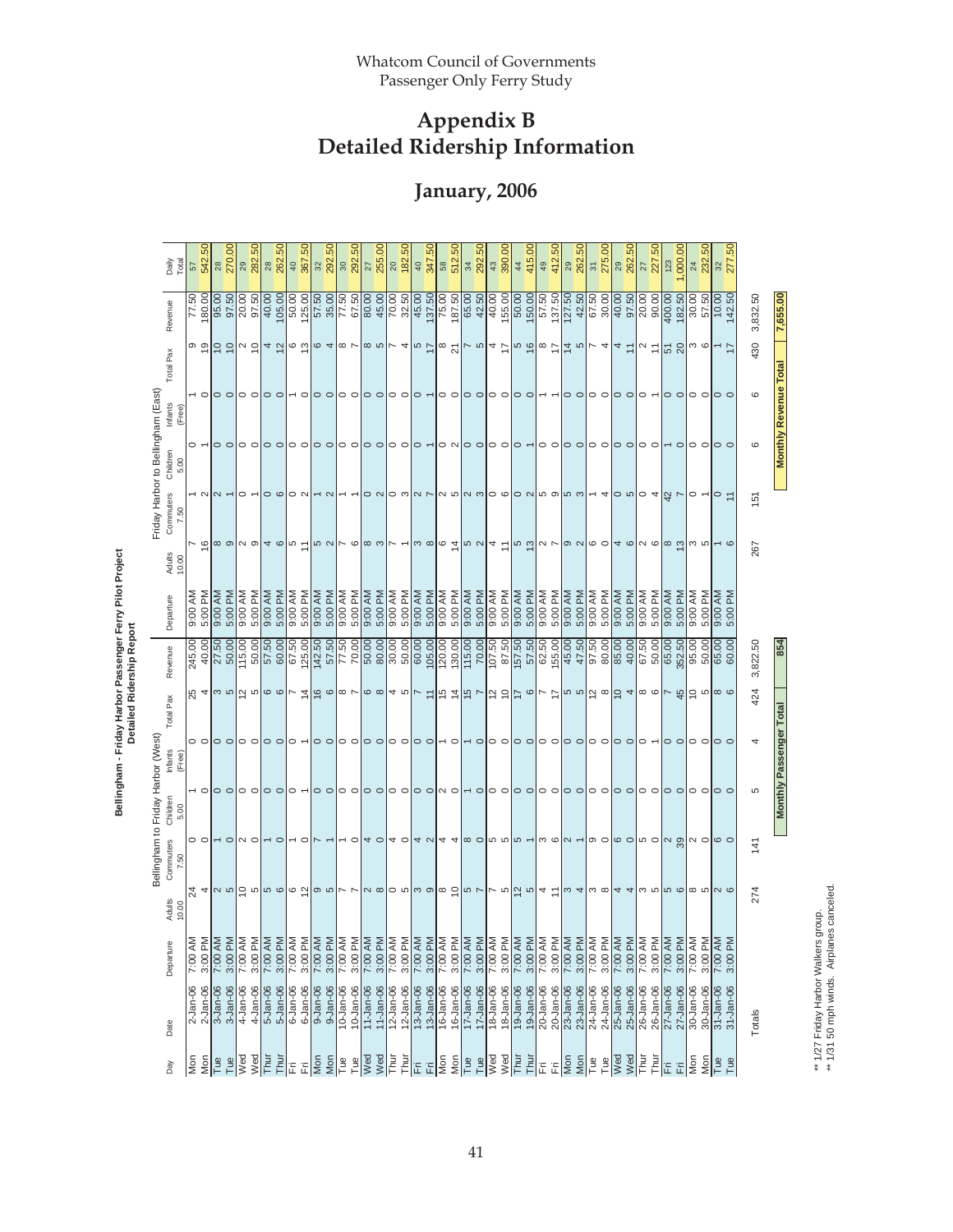# Appendix B
# Detailed Ridership Information

## January, 2006

**Bellingham - Friday Harbor Passenger Ferry Pilot Project**
**Detailed Ridership Report**

| Day | Date | Departure | Bellingham to Friday Harbor (West) Adults 10.00 | Commuters 7.50 | Children 5.00 | Infants (Free) | Total Pax | Revenue | Departure | Friday Harbor to Bellingham (East) Adults 10.00 | Commuters 7.50 | Children 5.00 | Infants (Free) | Total Pax | Revenue | Daily Total |
|---|---|---|---|---|---|---|---|---|---|---|---|---|---|---|---|---|
| Mon | 2-Jan-06 | 7:00 AM | 24 | 0 | 1 | 0 | 25 | 245.00 | 9:00 AM | 7 | 1 | 0 | 1 | 9 | 77.50 | 57 |
| Mon | 2-Jan-06 | 3:00 PM | 4 | 0 | 0 | 0 | 4 | 40.00 | 5:00 PM | 16 | 2 | 1 | 0 | 19 | 180.00 | 542.50 |
| Tue | 3-Jan-06 | 7:00 AM | 2 | 1 | 0 | 0 | 3 | 27.50 | 9:00 AM | 8 | 2 | 0 | 0 | 10 | 95.00 | 28 |
| Tue | 3-Jan-06 | 3:00 PM | 5 | 0 | 0 | 0 | 5 | 50.00 | 5:00 PM | 9 | 1 | 0 | 0 | 10 | 97.50 | 270.00 |
| Wed | 4-Jan-06 | 7:00 AM | 10 | 2 | 0 | 0 | 12 | 115.00 | 9:00 AM | 2 | 0 | 0 | 0 | 2 | 20.00 | 29 |
| Wed | 4-Jan-06 | 3:00 PM | 5 | 0 | 0 | 0 | 5 | 50.00 | 5:00 PM | 9 | 1 | 0 | 0 | 10 | 97.50 | 282.50 |
| Thur | 5-Jan-06 | 7:00 AM | 5 | 1 | 0 | 0 | 6 | 57.50 | 9:00 AM | 4 | 0 | 0 | 0 | 4 | 40.00 | 28 |
| Thur | 5-Jan-06 | 3:00 PM | 6 | 0 | 0 | 0 | 6 | 60.00 | 5:00 PM | 6 | 6 | 0 | 0 | 12 | 105.00 | 262.50 |
| Fri | 6-Jan-06 | 7:00 AM | 6 | 1 | 0 | 0 | 7 | 67.50 | 9:00 AM | 5 | 0 | 0 | 1 | 6 | 50.00 | 40 |
| Fri | 6-Jan-06 | 3:00 PM | 12 | 0 | 1 | 1 | 14 | 125.00 | 5:00 PM | 11 | 2 | 0 | 0 | 13 | 125.00 | 367.50 |
| Mon | 9-Jan-06 | 7:00 AM | 9 | 7 | 0 | 0 | 16 | 142.50 | 9:00 AM | 5 | 1 | 0 | 0 | 6 | 57.50 | 32 |
| Mon | 9-Jan-06 | 3:00 PM | 5 | 1 | 0 | 0 | 6 | 57.50 | 5:00 PM | 2 | 2 | 0 | 0 | 4 | 35.00 | 292.50 |
| Tue | 10-Jan-06 | 7:00 AM | 7 | 1 | 0 | 0 | 8 | 77.50 | 9:00 AM | 7 | 1 | 0 | 0 | 8 | 77.50 | 30 |
| Tue | 10-Jan-06 | 3:00 PM | 7 | 0 | 0 | 0 | 7 | 70.00 | 5:00 PM | 6 | 1 | 0 | 0 | 7 | 67.50 | 292.50 |
| Wed | 11-Jan-06 | 7:00 AM | 2 | 4 | 0 | 0 | 6 | 50.00 | 9:00 AM | 8 | 0 | 0 | 0 | 8 | 80.00 | 27 |
| Wed | 11-Jan-06 | 3:00 PM | 8 | 0 | 0 | 0 | 8 | 80.00 | 5:00 PM | 3 | 2 | 0 | 0 | 5 | 45.00 | 255.00 |
| Thur | 12-Jan-06 | 7:00 AM | 0 | 4 | 0 | 0 | 4 | 30.00 | 9:00 AM | 7 | 0 | 0 | 0 | 7 | 70.00 | 20 |
| Thur | 12-Jan-06 | 3:00 PM | 5 | 0 | 0 | 0 | 5 | 50.00 | 5:00 PM | 1 | 3 | 0 | 0 | 4 | 32.50 | 182.50 |
| Fri | 13-Jan-06 | 7:00 AM | 3 | 4 | 0 | 0 | 7 | 60.00 | 9:00 AM | 3 | 2 | 0 | 0 | 5 | 45.00 | 40 |
| Fri | 13-Jan-06 | 3:00 PM | 9 | 2 | 0 | 0 | 11 | 105.00 | 5:00 PM | 8 | 7 | 1 | 1 | 17 | 137.50 | 347.50 |
| Mon | 16-Jan-06 | 7:00 AM | 8 | 4 | 2 | 1 | 15 | 120.00 | 9:00 AM | 6 | 2 | 0 | 0 | 8 | 75.00 | 58 |
| Mon | 16-Jan-06 | 3:00 PM | 10 | 4 | 0 | 0 | 14 | 130.00 | 5:00 PM | 14 | 5 | 2 | 0 | 21 | 187.50 | 512.50 |
| Tue | 17-Jan-06 | 7:00 AM | 5 | 8 | 1 | 1 | 15 | 115.00 | 9:00 AM | 5 | 2 | 0 | 0 | 7 | 65.00 | 34 |
| Tue | 17-Jan-06 | 3:00 PM | 7 | 0 | 0 | 0 | 7 | 70.00 | 5:00 PM | 2 | 3 | 0 | 0 | 5 | 42.50 | 292.50 |
| Wed | 18-Jan-06 | 7:00 AM | 7 | 5 | 0 | 0 | 12 | 107.50 | 9:00 AM | 4 | 0 | 0 | 0 | 4 | 40.00 | 43 |
| Wed | 18-Jan-06 | 3:00 PM | 5 | 5 | 0 | 0 | 10 | 87.50 | 5:00 PM | 11 | 6 | 0 | 0 | 17 | 155.00 | 390.00 |
| Thur | 19-Jan-06 | 7:00 AM | 12 | 5 | 0 | 0 | 17 | 157.50 | 9:00 AM | 5 | 0 | 0 | 0 | 5 | 50.00 | 44 |
| Thur | 19-Jan-06 | 3:00 PM | 5 | 1 | 0 | 0 | 6 | 57.50 | 5:00 PM | 13 | 2 | 1 | 0 | 16 | 150.00 | 415.00 |
| Fri | 20-Jan-06 | 7:00 AM | 4 | 3 | 0 | 0 | 7 | 62.50 | 9:00 AM | 2 | 5 | 0 | 1 | 8 | 57.50 | 49 |
| Fri | 20-Jan-06 | 3:00 PM | 11 | 6 | 0 | 0 | 17 | 155.00 | 5:00 PM | 7 | 9 | 0 | 1 | 17 | 137.50 | 412.50 |
| Mon | 23-Jan-06 | 7:00 AM | 3 | 2 | 0 | 0 | 5 | 45.00 | 9:00 AM | 9 | 5 | 0 | 0 | 14 | 127.50 | 29 |
| Mon | 23-Jan-06 | 3:00 PM | 4 | 1 | 0 | 0 | 5 | 47.50 | 5:00 PM | 2 | 3 | 0 | 0 | 5 | 42.50 | 262.50 |
| Tue | 24-Jan-06 | 7:00 AM | 3 | 9 | 0 | 0 | 12 | 97.50 | 9:00 AM | 6 | 1 | 0 | 0 | 7 | 67.50 | 31 |
| Tue | 24-Jan-06 | 3:00 PM | 8 | 0 | 0 | 0 | 8 | 80.00 | 5:00 PM | 0 | 4 | 0 | 0 | 4 | 30.00 | 275.00 |
| Wed | 25-Jan-06 | 7:00 AM | 4 | 6 | 0 | 0 | 10 | 85.00 | 9:00 AM | 4 | 0 | 0 | 0 | 4 | 40.00 | 29 |
| Wed | 25-Jan-06 | 3:00 PM | 4 | 0 | 0 | 0 | 4 | 40.00 | 5:00 PM | 6 | 5 | 0 | 0 | 11 | 97.50 | 262.50 |
| Thur | 26-Jan-06 | 7:00 AM | 3 | 5 | 0 | 0 | 8 | 67.50 | 9:00 AM | 2 | 0 | 0 | 0 | 2 | 20.00 | 27 |
| Thur | 26-Jan-06 | 3:00 PM | 5 | 0 | 0 | 1 | 6 | 50.00 | 5:00 PM | 6 | 4 | 0 | 1 | 11 | 90.00 | 227.50 |
| Fri | 27-Jan-06 | 7:00 AM | 5 | 2 | 0 | 0 | 7 | 65.00 | 9:00 AM | 8 | 42 | 1 | 0 | 51 | 400.00 | 123 |
| Fri | 27-Jan-06 | 3:00 PM | 6 | 39 | 0 | 0 | 45 | 352.50 | 5:00 PM | 13 | 7 | 0 | 0 | 20 | 182.50 | 1,000.00 |
| Mon | 30-Jan-06 | 7:00 AM | 8 | 2 | 0 | 0 | 10 | 95.00 | 9:00 AM | 3 | 0 | 0 | 0 | 3 | 30.00 | 24 |
| Mon | 30-Jan-06 | 3:00 PM | 5 | 0 | 0 | 0 | 5 | 50.00 | 5:00 PM | 5 | 1 | 0 | 0 | 6 | 57.50 | 232.50 |
| Tue | 31-Jan-06 | 7:00 AM | 2 | 6 | 0 | 0 | 8 | 65.00 | 9:00 AM | 1 | 0 | 0 | 0 | 1 | 10.00 | 32 |
| Tue | 31-Jan-06 | 3:00 PM | 6 | 0 | 0 | 0 | 6 | 60.00 | 5:00 PM | 6 | 11 | 0 | 0 | 17 | 142.50 | 277.50 |
| Totals | | | 274 | 141 | 5 | 4 | 424 | 3,822.50 | | 267 | 151 | 6 | 6 | 430 | 3,832.50 | |

Monthly Passenger Total: 854

Monthly Revenue Total: 7,655.00

** 1/27 Friday Harbor Walkers group.
** 1/31 50 mph winds. Airplanes canceled.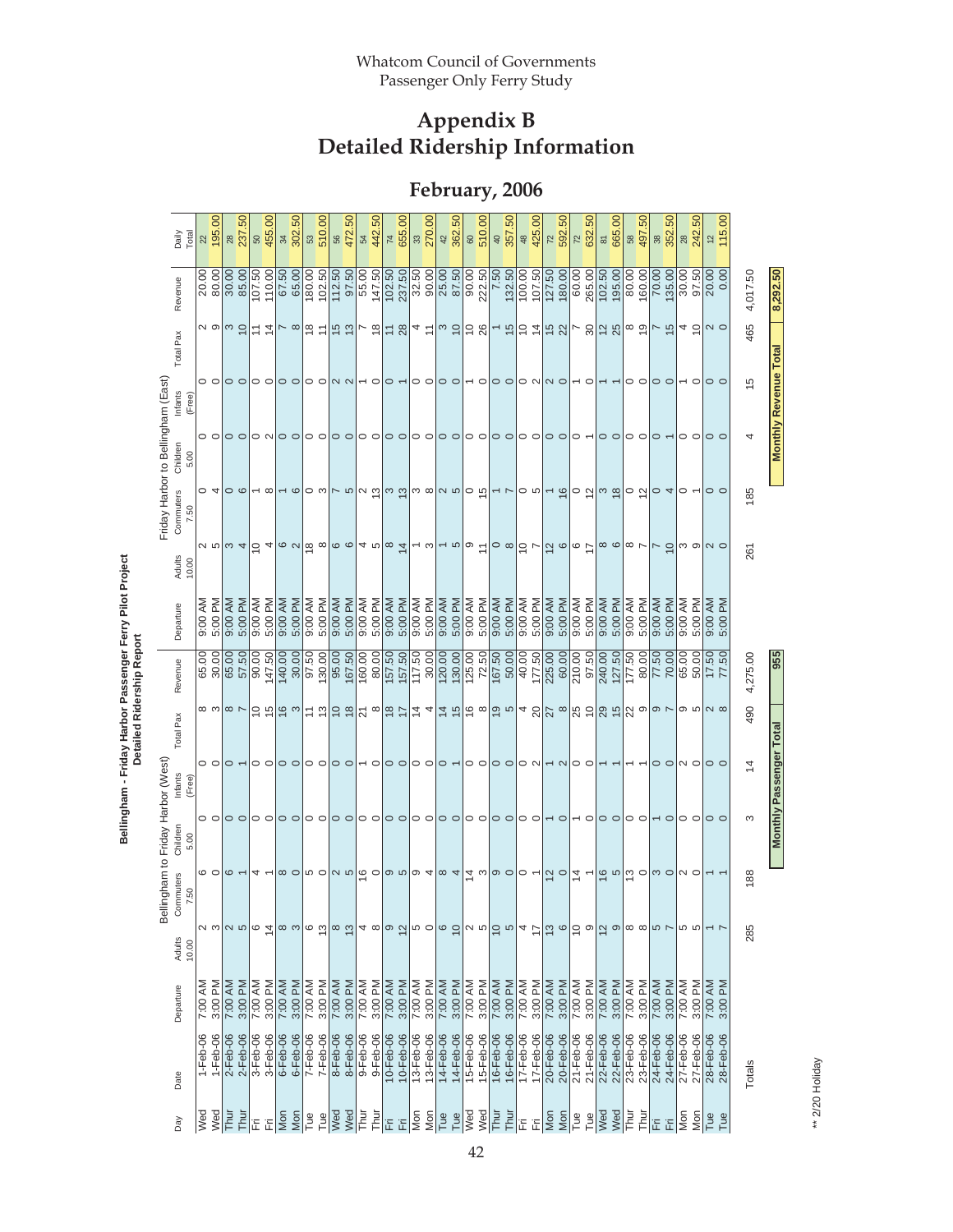# Appendix B
# Detailed Ridership Information

## February, 2006

**Bellingham - Friday Harbor Passenger Ferry Pilot Project**
**Detailed Ridership Report**

| Day | Date | Bellingham to Friday Harbor (West) | | | | | | | Friday Harbor to Bellingham (East) | | | | | | | Daily Total |
|---|---|---|---|---|---|---|---|---|---|---|---|---|---|---|---|---|
| | | Departure | Adults 10.00 | Commuters 7.50 | Children 5.00 | Infants (Free) | Total Pax | Revenue | Departure | Adults 10.00 | Commuters 7.50 | Children 5.00 | Infants (Free) | Total Pax | Revenue | |
| Wed | 1-Feb-06 | 7:00 AM | 2 | 6 | 0 | 0 | 8 | 65.00 | 9:00 AM | 2 | 0 | 0 | 0 | 2 | 20.00 | 22 |
| Wed | 1-Feb-06 | 3:00 PM | 3 | 0 | 0 | 0 | 3 | 30.00 | 5:00 PM | 5 | 4 | 0 | 0 | 9 | 80.00 | 195.00 |
| Thur | 2-Feb-06 | 7:00 AM | 2 | 6 | 0 | 0 | 8 | 65.00 | 9:00 AM | 3 | 0 | 0 | 0 | 3 | 30.00 | 28 |
| Thur | 2-Feb-06 | 3:00 PM | 5 | 1 | 0 | 1 | 7 | 57.50 | 5:00 PM | 4 | 6 | 0 | 0 | 10 | 85.00 | 237.50 |
| Fri | 3-Feb-06 | 7:00 AM | 6 | 4 | 0 | 0 | 10 | 90.00 | 9:00 AM | 10 | 1 | 0 | 0 | 11 | 107.50 | 50 |
| Fri | 3-Feb-06 | 3:00 PM | 14 | 1 | 0 | 0 | 15 | 147.50 | 5:00 PM | 4 | 8 | 2 | 0 | 14 | 110.00 | 455.00 |
| Mon | 6-Feb-06 | 7:00 AM | 8 | 8 | 0 | 0 | 16 | 140.00 | 9:00 AM | 6 | 1 | 0 | 0 | 7 | 67.50 | 34 |
| Mon | 6-Feb-06 | 3:00 PM | 3 | 0 | 0 | 0 | 3 | 30.00 | 5:00 PM | 2 | 6 | 0 | 0 | 8 | 65.00 | 302.50 |
| Tue | 7-Feb-06 | 7:00 AM | 6 | 5 | 0 | 0 | 11 | 97.50 | 9:00 AM | 18 | 0 | 0 | 0 | 18 | 180.00 | 53 |
| Tue | 7-Feb-06 | 3:00 PM | 13 | 0 | 0 | 0 | 13 | 130.00 | 5:00 PM | 8 | 3 | 0 | 0 | 11 | 102.50 | 510.00 |
| Wed | 8-Feb-06 | 7:00 AM | 8 | 2 | 0 | 0 | 10 | 95.00 | 9:00 AM | 6 | 7 | 0 | 2 | 15 | 112.50 | 56 |
| Wed | 8-Feb-06 | 3:00 PM | 13 | 5 | 0 | 0 | 18 | 167.50 | 5:00 PM | 6 | 5 | 0 | 2 | 13 | 97.50 | 472.50 |
| Thur | 9-Feb-06 | 7:00 AM | 4 | 16 | 0 | 1 | 21 | 160.00 | 9:00 AM | 4 | 2 | 0 | 1 | 7 | 55.00 | 54 |
| Thur | 9-Feb-06 | 3:00 PM | 8 | 0 | 0 | 0 | 8 | 80.00 | 5:00 PM | 5 | 13 | 0 | 0 | 18 | 147.50 | 442.50 |
| Fri | 10-Feb-06 | 7:00 AM | 9 | 9 | 0 | 0 | 18 | 157.50 | 9:00 AM | 8 | 3 | 0 | 0 | 11 | 102.50 | 74 |
| Fri | 10-Feb-06 | 3:00 PM | 12 | 5 | 0 | 0 | 17 | 157.50 | 5:00 PM | 14 | 13 | 0 | 1 | 28 | 237.50 | 655.00 |
| Mon | 13-Feb-06 | 7:00 AM | 5 | 9 | 0 | 0 | 14 | 117.50 | 9:00 AM | 1 | 3 | 0 | 0 | 4 | 32.50 | 33 |
| Mon | 13-Feb-06 | 3:00 PM | 0 | 4 | 0 | 0 | 4 | 30.00 | 5:00 PM | 3 | 8 | 0 | 0 | 11 | 90.00 | 270.00 |
| Tue | 14-Feb-06 | 7:00 AM | 6 | 8 | 0 | 0 | 14 | 120.00 | 9:00 AM | 1 | 2 | 0 | 0 | 3 | 25.00 | 42 |
| Tue | 14-Feb-06 | 3:00 PM | 10 | 4 | 0 | 1 | 15 | 130.00 | 5:00 PM | 5 | 5 | 0 | 0 | 10 | 87.50 | 362.50 |
| Wed | 15-Feb-06 | 7:00 AM | 2 | 14 | 0 | 0 | 16 | 125.00 | 9:00 AM | 9 | 0 | 0 | 1 | 10 | 90.00 | 60 |
| Wed | 15-Feb-06 | 3:00 PM | 5 | 3 | 0 | 0 | 8 | 72.50 | 5:00 PM | 11 | 15 | 0 | 0 | 26 | 222.50 | 510.00 |
| Thur | 16-Feb-06 | 7:00 AM | 10 | 9 | 0 | 0 | 19 | 167.50 | 9:00 AM | 0 | 1 | 0 | 0 | 1 | 7.50 | 40 |
| Thur | 16-Feb-06 | 3:00 PM | 5 | 0 | 0 | 0 | 5 | 50.00 | 5:00 PM | 8 | 7 | 0 | 0 | 15 | 132.50 | 357.50 |
| Fri | 17-Feb-06 | 7:00 AM | 4 | 0 | 0 | 0 | 4 | 40.00 | 9:00 AM | 10 | 0 | 0 | 0 | 10 | 100.00 | 48 |
| Fri | 17-Feb-06 | 3:00 PM | 17 | 1 | 0 | 2 | 20 | 177.50 | 5:00 PM | 7 | 5 | 0 | 2 | 14 | 107.50 | 425.00 |
| Mon | 20-Feb-06 | 7:00 AM | 13 | 12 | 1 | 1 | 27 | 225.00 | 9:00 AM | 12 | 1 | 0 | 2 | 15 | 127.50 | 72 |
| Mon | 20-Feb-06 | 3:00 PM | 6 | 0 | 0 | 2 | 8 | 60.00 | 5:00 PM | 6 | 16 | 0 | 0 | 22 | 180.00 | 592.50 |
| Tue | 21-Feb-06 | 7:00 AM | 10 | 14 | 1 | 0 | 25 | 210.00 | 9:00 AM | 6 | 0 | 0 | 1 | 7 | 60.00 | 72 |
| Tue | 21-Feb-06 | 3:00 PM | 9 | 1 | 0 | 0 | 10 | 97.50 | 5:00 PM | 17 | 12 | 1 | 0 | 30 | 265.00 | 632.50 |
| Wed | 22-Feb-06 | 7:00 AM | 12 | 16 | 0 | 1 | 29 | 240.00 | 9:00 AM | 8 | 3 | 0 | 1 | 12 | 102.50 | 81 |
| Wed | 22-Feb-06 | 3:00 PM | 9 | 5 | 0 | 1 | 15 | 127.50 | 5:00 PM | 6 | 18 | 0 | 1 | 25 | 195.00 | 665.00 |
| Thur | 23-Feb-06 | 7:00 AM | 8 | 13 | 0 | 1 | 22 | 177.50 | 9:00 AM | 8 | 0 | 0 | 0 | 8 | 80.00 | 58 |
| Thur | 23-Feb-06 | 3:00 PM | 8 | 0 | 0 | 1 | 9 | 80.00 | 5:00 PM | 7 | 12 | 0 | 0 | 19 | 160.00 | 497.50 |
| Fri | 24-Feb-06 | 7:00 AM | 5 | 3 | 1 | 0 | 9 | 77.50 | 9:00 AM | 7 | 0 | 0 | 0 | 7 | 70.00 | 38 |
| Fri | 24-Feb-06 | 3:00 PM | 7 | 0 | 0 | 0 | 7 | 70.00 | 5:00 PM | 10 | 4 | 1 | 0 | 15 | 135.00 | 352.50 |
| Mon | 27-Feb-06 | 7:00 AM | 5 | 2 | 0 | 2 | 9 | 65.00 | 9:00 AM | 3 | 0 | 0 | 1 | 4 | 30.00 | 28 |
| Mon | 27-Feb-06 | 3:00 PM | 5 | 0 | 0 | 0 | 5 | 50.00 | 5:00 PM | 9 | 1 | 0 | 0 | 10 | 97.50 | 242.50 |
| Tue | 28-Feb-06 | 7:00 AM | 1 | 1 | 0 | 0 | 2 | 17.50 | 9:00 AM | 2 | 0 | 0 | 0 | 2 | 20.00 | 12 |
| Tue | 28-Feb-06 | 3:00 PM | 7 | 1 | 0 | 0 | 8 | 77.50 | 5:00 PM | 0 | 0 | 0 | 0 | 0 | 0.00 | 115.00 |
| Totals | | | 285 | 188 | 3 | 14 | 490 | 4,275.00 | | 261 | 185 | 4 | 15 | 465 | 4,017.50 | |

**Monthly Passenger Total: 955**

**Monthly Revenue Total: 8,292.50**

** 2/20 Holiday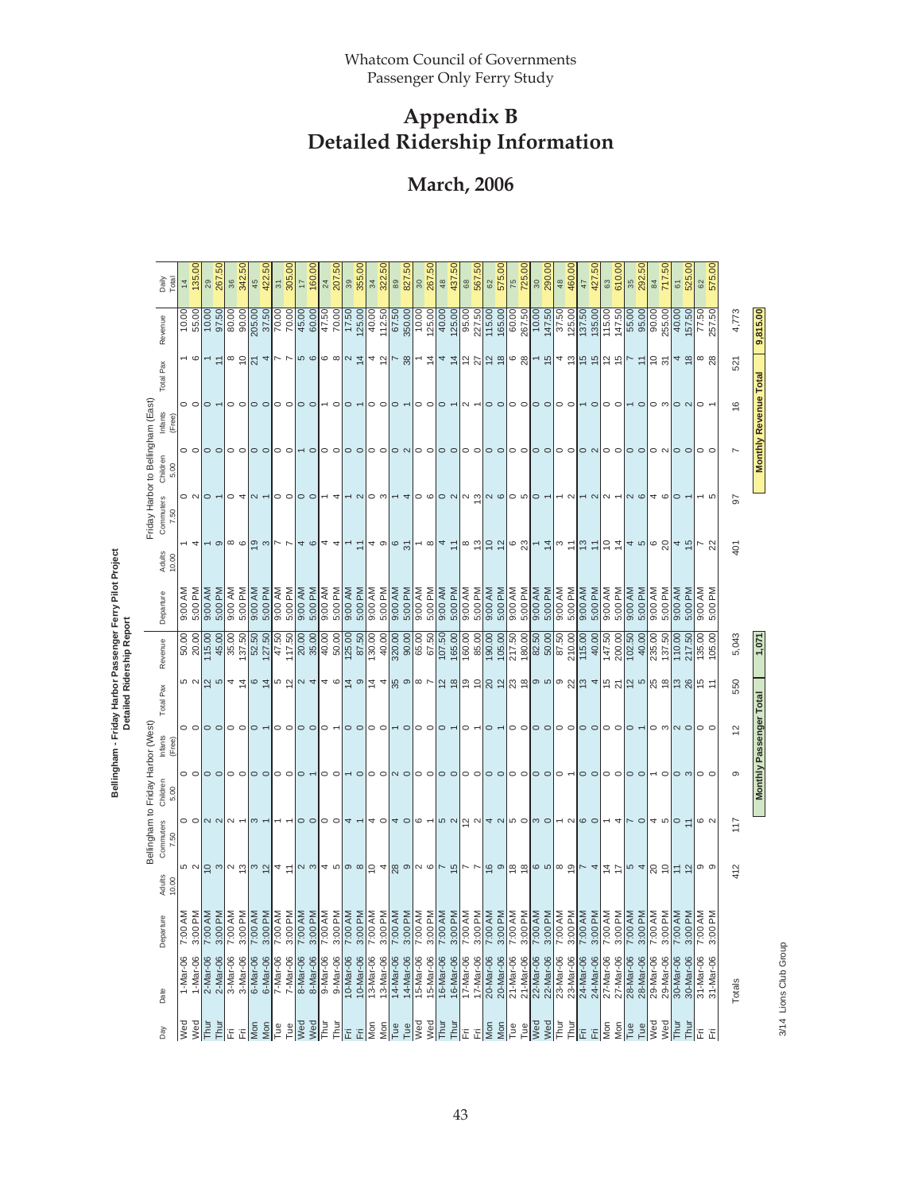# Appendix B
# Detailed Ridership Information

## March, 2006

**Bellingham - Friday Harbor Passenger Ferry Pilot Project**
**Detailed Ridership Report**

| | | Bellingham to Friday Harbor (West) | | | | | | | Friday Harbor to Bellingham (East) | | | | | | | |
|---|---|---|---|---|---|---|---|---|---|---|---|---|---|---|---|---|
| Day | Date | Departure | Adults 10.00 | Commuters 7.50 | Children 5.00 | Infants (Free) | Total Pax | Revenue | Departure | Adults 10.00 | Commuters 7.50 | Children 5.00 | Infants (Free) | Total Pax | Revenue | Daily Total |
| Wed | 1-Mar-06 | 7:00 AM | 5 | 0 | 0 | 0 | 5 | 50.00 | 9:00 AM | 1 | 0 | 0 | 0 | 1 | 10.00 | 14 |
| Wed | 1-Mar-06 | 3:00 PM | 2 | 0 | 0 | 0 | 2 | 20.00 | 5:00 PM | 4 | 2 | 0 | 0 | 6 | 55.00 | 135.00 |
| Thur | 2-Mar-06 | 7:00 AM | 10 | 2 | 0 | 0 | 12 | 115.00 | 9:00 AM | 1 | 0 | 0 | 0 | 1 | 10.00 | 29 |
| Thur | 2-Mar-06 | 3:00 PM | 3 | 2 | 0 | 0 | 5 | 45.00 | 5:00 PM | 9 | 1 | 0 | 1 | 11 | 97.50 | 267.50 |
| Fri | 3-Mar-06 | 7:00 AM | 2 | 2 | 0 | 0 | 4 | 35.00 | 9:00 AM | 8 | 0 | 0 | 0 | 8 | 80.00 | 36 |
| Fri | 3-Mar-06 | 3:00 PM | 13 | 1 | 0 | 0 | 14 | 137.50 | 5:00 PM | 6 | 4 | 0 | 0 | 10 | 90.00 | 342.50 |
| Mon | 6-Mar-06 | 7:00 AM | 3 | 3 | 0 | 0 | 6 | 52.50 | 9:00 AM | 19 | 2 | 0 | 0 | 21 | 205.00 | 45 |
| Mon | 6-Mar-06 | 3:00 PM | 12 | 1 | 0 | 1 | 14 | 127.50 | 5:00 PM | 3 | 1 | 0 | 0 | 4 | 37.50 | 422.50 |
| Tue | 7-Mar-06 | 7:00 AM | 4 | 1 | 0 | 0 | 5 | 47.50 | 9:00 AM | 7 | 0 | 0 | 0 | 7 | 70.00 | 31 |
| Tue | 7-Mar-06 | 3:00 PM | 11 | 1 | 0 | 0 | 12 | 117.50 | 5:00 PM | 7 | 0 | 0 | 0 | 7 | 70.00 | 305.00 |
| Wed | 8-Mar-06 | 7:00 AM | 2 | 0 | 0 | 0 | 2 | 20.00 | 9:00 AM | 4 | 0 | 1 | 0 | 5 | 45.00 | 17 |
| Wed | 8-Mar-06 | 3:00 PM | 3 | 0 | 1 | 0 | 4 | 35.00 | 5:00 PM | 6 | 0 | 0 | 0 | 6 | 60.00 | 160.00 |
| Thur | 9-Mar-06 | 7:00 AM | 4 | 0 | 0 | 0 | 4 | 40.00 | 9:00 AM | 4 | 1 | 0 | 1 | 6 | 47.50 | 24 |
| Thur | 9-Mar-06 | 3:00 PM | 5 | 0 | 0 | 1 | 6 | 50.00 | 5:00 PM | 4 | 4 | 0 | 0 | 8 | 70.00 | 207.50 |
| Fri | 10-Mar-06 | 7:00 AM | 9 | 4 | 1 | 0 | 14 | 125.00 | 9:00 AM | 1 | 1 | 0 | 0 | 2 | 17.50 | 39 |
| Fri | 10-Mar-06 | 3:00 PM | 8 | 1 | 0 | 0 | 9 | 87.50 | 5:00 PM | 11 | 2 | 0 | 1 | 14 | 125.00 | 355.00 |
| Mon | 13-Mar-06 | 7:00 AM | 10 | 4 | 0 | 0 | 14 | 130.00 | 9:00 AM | 4 | 0 | 0 | 0 | 4 | 40.00 | 34 |
| Mon | 13-Mar-06 | 3:00 PM | 4 | 0 | 0 | 0 | 4 | 40.00 | 5:00 PM | 9 | 3 | 0 | 0 | 12 | 112.50 | 322.50 |
| Tue | 14-Mar-06 | 7:00 AM | 28 | 4 | 2 | 1 | 35 | 320.00 | 9:00 AM | 6 | 1 | 0 | 0 | 7 | 67.50 | 89 |
| Tue | 14-Mar-06 | 3:00 PM | 9 | 0 | 0 | 0 | 9 | 90.00 | 5:00 PM | 31 | 4 | 2 | 1 | 38 | 350.00 | 827.50 |
| Wed | 15-Mar-06 | 7:00 AM | 2 | 6 | 0 | 0 | 8 | 65.00 | 9:00 AM | 1 | 0 | 0 | 0 | 1 | 10.00 | 30 |
| Wed | 15-Mar-06 | 3:00 PM | 6 | 1 | 0 | 0 | 7 | 67.50 | 5:00 PM | 8 | 6 | 0 | 0 | 14 | 125.00 | 267.50 |
| Thur | 16-Mar-06 | 7:00 AM | 7 | 5 | 0 | 0 | 12 | 107.50 | 9:00 AM | 4 | 0 | 0 | 0 | 4 | 40.00 | 48 |
| Thur | 16-Mar-06 | 3:00 PM | 15 | 2 | 0 | 1 | 18 | 165.00 | 5:00 PM | 11 | 2 | 0 | 1 | 14 | 125.00 | 437.50 |
| Fri | 17-Mar-06 | 7:00 AM | 7 | 12 | 0 | 0 | 19 | 160.00 | 9:00 AM | 8 | 2 | 0 | 2 | 12 | 95.00 | 68 |
| Fri | 17-Mar-06 | 3:00 PM | 7 | 2 | 0 | 1 | 10 | 85.00 | 5:00 PM | 13 | 13 | 0 | 1 | 27 | 227.50 | 567.50 |
| Mon | 20-Mar-06 | 7:00 AM | 16 | 4 | 0 | 0 | 20 | 190.00 | 9:00 AM | 10 | 2 | 0 | 0 | 12 | 115.00 | 62 |
| Mon | 20-Mar-06 | 3:00 PM | 9 | 2 | 0 | 1 | 12 | 105.00 | 5:00 PM | 12 | 6 | 0 | 0 | 18 | 165.00 | 575.00 |
| Tue | 21-Mar-06 | 7:00 AM | 18 | 5 | 0 | 0 | 23 | 217.50 | 9:00 AM | 6 | 0 | 0 | 0 | 6 | 60.00 | 75 |
| Tue | 21-Mar-06 | 3:00 PM | 18 | 0 | 0 | 0 | 18 | 180.00 | 5:00 PM | 23 | 5 | 0 | 0 | 28 | 267.50 | 725.00 |
| Wed | 22-Mar-06 | 7:00 AM | 6 | 3 | 0 | 0 | 9 | 82.50 | 9:00 AM | 1 | 0 | 0 | 0 | 1 | 10.00 | 30 |
| Wed | 22-Mar-06 | 3:00 PM | 5 | 0 | 0 | 0 | 5 | 50.00 | 5:00 PM | 14 | 1 | 0 | 0 | 15 | 147.50 | 290.00 |
| Thur | 23-Mar-06 | 7:00 AM | 8 | 1 | 0 | 0 | 9 | 87.50 | 9:00 AM | 3 | 1 | 0 | 0 | 4 | 37.50 | 48 |
| Thur | 23-Mar-06 | 3:00 PM | 19 | 2 | 1 | 0 | 22 | 210.00 | 5:00 PM | 11 | 2 | 0 | 0 | 13 | 125.00 | 460.00 |
| Fri | 24-Mar-06 | 7:00 AM | 7 | 6 | 0 | 0 | 13 | 115.00 | 9:00 AM | 13 | 1 | 0 | 1 | 15 | 137.50 | 47 |
| Fri | 24-Mar-06 | 3:00 PM | 4 | 0 | 0 | 0 | 4 | 40.00 | 5:00 PM | 11 | 2 | 2 | 0 | 15 | 135.00 | 427.50 |
| Mon | 27-Mar-06 | 7:00 AM | 14 | 1 | 0 | 0 | 15 | 147.50 | 9:00 AM | 10 | 2 | 0 | 0 | 12 | 115.00 | 63 |
| Mon | 27-Mar-06 | 3:00 PM | 17 | 4 | 0 | 0 | 21 | 200.00 | 5:00 PM | 14 | 1 | 0 | 0 | 15 | 147.50 | 610.00 |
| Tue | 28-Mar-06 | 7:00 AM | 5 | 7 | 0 | 0 | 12 | 102.50 | 9:00 AM | 4 | 2 | 0 | 1 | 7 | 55.00 | 35 |
| Tue | 28-Mar-06 | 3:00 PM | 4 | 0 | 0 | 1 | 5 | 40.00 | 5:00 PM | 5 | 6 | 0 | 0 | 11 | 95.00 | 292.50 |
| Wed | 29-Mar-06 | 7:00 AM | 20 | 4 | 1 | 0 | 25 | 235.00 | 9:00 AM | 6 | 4 | 0 | 0 | 10 | 90.00 | 84 |
| Wed | 29-Mar-06 | 3:00 PM | 10 | 5 | 0 | 3 | 18 | 137.50 | 5:00 PM | 20 | 6 | 2 | 3 | 31 | 255.00 | 717.50 |
| Thur | 30-Mar-06 | 7:00 AM | 11 | 0 | 0 | 2 | 13 | 110.00 | 9:00 AM | 4 | 0 | 0 | 0 | 4 | 40.00 | 61 |
| Thur | 30-Mar-06 | 3:00 PM | 12 | 11 | 3 | 0 | 26 | 217.50 | 5:00 PM | 15 | 1 | 0 | 2 | 18 | 157.50 | 525.00 |
| Fri | 31-Mar-06 | 7:00 AM | 9 | 6 | 0 | 0 | 15 | 135.00 | 9:00 AM | 7 | 1 | 0 | 0 | 8 | 77.50 | 62 |
| Fri | 31-Mar-06 | 3:00 PM | 9 | 2 | 0 | 0 | 11 | 105.00 | 5:00 PM | 22 | 5 | 0 | 1 | 28 | 257.50 | 575.00 |
| Totals | | | 412 | 117 | 9 | 12 | 550 | 5,043 | | 401 | 97 | 7 | 16 | 521 | 4,773 | |

**Monthly Passenger Total: 1,071**

**Monthly Revenue Total: 9,815.00**

3/14 Lions Club Group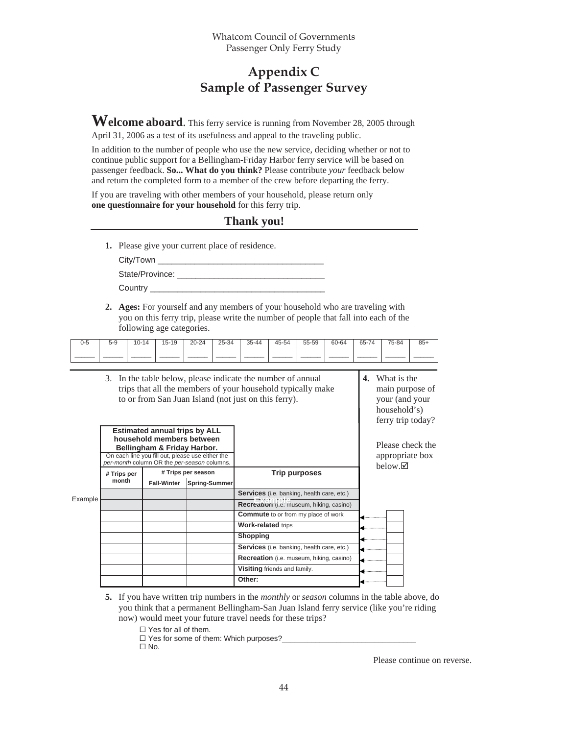# Appendix C
# Sample of Passenger Survey

**Welcome aboard**. This ferry service is running from November 28, 2005 through April 31, 2006 as a test of its usefulness and appeal to the traveling public.

In addition to the number of people who use the new service, deciding whether or not to continue public support for a Bellingham-Friday Harbor ferry service will be based on passenger feedback. **So... What do you think?** Please contribute *your* feedback below and return the completed form to a member of the crew before departing the ferry.

If you are traveling with other members of your household, please return only **one questionnaire for your household** for this ferry trip.

## Thank you!

**1.** Please give your current place of residence.

City/Town ___________________________________

State/Province: ______________________________

Country _____________________________________

**2. Ages:** For yourself and any members of your household who are traveling with you on this ferry trip, please write the number of people that fall into each of the following age categories.

| 0-5 | 5-9 | 10-14 | 15-19 | 20-24 | 25-34 | 35-44 | 45-54 | 55-59 | 60-64 | 65-74 | 75-84 | 85+ |
|---|---|---|---|---|---|---|---|---|---|---|---|---|
| _____ | _____ | _____ | _____ | _____ | _____ | _____ | _____ | _____ | _____ | _____ | _____ | _____ |

3. In the table below, please indicate the number of annual trips that all the members of your household typically make to or from San Juan Island (not just on this ferry).

**4.** What is the main purpose of your (and your household's) ferry trip today?

Please check the appropriate box below. ☑

| | **Estimated annual trips by ALL household members between Bellingham & Friday Harbor.** On each line you fill out, please use either the *per-month* column OR the *per-season* columns. | | | | |
|---|---|---|---|---|---|
| | **# Trips per month** | **# Trips per season** | | **Trip purposes** | **Q4** |
| | | **Fall-Winter** | **Spring-Summer** | | |
| Example | | | | **Services** (i.e. banking, health care, etc.) | |
| Example | | | | **Recreation** (i.e. museum, hiking, casino) | |
| | | | | **Commute** to or from my place of work | ☐ |
| | | | | **Work-related** trips | ☐ |
| | | | | **Shopping** | ☐ |
| | | | | **Services** (i.e. banking, health care, etc.) | ☐ |
| | | | | **Recreation** (i.e. museum, hiking, casino) | ☐ |
| | | | | **Visiting** friends and family. | ☐ |
| | | | | **Other:** | ☐ |

**5.** If you have written trip numbers in the *monthly* or *season* columns in the table above, do you think that a permanent Bellingham-San Juan Island ferry service (like you're riding now) would meet your future travel needs for these trips?

☐ Yes for all of them.
☐ Yes for some of them: Which purposes?_______________________________
☐ No.

Please continue on reverse.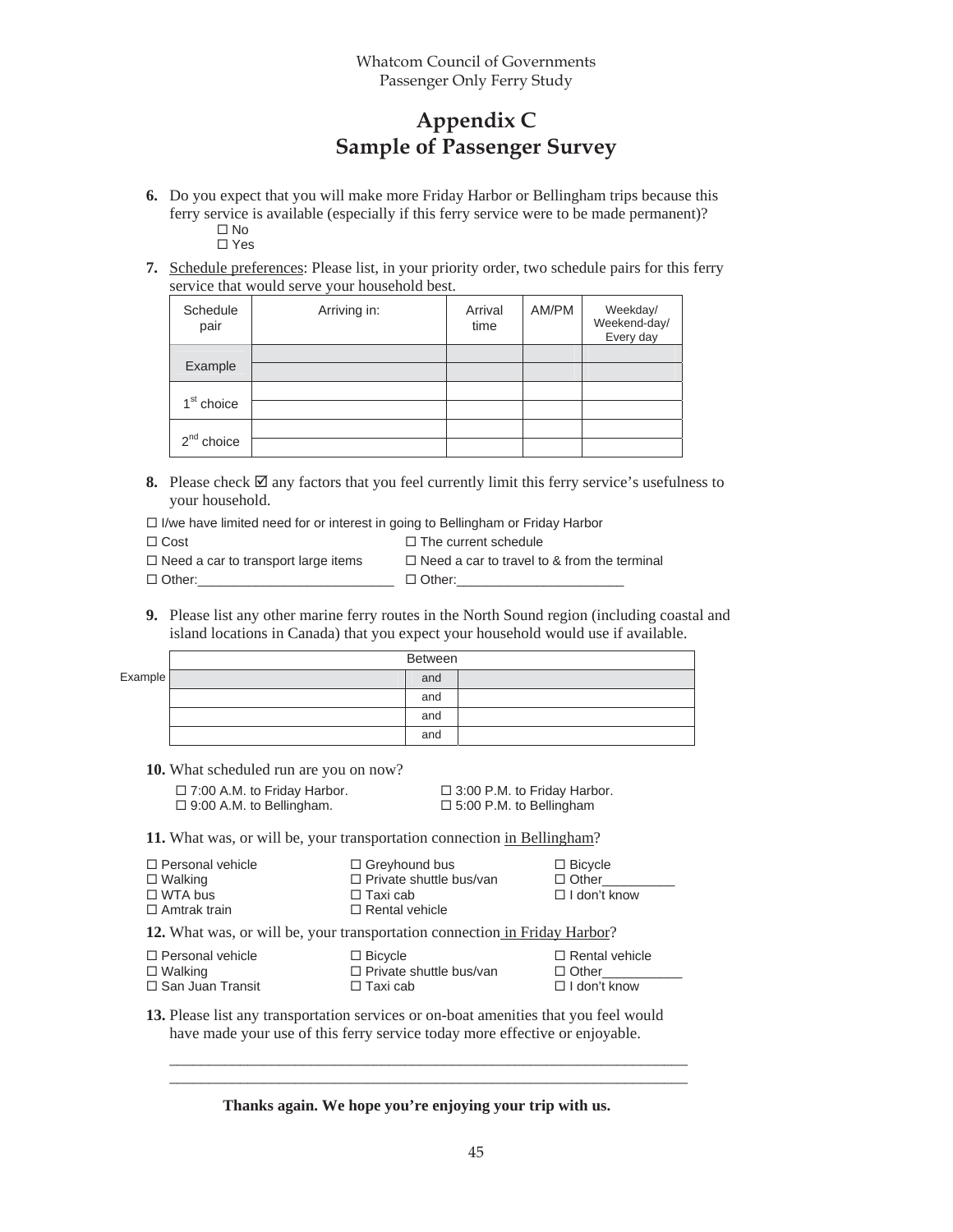# Appendix C
# Sample of Passenger Survey

**6.** Do you expect that you will make more Friday Harbor or Bellingham trips because this ferry service is available (especially if this ferry service were to be made permanent)?

☐ No
☐ Yes

**7.** Schedule preferences: Please list, in your priority order, two schedule pairs for this ferry service that would serve your household best.

| Schedule pair | Arriving in: | Arrival time | AM/PM | Weekday/ Weekend-day/ Every day |
|---|---|---|---|---|
| Example | | | | |
| | | | | |
| 1st choice | | | | |
| | | | | |
| 2nd choice | | | | |
| | | | | |

**8.** Please check ☑ any factors that you feel currently limit this ferry service's usefulness to your household.

☐ I/we have limited need for or interest in going to Bellingham or Friday Harbor
☐ Cost
☐ The current schedule
☐ Need a car to transport large items
☐ Need a car to travel to & from the terminal
☐ Other:___________________________
☐ Other:_______________________

**9.** Please list any other marine ferry routes in the North Sound region (including coastal and island locations in Canada) that you expect your household would use if available.

| | Between | | |
|---|---|---|---|
| Example | | and | |
| | | and | |
| | | and | |
| | | and | |

**10.** What scheduled run are you on now?

☐ 7:00 A.M. to Friday Harbor.
☐ 9:00 A.M. to Bellingham.
☐ 3:00 P.M. to Friday Harbor.
☐ 5:00 P.M. to Bellingham

**11.** What was, or will be, your transportation connection in Bellingham?

☐ Personal vehicle
☐ Walking
☐ WTA bus
☐ Amtrak train
☐ Greyhound bus
☐ Private shuttle bus/van
☐ Taxi cab
☐ Rental vehicle
☐ Bicycle
☐ Other__________
☐ I don't know

**12.** What was, or will be, your transportation connection in Friday Harbor?

☐ Personal vehicle
☐ Walking
☐ San Juan Transit
☐ Bicycle
☐ Private shuttle bus/van
☐ Taxi cab
☐ Rental vehicle
☐ Other___________
☐ I don't know

**13.** Please list any transportation services or on-boat amenities that you feel would have made your use of this ferry service today more effective or enjoyable.

_____________________________________________________________________
_____________________________________________________________________

**Thanks again. We hope you're enjoying your trip with us.**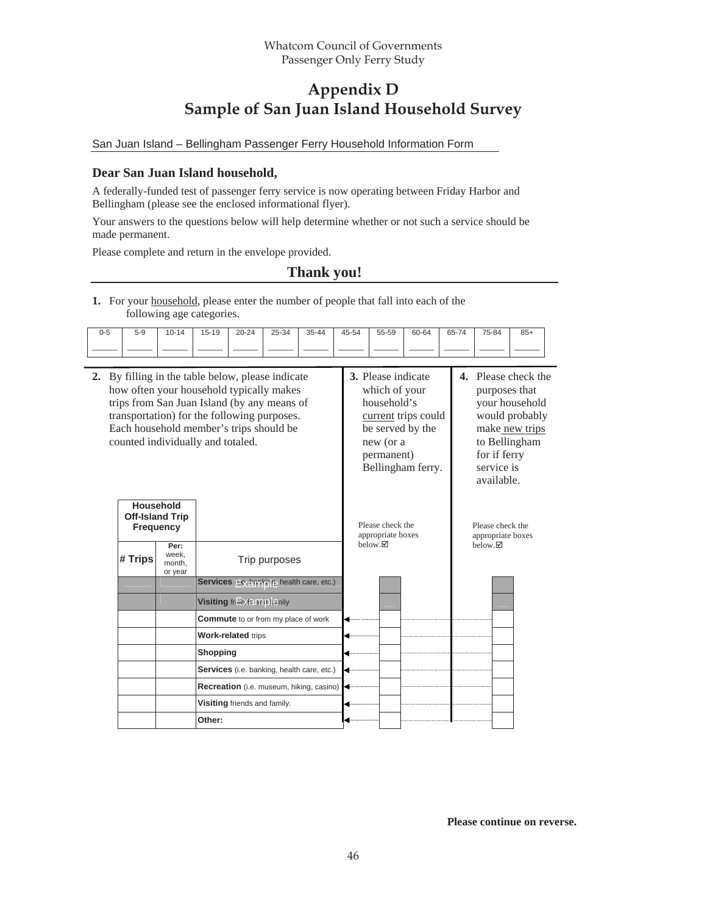Whatcom Council of Governments
Passenger Only Ferry Study

# Appendix D
# Sample of San Juan Island Household Survey

San Juan Island – Bellingham Passenger Ferry Household Information Form

### Dear San Juan Island household,

A federally-funded test of passenger ferry service is now operating between Friday Harbor and Bellingham (please see the enclosed informational flyer).

Your answers to the questions below will help determine whether or not such a service should be made permanent.

Please complete and return in the envelope provided.

## Thank you!

**1.** For your household, please enter the number of people that fall into each of the following age categories.

| 0-5 | 5-9 | 10-14 | 15-19 | 20-24 | 25-34 | 35-44 | 45-54 | 55-59 | 60-64 | 65-74 | 75-84 | 85+ |
|---|---|---|---|---|---|---|---|---|---|---|---|---|
| _____ | _____ | _____ | _____ | _____ | _____ | _____ | _____ | _____ | _____ | _____ | _____ | _____ |

**2.** By filling in the table below, please indicate how often your household typically makes trips from San Juan Island (by any means of transportation) for the following purposes. Each household member's trips should be counted individually and totaled.

**3.** Please indicate which of your household's current trips could be served by the new (or a permanent) Bellingham ferry.

**4.** Please check the purposes that your household would probably make new trips to Bellingham for if ferry service is available.

| **Household Off-Island Trip Frequency** | | | | |
|---|---|---|---|---|
| **# Trips** | **Per:** week, month, or year | Trip purposes | Please check the appropriate boxes below.☑ | Please check the appropriate boxes below.☑ |
| | | **Services** (i.e. banking, health care, etc.) *Example* | | |
| | | **Visiting** friends and family *Example* | | |
| | | **Commute** to or from my place of work | | |
| | | **Work-related** trips | | |
| | | **Shopping** | | |
| | | **Services** (i.e. banking, health care, etc.) | | |
| | | **Recreation** (i.e. museum, hiking, casino) | | |
| | | **Visiting** friends and family. | | |
| | | **Other:** | | |

**Please continue on reverse.**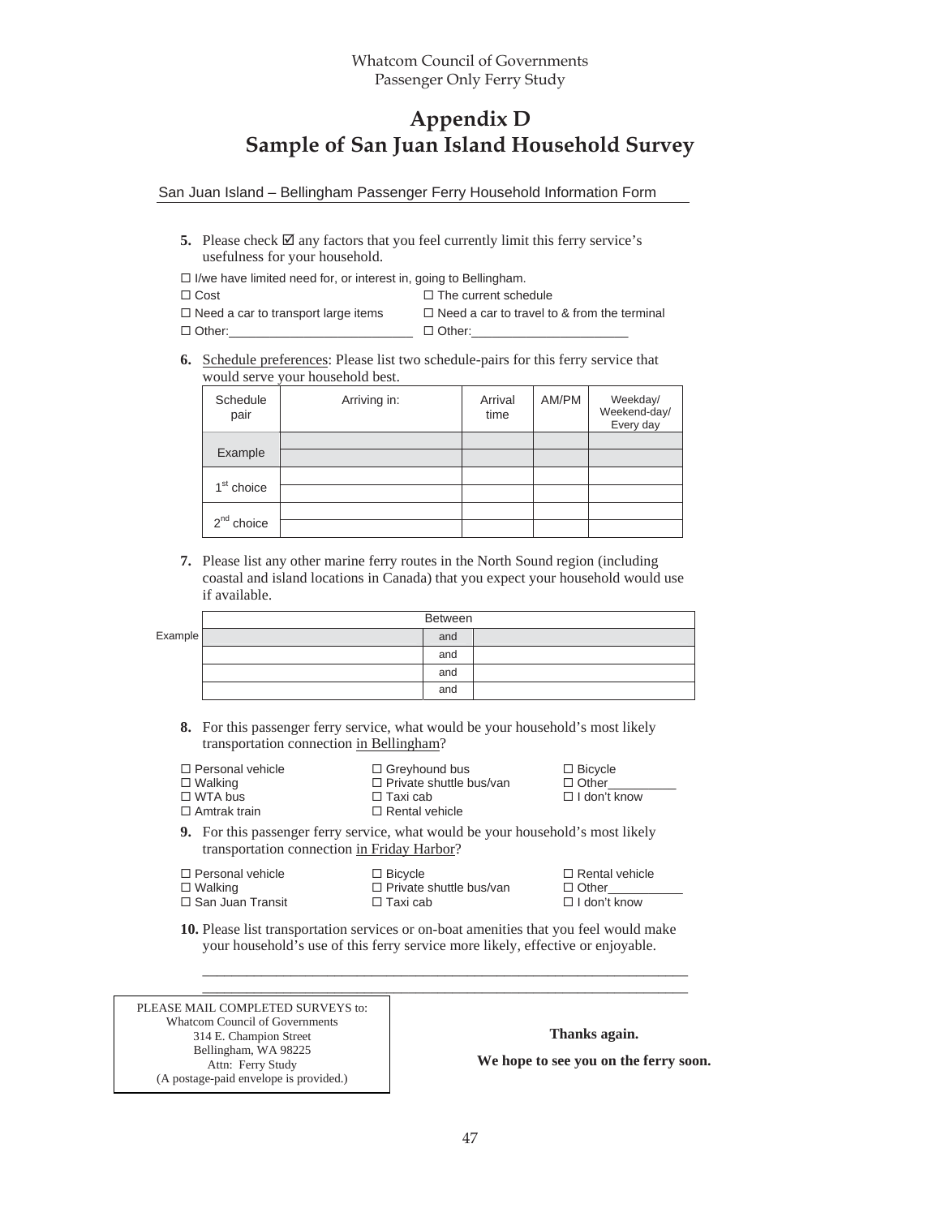# Appendix D
# Sample of San Juan Island Household Survey

San Juan Island – Bellingham Passenger Ferry Household Information Form

**5.** Please check ☑ any factors that you feel currently limit this ferry service's usefulness for your household.

☐ I/we have limited need for, or interest in, going to Bellingham.

☐ Cost
☐ The current schedule
☐ Need a car to transport large items
☐ Need a car to travel to & from the terminal
☐ Other:___________________________
☐ Other:_______________________

**6.** Schedule preferences: Please list two schedule-pairs for this ferry service that would serve your household best.

| Schedule pair | Arriving in: | Arrival time | AM/PM | Weekday/ Weekend-day/ Every day |
|---|---|---|---|---|
| Example | | | | |
| | | | | |
| 1st choice | | | | |
| | | | | |
| 2nd choice | | | | |
| | | | | |

**7.** Please list any other marine ferry routes in the North Sound region (including coastal and island locations in Canada) that you expect your household would use if available.

| | Between | | |
|---|---|---|---|
| Example | | and | |
| | | and | |
| | | and | |
| | | and | |

**8.** For this passenger ferry service, what would be your household's most likely transportation connection in Bellingham?

☐ Personal vehicle
☐ Walking
☐ WTA bus
☐ Amtrak train
☐ Greyhound bus
☐ Private shuttle bus/van
☐ Taxi cab
☐ Rental vehicle
☐ Bicycle
☐ Other__________
☐ I don't know

**9.** For this passenger ferry service, what would be your household's most likely transportation connection in Friday Harbor?

☐ Personal vehicle
☐ Walking
☐ San Juan Transit
☐ Bicycle
☐ Private shuttle bus/van
☐ Taxi cab
☐ Rental vehicle
☐ Other___________
☐ I don't know

**10.** Please list transportation services or on-boat amenities that you feel would make your household's use of this ferry service more likely, effective or enjoyable.

_____________________________________________________________________

_____________________________________________________________________

PLEASE MAIL COMPLETED SURVEYS to:
Whatcom Council of Governments
314 E. Champion Street
Bellingham, WA 98225
Attn: Ferry Study
(A postage-paid envelope is provided.)

**Thanks again.**

**We hope to see you on the ferry soon.**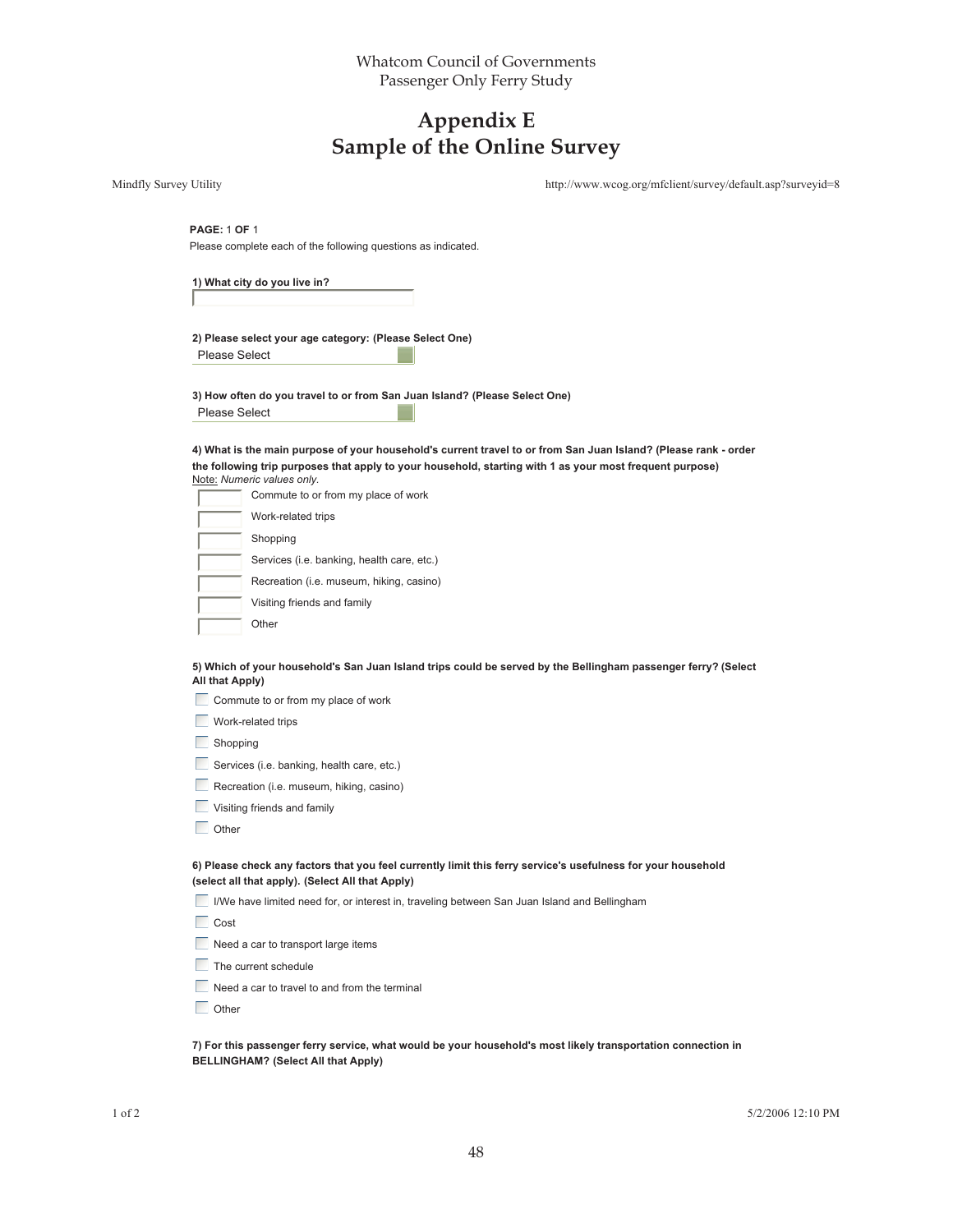Whatcom Council of Governments
Passenger Only Ferry Study

# Appendix E
# Sample of the Online Survey

Mindfly Survey Utility — http://www.wcog.org/mfclient/survey/default.asp?surveyid=8

**PAGE:** 1 **OF** 1

Please complete each of the following questions as indicated.

**1) What city do you live in?**

[ ]

**2) Please select your age category: (Please Select One)**

Please Select

**3) How often do you travel to or from San Juan Island? (Please Select One)**

Please Select

**4) What is the main purpose of your household's current travel to or from San Juan Island? (Please rank - order the following trip purposes that apply to your household, starting with 1 as your most frequent purpose)**

Note: *Numeric values only.*

- [ ] Commute to or from my place of work
- [ ] Work-related trips
- [ ] Shopping
- [ ] Services (i.e. banking, health care, etc.)
- [ ] Recreation (i.e. museum, hiking, casino)
- [ ] Visiting friends and family
- [ ] Other

**5) Which of your household's San Juan Island trips could be served by the Bellingham passenger ferry? (Select All that Apply)**

- [ ] Commute to or from my place of work
- [ ] Work-related trips
- [ ] Shopping
- [ ] Services (i.e. banking, health care, etc.)
- [ ] Recreation (i.e. museum, hiking, casino)
- [ ] Visiting friends and family
- [ ] Other

**6) Please check any factors that you feel currently limit this ferry service's usefulness for your household (select all that apply). (Select All that Apply)**

- [ ] I/We have limited need for, or interest in, traveling between San Juan Island and Bellingham
- [ ] Cost
- [ ] Need a car to transport large items
- [ ] The current schedule
- [ ] Need a car to travel to and from the terminal
- [ ] Other

**7) For this passenger ferry service, what would be your household's most likely transportation connection in BELLINGHAM? (Select All that Apply)**

1 of 2 — 5/2/2006 12:10 PM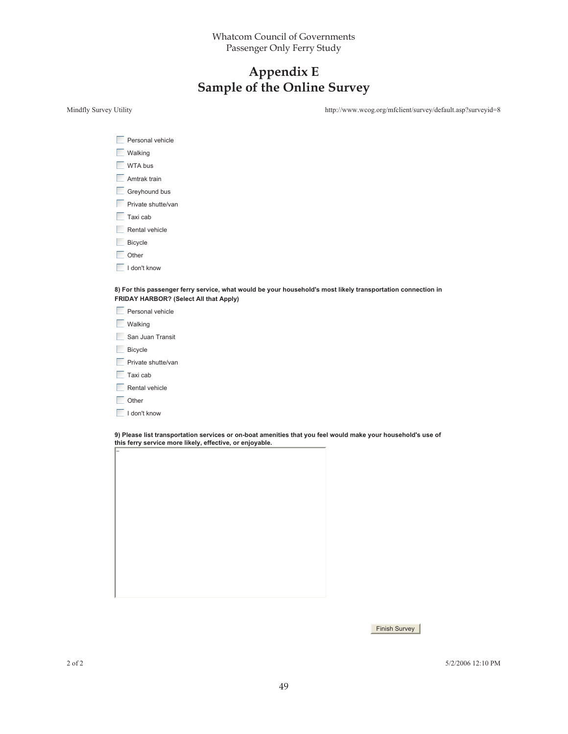# Appendix E
# Sample of the Online Survey

Mindfly Survey Utility http://www.wcog.org/mfclient/survey/default.asp?surveyid=8

- Personal vehicle
- Walking
- WTA bus
- Amtrak train
- Greyhound bus
- Private shutte/van
- Taxi cab
- Rental vehicle
- Bicycle
- Other
- I don't know

**8) For this passenger ferry service, what would be your household's most likely transportation connection in FRIDAY HARBOR? (Select All that Apply)**

- Personal vehicle
- Walking
- San Juan Transit
- Bicycle
- Private shutte/van
- Taxi cab
- Rental vehicle
- Other
- I don't know

**9) Please list transportation services or on-boat amenities that you feel would make your household's use of this ferry service more likely, effective, or enjoyable.**

Finish Survey

5/2/2006 12:10 PM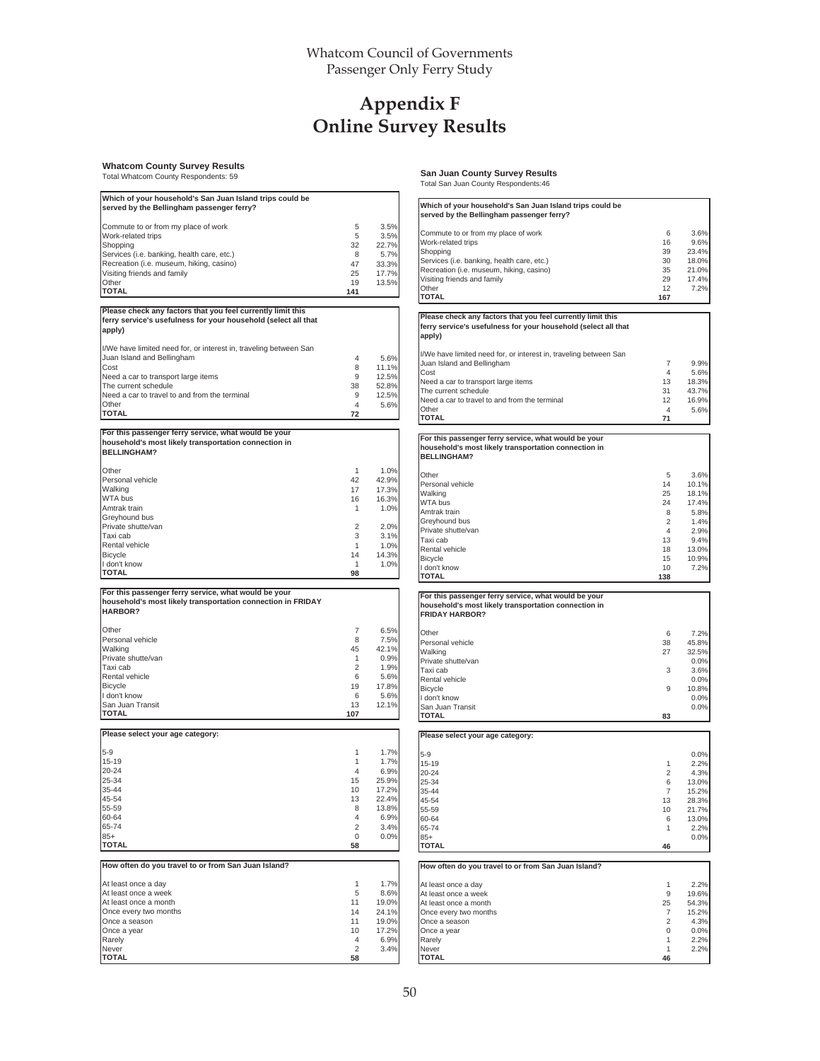# Appendix F
# Online Survey Results

### Whatcom County Survey Results

Total Whatcom County Respondents: 59

| Which of your household's San Juan Island trips could be served by the Bellingham passenger ferry? | | |
|---|---|---|
| Commute to or from my place of work | 5 | 3.5% |
| Work-related trips | 5 | 3.5% |
| Shopping | 32 | 22.7% |
| Services (i.e. banking, health care, etc.) | 8 | 5.7% |
| Recreation (i.e. museum, hiking, casino) | 47 | 33.3% |
| Visiting friends and family | 25 | 17.7% |
| Other | 19 | 13.5% |
| **TOTAL** | **141** | |

| Please check any factors that you feel currently limit this ferry service's usefulness for your household (select all that apply) | | |
|---|---|---|
| I/We have limited need for, or interest in, traveling between San Juan Island and Bellingham | 4 | 5.6% |
| Cost | 8 | 11.1% |
| Need a car to transport large items | 9 | 12.5% |
| The current schedule | 38 | 52.8% |
| Need a car to travel to and from the terminal | 9 | 12.5% |
| Other | 4 | 5.6% |
| **TOTAL** | **72** | |

| For this passenger ferry service, what would be your household's most likely transportation connection in BELLINGHAM? | | |
|---|---|---|
| Other | 1 | 1.0% |
| Personal vehicle | 42 | 42.9% |
| Walking | 17 | 17.3% |
| WTA bus | 16 | 16.3% |
| Amtrak train | 1 | 1.0% |
| Greyhound bus | | |
| Private shuttle/van | 2 | 2.0% |
| Taxi cab | 3 | 3.1% |
| Rental vehicle | 1 | 1.0% |
| Bicycle | 14 | 14.3% |
| I don't know | 1 | 1.0% |
| **TOTAL** | **98** | |

| For this passenger ferry service, what would be your household's most likely transportation connection in FRIDAY HARBOR? | | |
|---|---|---|
| Other | 7 | 6.5% |
| Personal vehicle | 8 | 7.5% |
| Walking | 45 | 42.1% |
| Private shuttle/van | 1 | 0.9% |
| Taxi cab | 2 | 1.9% |
| Rental vehicle | 6 | 5.6% |
| Bicycle | 19 | 17.8% |
| I don't know | 6 | 5.6% |
| San Juan Transit | 13 | 12.1% |
| **TOTAL** | **107** | |

| Please select your age category: | | |
|---|---|---|
| 5-9 | 1 | 1.7% |
| 15-19 | 1 | 1.7% |
| 20-24 | 4 | 6.9% |
| 25-34 | 15 | 25.9% |
| 35-44 | 10 | 17.2% |
| 45-54 | 13 | 22.4% |
| 55-59 | 8 | 13.8% |
| 60-64 | 4 | 6.9% |
| 65-74 | 2 | 3.4% |
| 85+ | 0 | 0.0% |
| **TOTAL** | **58** | |

| How often do you travel to or from San Juan Island? | | |
|---|---|---|
| At least once a day | 1 | 1.7% |
| At least once a week | 5 | 8.6% |
| At least once a month | 11 | 19.0% |
| Once every two months | 14 | 24.1% |
| Once a season | 11 | 19.0% |
| Once a year | 10 | 17.2% |
| Rarely | 4 | 6.9% |
| Never | 2 | 3.4% |
| **TOTAL** | **58** | |

### San Juan County Survey Results

Total San Juan County Respondents:46

| Which of your household's San Juan Island trips could be served by the Bellingham passenger ferry? | | |
|---|---|---|
| Commute to or from my place of work | 6 | 3.6% |
| Work-related trips | 16 | 9.6% |
| Shopping | 39 | 23.4% |
| Services (i.e. banking, health care, etc.) | 30 | 18.0% |
| Recreation (i.e. museum, hiking, casino) | 35 | 21.0% |
| Visiting friends and family | 29 | 17.4% |
| Other | 12 | 7.2% |
| **TOTAL** | **167** | |

| Please check any factors that you feel currently limit this ferry service's usefulness for your household (select all that apply) | | |
|---|---|---|
| I/We have limited need for, or interest in, traveling between San Juan Island and Bellingham | 7 | 9.9% |
| Cost | 4 | 5.6% |
| Need a car to transport large items | 13 | 18.3% |
| The current schedule | 31 | 43.7% |
| Need a car to travel to and from the terminal | 12 | 16.9% |
| Other | 4 | 5.6% |
| **TOTAL** | **71** | |

| For this passenger ferry service, what would be your household's most likely transportation connection in BELLINGHAM? | | |
|---|---|---|
| Other | 5 | 3.6% |
| Personal vehicle | 14 | 10.1% |
| Walking | 25 | 18.1% |
| WTA bus | 24 | 17.4% |
| Amtrak train | 8 | 5.8% |
| Greyhound bus | 2 | 1.4% |
| Private shuttle/van | 4 | 2.9% |
| Taxi cab | 13 | 9.4% |
| Rental vehicle | 18 | 13.0% |
| Bicycle | 15 | 10.9% |
| I don't know | 10 | 7.2% |
| **TOTAL** | **138** | |

| For this passenger ferry service, what would be your household's most likely transportation connection in FRIDAY HARBOR? | | |
|---|---|---|
| Other | 6 | 7.2% |
| Personal vehicle | 38 | 45.8% |
| Walking | 27 | 32.5% |
| Private shuttle/van | | 0.0% |
| Taxi cab | 3 | 3.6% |
| Rental vehicle | | 0.0% |
| Bicycle | 9 | 10.8% |
| I don't know | | 0.0% |
| San Juan Transit | | 0.0% |
| **TOTAL** | **83** | |

| Please select your age category: | | |
|---|---|---|
| 5-9 | | 0.0% |
| 15-19 | 1 | 2.2% |
| 20-24 | 2 | 4.3% |
| 25-34 | 6 | 13.0% |
| 35-44 | 7 | 15.2% |
| 45-54 | 13 | 28.3% |
| 55-59 | 10 | 21.7% |
| 60-64 | 6 | 13.0% |
| 65-74 | 1 | 2.2% |
| 85+ | | 0.0% |
| **TOTAL** | **46** | |

| How often do you travel to or from San Juan Island? | | |
|---|---|---|
| At least once a day | 1 | 2.2% |
| At least once a week | 9 | 19.6% |
| At least once a month | 25 | 54.3% |
| Once every two months | 7 | 15.2% |
| Once a season | 2 | 4.3% |
| Once a year | 0 | 0.0% |
| Rarely | 1 | 2.2% |
| Never | 1 | 2.2% |
| **TOTAL** | **46** | |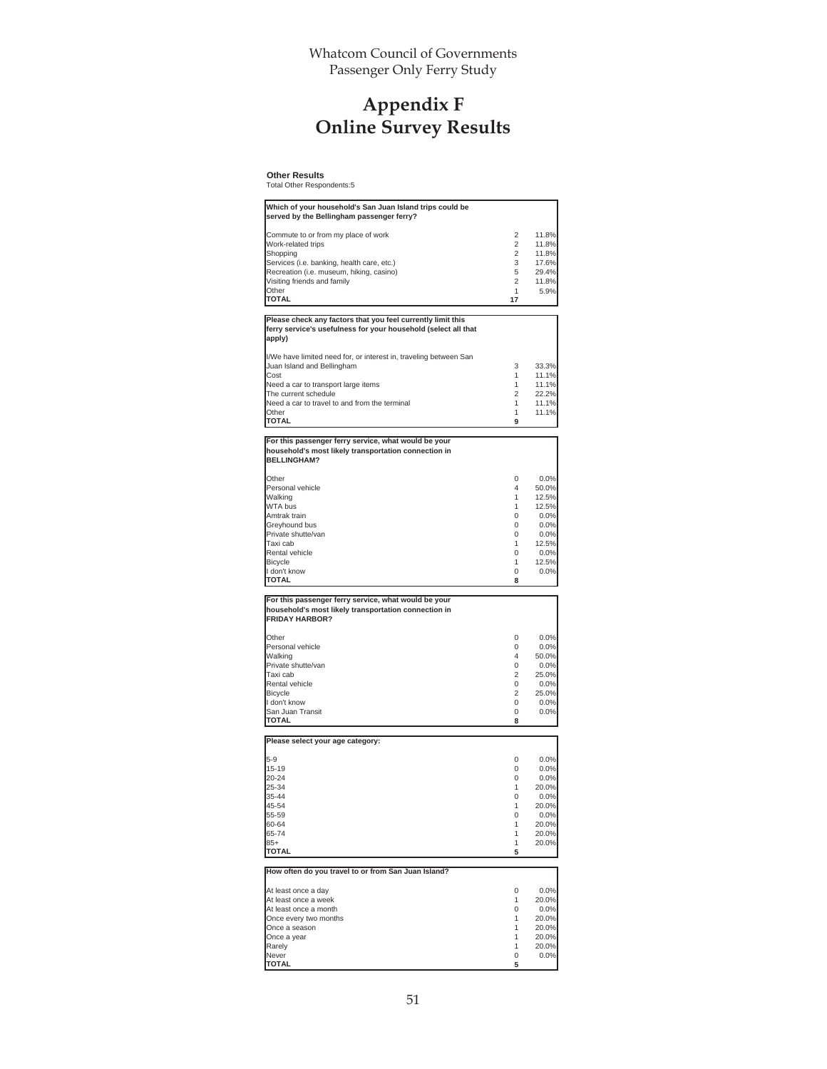# Appendix F
# Online Survey Results

**Other Results**
Total Other Respondents:5

| Which of your household's San Juan Island trips could be served by the Bellingham passenger ferry? | | |
|---|---|---|
| Commute to or from my place of work | 2 | 11.8% |
| Work-related trips | 2 | 11.8% |
| Shopping | 2 | 11.8% |
| Services (i.e. banking, health care, etc.) | 3 | 17.6% |
| Recreation (i.e. museum, hiking, casino) | 5 | 29.4% |
| Visiting friends and family | 2 | 11.8% |
| Other | 1 | 5.9% |
| **TOTAL** | **17** | |

| Please check any factors that you feel currently limit this ferry service's usefulness for your household (select all that apply) | | |
|---|---|---|
| I/We have limited need for, or interest in, traveling between San Juan Island and Bellingham | 3 | 33.3% |
| Cost | 1 | 11.1% |
| Need a car to transport large items | 1 | 11.1% |
| The current schedule | 2 | 22.2% |
| Need a car to travel to and from the terminal | 1 | 11.1% |
| Other | 1 | 11.1% |
| **TOTAL** | **9** | |

| For this passenger ferry service, what would be your household's most likely transportation connection in BELLINGHAM? | | |
|---|---|---|
| Other | 0 | 0.0% |
| Personal vehicle | 4 | 50.0% |
| Walking | 1 | 12.5% |
| WTA bus | 1 | 12.5% |
| Amtrak train | 0 | 0.0% |
| Greyhound bus | 0 | 0.0% |
| Private shuttle/van | 0 | 0.0% |
| Taxi cab | 1 | 12.5% |
| Rental vehicle | 0 | 0.0% |
| Bicycle | 1 | 12.5% |
| I don't know | 0 | 0.0% |
| **TOTAL** | **8** | |

| For this passenger ferry service, what would be your household's most likely transportation connection in FRIDAY HARBOR? | | |
|---|---|---|
| Other | 0 | 0.0% |
| Personal vehicle | 0 | 0.0% |
| Walking | 4 | 50.0% |
| Private shutte/van | 0 | 0.0% |
| Taxi cab | 2 | 25.0% |
| Rental vehicle | 0 | 0.0% |
| Bicycle | 2 | 25.0% |
| I don't know | 0 | 0.0% |
| San Juan Transit | 0 | 0.0% |
| **TOTAL** | **8** | |

| Please select your age category: | | |
|---|---|---|
| 5-9 | 0 | 0.0% |
| 15-19 | 0 | 0.0% |
| 20-24 | 0 | 0.0% |
| 25-34 | 1 | 20.0% |
| 35-44 | 0 | 0.0% |
| 45-54 | 1 | 20.0% |
| 55-59 | 0 | 0.0% |
| 60-64 | 1 | 20.0% |
| 65-74 | 1 | 20.0% |
| 85+ | 1 | 20.0% |
| **TOTAL** | **5** | |

| How often do you travel to or from San Juan Island? | | |
|---|---|---|
| At least once a day | 0 | 0.0% |
| At least once a week | 1 | 20.0% |
| At least once a month | 0 | 0.0% |
| Once every two months | 1 | 20.0% |
| Once a season | 1 | 20.0% |
| Once a year | 1 | 20.0% |
| Rarely | 1 | 20.0% |
| Never | 0 | 0.0% |
| **TOTAL** | **5** | |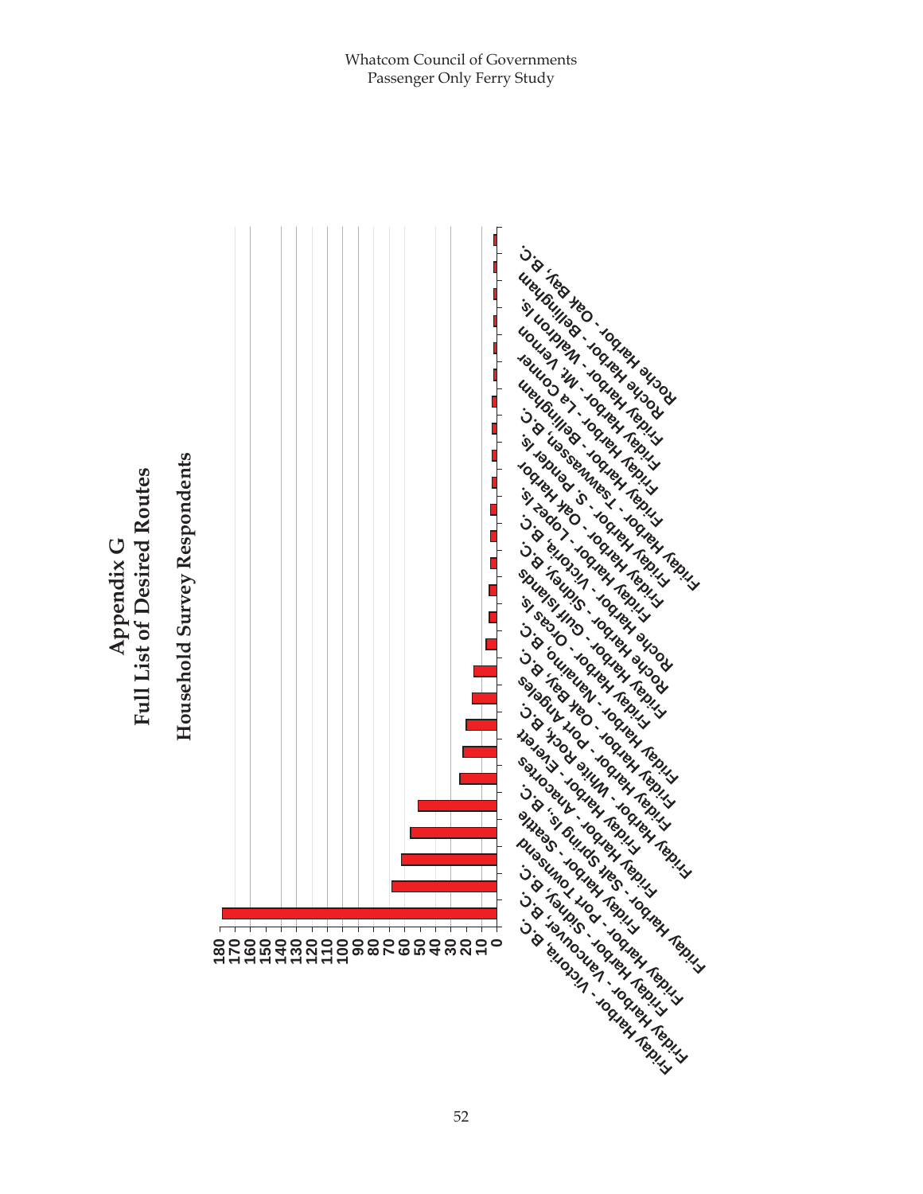# Appendix G
# Full List of Desired Routes

## Household Survey Respondents

Bar chart of the number of household survey respondents desiring each route. The axis is scaled from 0 to 180 in increments of 10. Routes are listed in the order shown on the chart:

1. Friday Harbor - Victoria, B.C.
2. Friday Harbor - Vancouver, B.C.
3. Friday Harbor - Sidney, B.C.
4. Friday Harbor - Port Townsend
5. Friday Harbor - Seattle
6. Friday Harbor - Salt Spring Is., B.C.
7. Friday Harbor - Anacortes
8. Friday Harbor - White Rock, B.C.
9. Friday Harbor - Everett
10. Friday Harbor - Port Angeles
11. Friday Harbor - Oak Bay, B.C.
12. Friday Harbor - Nanaimo, B.C.
13. Friday Harbor - Orcas Is.
14. Roche Harbor - Gulf Islands
15. Roche Harbor - Sidney, B.C.
16. Friday Harbor - Victoria, B.C.
17. Friday Harbor - Lopez Is.
18. Friday Harbor - Oak Harbor
19. Friday Harbor - S. Pender Is.
20. Friday Harbor - Tsawwassen, B.C.
21. Friday Harbor - Bellingham
22. Friday Harbor - La Conner
23. Friday Harbor - Mt. Vernon
24. Roche Harbor - Waldron Is.
25. Roche Harbor - Bellingham
26. Roche Harbor - Oak Bay, B.C.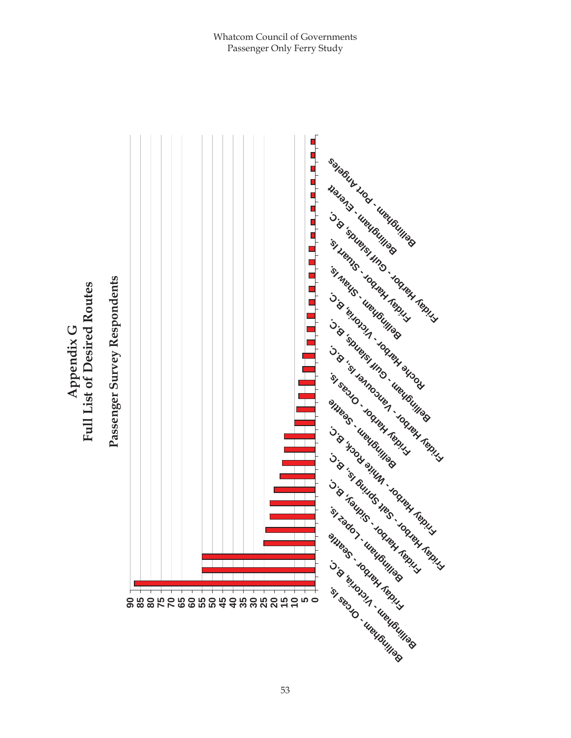# Appendix G
# Full List of Desired Routes

## Passenger Survey Respondents

90
85
80
75
70
65
60
55
50
45
40
35
30
25
20
15
10
5
0

Bellingham - Orcas Is.
Bellingham - Victoria, B.C.
Friday Harbor - Seattle
Bellingham - Lopez Is.
Friday Harbor - Sidney, B.C.
Friday Harbor - Salt Spring Is., B.C.
Friday Harbor - White Rock, B.C.
Bellingham - Seattle
Friday Harbor - Orcas Is.
Friday Harbor - Vancouver Is., B.C.
Bellingham - Gulf Islands, B.C.
Roche Harbor - Victoria, B.C.
Bellingham - Shaw Is.
Friday Harbor - Stuart Is.
Friday Harbor - Gulf Islands, B.C.
Bellingham - Everett
Bellingham - Port Angeles